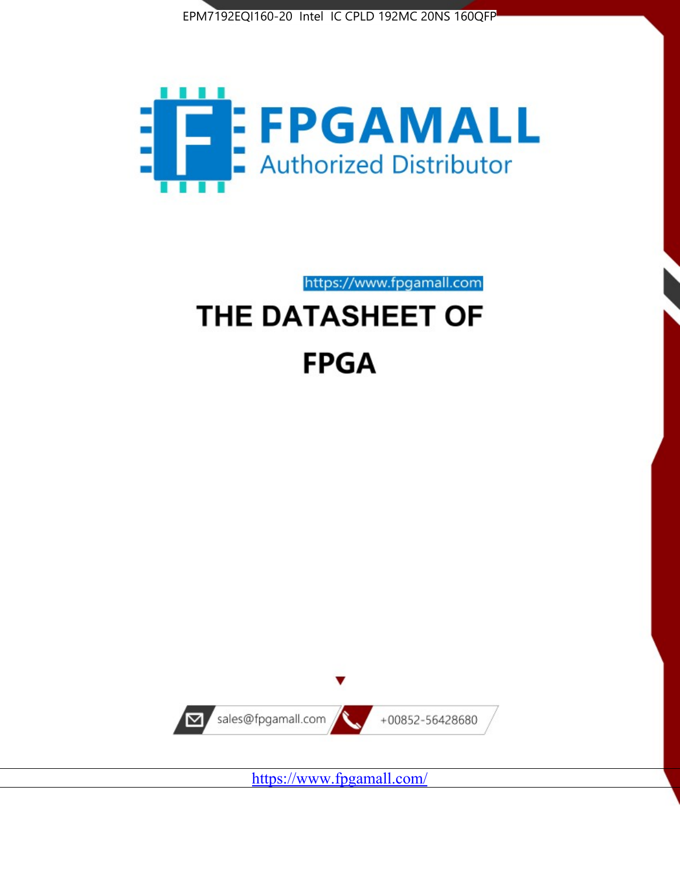EPM7192EQI160-20 Intel IC CPLD 192MC 20NS 160QFP

FPGAMALL
Authorized Distributor

https://www.fpgamall.com

# THE DATASHEET OF

# FPGA

sales@fpgamall.com

+00852-56428680

https://www.fpgamall.com/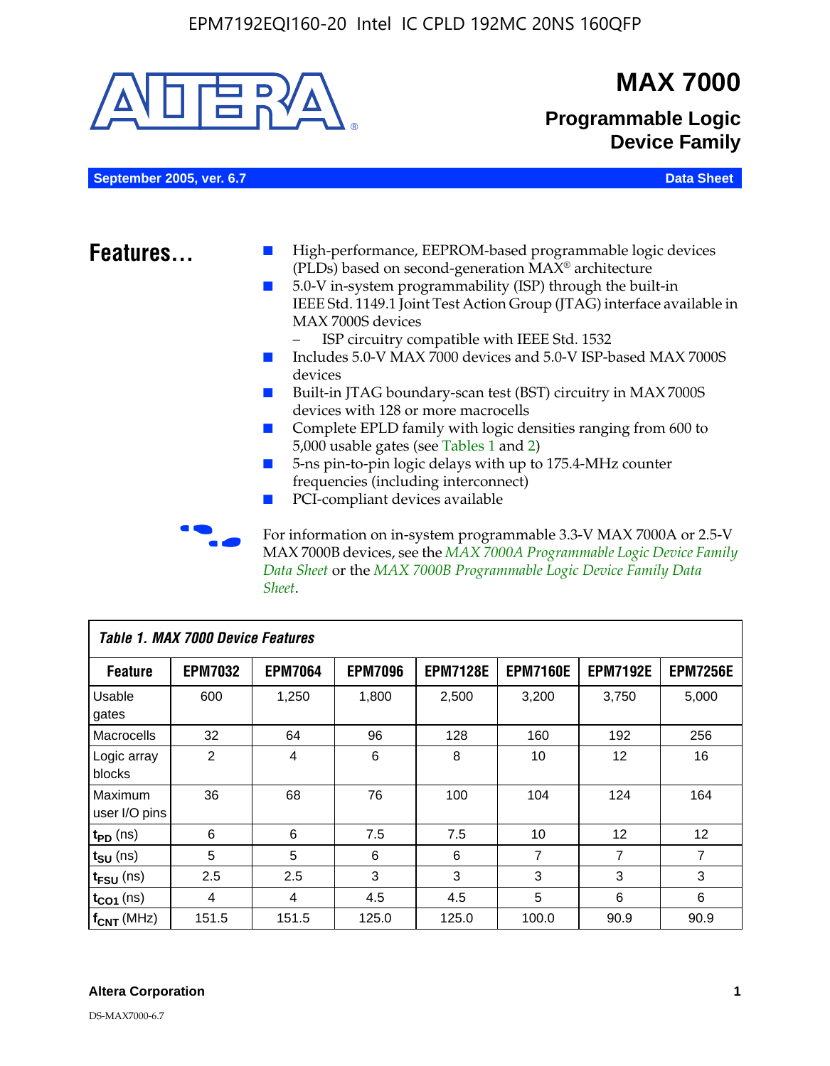# MAX 7000

## Programmable Logic Device Family

September 2005, ver. 6.7 — Data Sheet

## Features...

- High-performance, EEPROM-based programmable logic devices (PLDs) based on second-generation MAX® architecture
- 5.0-V in-system programmability (ISP) through the built-in IEEE Std. 1149.1 Joint Test Action Group (JTAG) interface available in MAX 7000S devices
  - ISP circuitry compatible with IEEE Std. 1532
- Includes 5.0-V MAX 7000 devices and 5.0-V ISP-based MAX 7000S devices
- Built-in JTAG boundary-scan test (BST) circuitry in MAX 7000S devices with 128 or more macrocells
- Complete EPLD family with logic densities ranging from 600 to 5,000 usable gates (see Tables 1 and 2)
- 5-ns pin-to-pin logic delays with up to 175.4-MHz counter frequencies (including interconnect)
- PCI-compliant devices available

For information on in-system programmable 3.3-V MAX 7000A or 2.5-V MAX 7000B devices, see the *MAX 7000A Programmable Logic Device Family Data Sheet* or the *MAX 7000B Programmable Logic Device Family Data Sheet*.

*Table 1. MAX 7000 Device Features*

| Feature | EPM7032 | EPM7064 | EPM7096 | EPM7128E | EPM7160E | EPM7192E | EPM7256E |
|---|---|---|---|---|---|---|---|
| Usable gates | 600 | 1,250 | 1,800 | 2,500 | 3,200 | 3,750 | 5,000 |
| Macrocells | 32 | 64 | 96 | 128 | 160 | 192 | 256 |
| Logic array blocks | 2 | 4 | 6 | 8 | 10 | 12 | 16 |
| Maximum user I/O pins | 36 | 68 | 76 | 100 | 104 | 124 | 164 |
| $t_{PD}$ (ns) | 6 | 6 | 7.5 | 7.5 | 10 | 12 | 12 |
| $t_{SU}$ (ns) | 5 | 5 | 6 | 6 | 7 | 7 | 7 |
| $t_{FSU}$ (ns) | 2.5 | 2.5 | 3 | 3 | 3 | 3 | 3 |
| $t_{CO1}$ (ns) | 4 | 4 | 4.5 | 4.5 | 5 | 6 | 6 |
| $f_{CNT}$ (MHz) | 151.5 | 151.5 | 125.0 | 125.0 | 100.0 | 90.9 | 90.9 |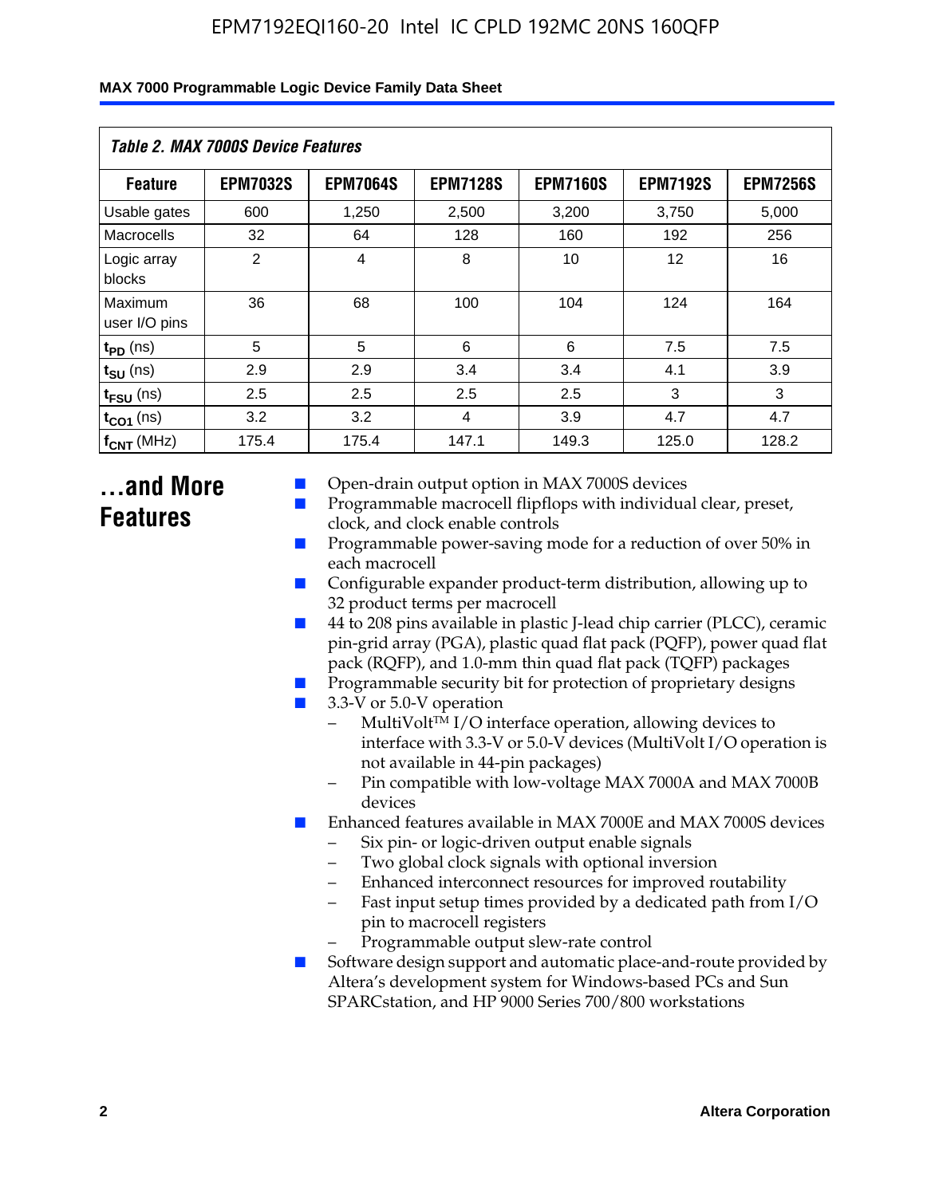*Table 2. MAX 7000S Device Features*

| Feature | EPM7032S | EPM7064S | EPM7128S | EPM7160S | EPM7192S | EPM7256S |
|---|---|---|---|---|---|---|
| Usable gates | 600 | 1,250 | 2,500 | 3,200 | 3,750 | 5,000 |
| Macrocells | 32 | 64 | 128 | 160 | 192 | 256 |
| Logic array blocks | 2 | 4 | 8 | 10 | 12 | 16 |
| Maximum user I/O pins | 36 | 68 | 100 | 104 | 124 | 164 |
| $t_{PD}$ (ns) | 5 | 5 | 6 | 6 | 7.5 | 7.5 |
| $t_{SU}$ (ns) | 2.9 | 2.9 | 3.4 | 3.4 | 4.1 | 3.9 |
| $t_{FSU}$ (ns) | 2.5 | 2.5 | 2.5 | 2.5 | 3 | 3 |
| $t_{CO1}$ (ns) | 3.2 | 3.2 | 4 | 3.9 | 4.7 | 4.7 |
| $f_{CNT}$ (MHz) | 175.4 | 175.4 | 147.1 | 149.3 | 125.0 | 128.2 |

## ...and More Features

- Open-drain output option in MAX 7000S devices
- Programmable macrocell flipflops with individual clear, preset, clock, and clock enable controls
- Programmable power-saving mode for a reduction of over 50% in each macrocell
- Configurable expander product-term distribution, allowing up to 32 product terms per macrocell
- 44 to 208 pins available in plastic J-lead chip carrier (PLCC), ceramic pin-grid array (PGA), plastic quad flat pack (PQFP), power quad flat pack (RQFP), and 1.0-mm thin quad flat pack (TQFP) packages
- Programmable security bit for protection of proprietary designs
- 3.3-V or 5.0-V operation
  - MultiVolt™ I/O interface operation, allowing devices to interface with 3.3-V or 5.0-V devices (MultiVolt I/O operation is not available in 44-pin packages)
  - Pin compatible with low-voltage MAX 7000A and MAX 7000B devices
- Enhanced features available in MAX 7000E and MAX 7000S devices
  - Six pin- or logic-driven output enable signals
  - Two global clock signals with optional inversion
  - Enhanced interconnect resources for improved routability
  - Fast input setup times provided by a dedicated path from I/O pin to macrocell registers
  - Programmable output slew-rate control
- Software design support and automatic place-and-route provided by Altera's development system for Windows-based PCs and Sun SPARCstation, and HP 9000 Series 700/800 workstations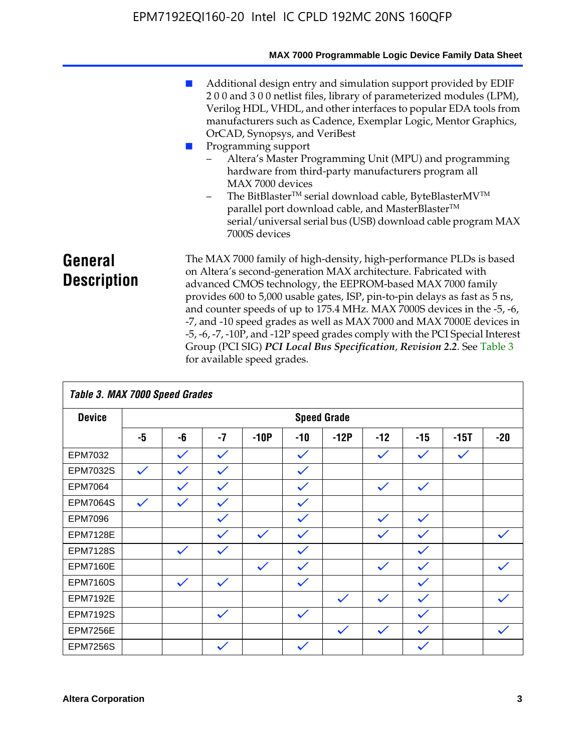- Additional design entry and simulation support provided by EDIF 2 0 0 and 3 0 0 netlist files, library of parameterized modules (LPM), Verilog HDL, VHDL, and other interfaces to popular EDA tools from manufacturers such as Cadence, Exemplar Logic, Mentor Graphics, OrCAD, Synopsys, and VeriBest
- Programming support
  - Altera's Master Programming Unit (MPU) and programming hardware from third-party manufacturers program all MAX 7000 devices
  - The BitBlaster™ serial download cable, ByteBlasterMV™ parallel port download cable, and MasterBlaster™ serial/universal serial bus (USB) download cable program MAX 7000S devices

## General Description

The MAX 7000 family of high-density, high-performance PLDs is based on Altera's second-generation MAX architecture. Fabricated with advanced CMOS technology, the EEPROM-based MAX 7000 family provides 600 to 5,000 usable gates, ISP, pin-to-pin delays as fast as 5 ns, and counter speeds of up to 175.4 MHz. MAX 7000S devices in the -5, -6, -7, and -10 speed grades as well as MAX 7000 and MAX 7000E devices in -5, -6, -7, -10P, and -12P speed grades comply with the PCI Special Interest Group (PCI SIG) ***PCI Local Bus Specification*, *Revision 2.2***. See Table 3 for available speed grades.

**Table 3. MAX 7000 Speed Grades**

| Device | Speed Grade | | | | | | | | | |
|---|---|---|---|---|---|---|---|---|---|---|
| | -5 | -6 | -7 | -10P | -10 | -12P | -12 | -15 | -15T | -20 |
| EPM7032 | | ✓ | ✓ | | ✓ | | ✓ | ✓ | ✓ | |
| EPM7032S | ✓ | ✓ | ✓ | | ✓ | | | | | |
| EPM7064 | | ✓ | ✓ | | ✓ | | ✓ | ✓ | | |
| EPM7064S | ✓ | ✓ | ✓ | | ✓ | | | | | |
| EPM7096 | | | ✓ | | ✓ | | ✓ | ✓ | | |
| EPM7128E | | | ✓ | ✓ | ✓ | | ✓ | ✓ | | ✓ |
| EPM7128S | | ✓ | ✓ | | ✓ | | | ✓ | | |
| EPM7160E | | | | ✓ | ✓ | | ✓ | ✓ | | ✓ |
| EPM7160S | | ✓ | ✓ | | ✓ | | | ✓ | | |
| EPM7192E | | | | | | ✓ | ✓ | ✓ | | ✓ |
| EPM7192S | | | ✓ | | ✓ | | | ✓ | | |
| EPM7256E | | | | | | ✓ | ✓ | ✓ | | ✓ |
| EPM7256S | | | ✓ | | ✓ | | | ✓ | | |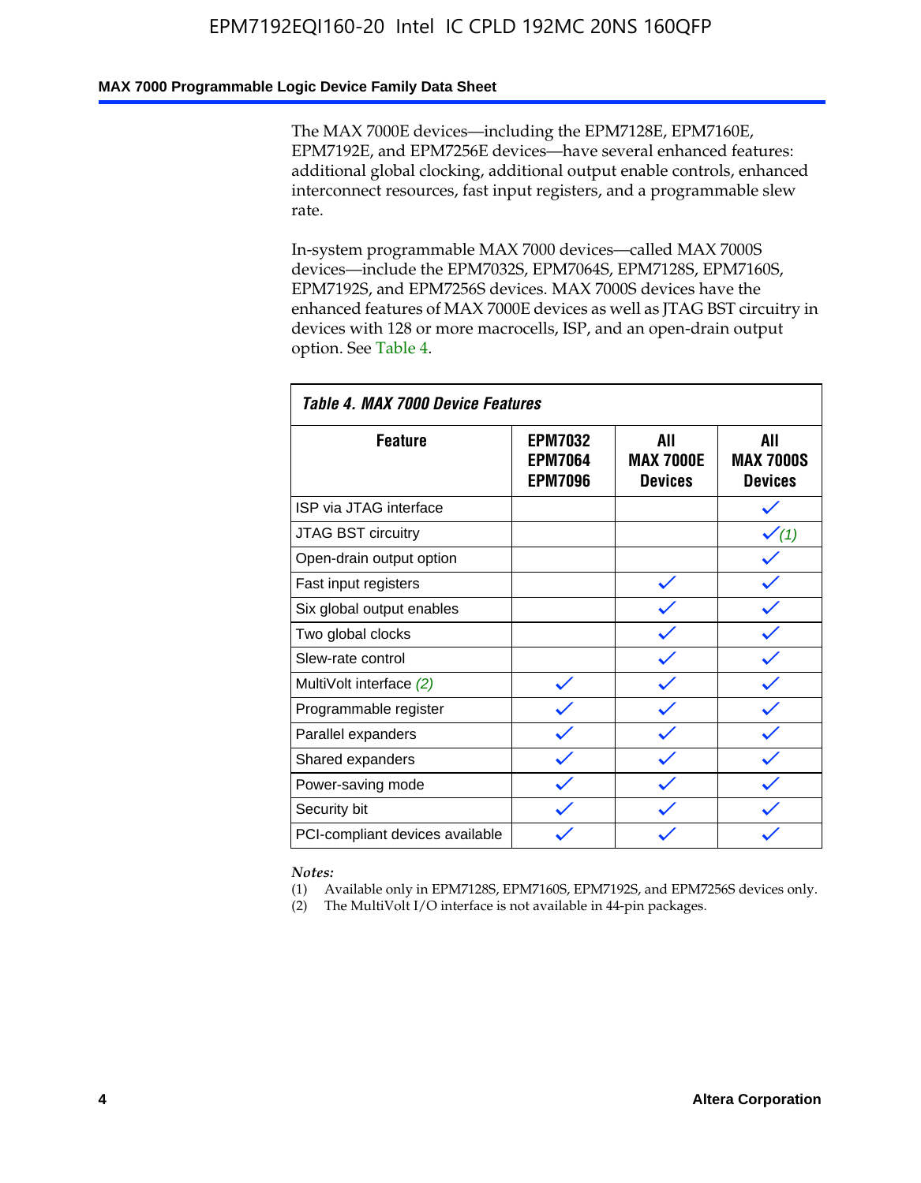The MAX 7000E devices—including the EPM7128E, EPM7160E, EPM7192E, and EPM7256E devices—have several enhanced features: additional global clocking, additional output enable controls, enhanced interconnect resources, fast input registers, and a programmable slew rate.

In-system programmable MAX 7000 devices—called MAX 7000S devices—include the EPM7032S, EPM7064S, EPM7128S, EPM7160S, EPM7192S, and EPM7256S devices. MAX 7000S devices have the enhanced features of MAX 7000E devices as well as JTAG BST circuitry in devices with 128 or more macrocells, ISP, and an open-drain output option. See Table 4.

**Table 4. MAX 7000 Device Features**

| Feature | EPM7032 EPM7064 EPM7096 | All MAX 7000E Devices | All MAX 7000S Devices |
|---|---|---|---|
| ISP via JTAG interface | | | ✓ |
| JTAG BST circuitry | | | ✓ *(1)* |
| Open-drain output option | | | ✓ |
| Fast input registers | | ✓ | ✓ |
| Six global output enables | | ✓ | ✓ |
| Two global clocks | | ✓ | ✓ |
| Slew-rate control | | ✓ | ✓ |
| MultiVolt interface *(2)* | ✓ | ✓ | ✓ |
| Programmable register | ✓ | ✓ | ✓ |
| Parallel expanders | ✓ | ✓ | ✓ |
| Shared expanders | ✓ | ✓ | ✓ |
| Power-saving mode | ✓ | ✓ | ✓ |
| Security bit | ✓ | ✓ | ✓ |
| PCI-compliant devices available | ✓ | ✓ | ✓ |

*Notes:*

(1) Available only in EPM7128S, EPM7160S, EPM7192S, and EPM7256S devices only.

(2) The MultiVolt I/O interface is not available in 44-pin packages.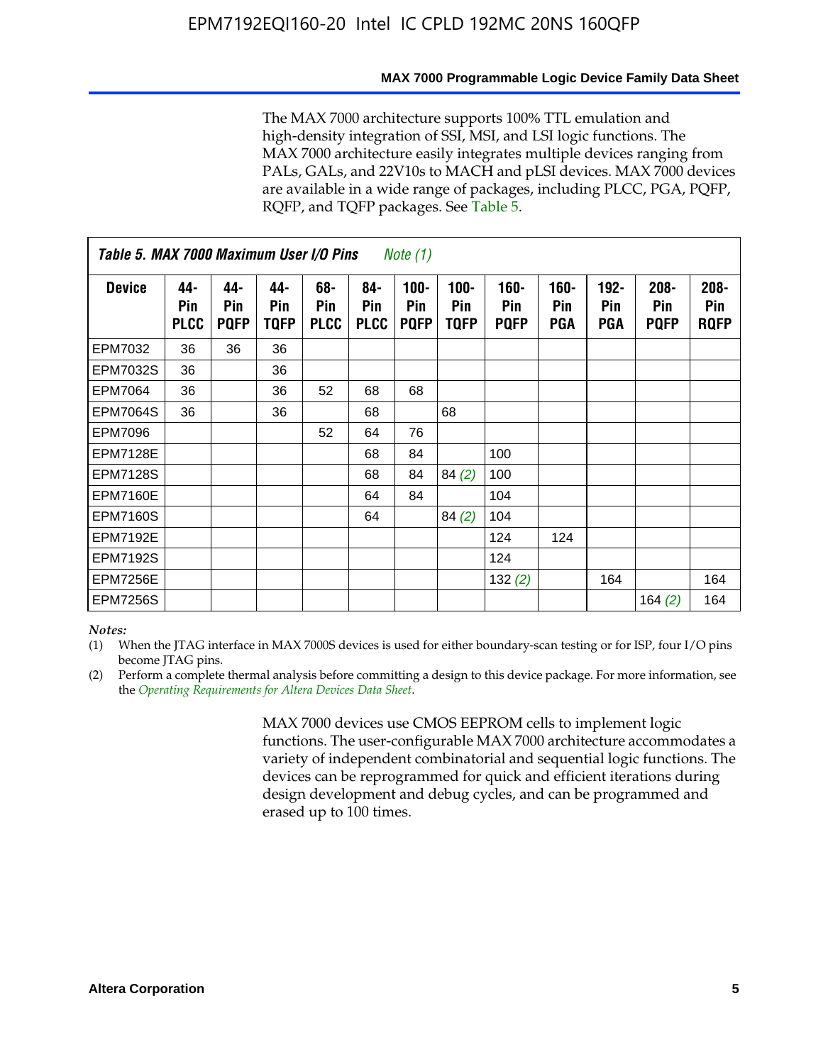The MAX 7000 architecture supports 100% TTL emulation and high-density integration of SSI, MSI, and LSI logic functions. The MAX 7000 architecture easily integrates multiple devices ranging from PALs, GALs, and 22V10s to MACH and pLSI devices. MAX 7000 devices are available in a wide range of packages, including PLCC, PGA, PQFP, RQFP, and TQFP packages. See Table 5.

**Table 5. MAX 7000 Maximum User I/O Pins** *Note (1)*

| Device | 44-Pin PLCC | 44-Pin PQFP | 44-Pin TQFP | 68-Pin PLCC | 84-Pin PLCC | 100-Pin PQFP | 100-Pin TQFP | 160-Pin PQFP | 160-Pin PGA | 192-Pin PGA | 208-Pin PQFP | 208-Pin RQFP |
|---|---|---|---|---|---|---|---|---|---|---|---|---|
| EPM7032 | 36 | 36 | 36 | | | | | | | | | |
| EPM7032S | 36 | | 36 | | | | | | | | | |
| EPM7064 | 36 | | 36 | 52 | 68 | 68 | | | | | | |
| EPM7064S | 36 | | 36 | | 68 | | 68 | | | | | |
| EPM7096 | | | | 52 | 64 | 76 | | | | | | |
| EPM7128E | | | | | 68 | 84 | | 100 | | | | |
| EPM7128S | | | | | 68 | 84 | 84 *(2)* | 100 | | | | |
| EPM7160E | | | | | 64 | 84 | | 104 | | | | |
| EPM7160S | | | | | 64 | | 84 *(2)* | 104 | | | | |
| EPM7192E | | | | | | | | 124 | 124 | | | |
| EPM7192S | | | | | | | | 124 | | | | |
| EPM7256E | | | | | | | | 132 *(2)* | | 164 | | 164 |
| EPM7256S | | | | | | | | | | | 164 *(2)* | 164 |

*Notes:*

(1) When the JTAG interface in MAX 7000S devices is used for either boundary-scan testing or for ISP, four I/O pins become JTAG pins.

(2) Perform a complete thermal analysis before committing a design to this device package. For more information, see the *Operating Requirements for Altera Devices Data Sheet*.

MAX 7000 devices use CMOS EEPROM cells to implement logic functions. The user-configurable MAX 7000 architecture accommodates a variety of independent combinatorial and sequential logic functions. The devices can be reprogrammed for quick and efficient iterations during design development and debug cycles, and can be programmed and erased up to 100 times.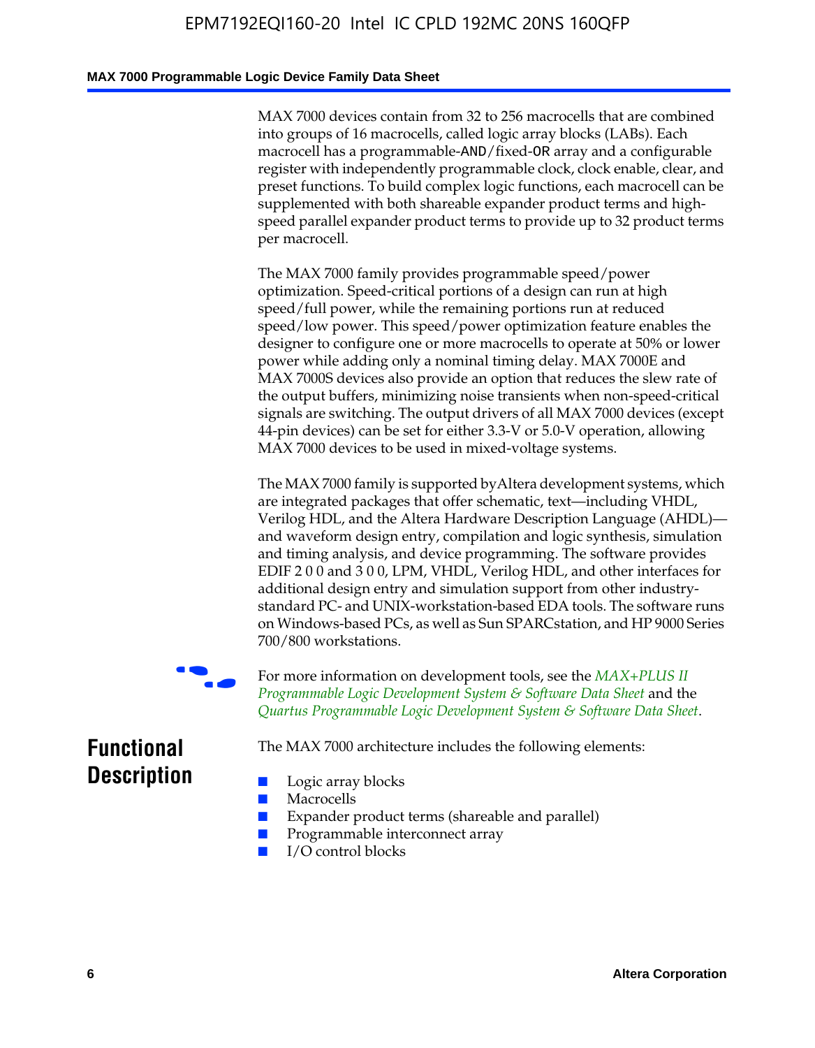MAX 7000 devices contain from 32 to 256 macrocells that are combined into groups of 16 macrocells, called logic array blocks (LABs). Each macrocell has a programmable-AND/fixed-OR array and a configurable register with independently programmable clock, clock enable, clear, and preset functions. To build complex logic functions, each macrocell can be supplemented with both shareable expander product terms and high-speed parallel expander product terms to provide up to 32 product terms per macrocell.

The MAX 7000 family provides programmable speed/power optimization. Speed-critical portions of a design can run at high speed/full power, while the remaining portions run at reduced speed/low power. This speed/power optimization feature enables the designer to configure one or more macrocells to operate at 50% or lower power while adding only a nominal timing delay. MAX 7000E and MAX 7000S devices also provide an option that reduces the slew rate of the output buffers, minimizing noise transients when non-speed-critical signals are switching. The output drivers of all MAX 7000 devices (except 44-pin devices) can be set for either 3.3-V or 5.0-V operation, allowing MAX 7000 devices to be used in mixed-voltage systems.

The MAX 7000 family is supported by Altera development systems, which are integrated packages that offer schematic, text—including VHDL, Verilog HDL, and the Altera Hardware Description Language (AHDL)—and waveform design entry, compilation and logic synthesis, simulation and timing analysis, and device programming. The software provides EDIF 2 0 0 and 3 0 0, LPM, VHDL, Verilog HDL, and other interfaces for additional design entry and simulation support from other industry-standard PC- and UNIX-workstation-based EDA tools. The software runs on Windows-based PCs, as well as Sun SPARCstation, and HP 9000 Series 700/800 workstations.

For more information on development tools, see the *MAX+PLUS II Programmable Logic Development System & Software Data Sheet* and the *Quartus Programmable Logic Development System & Software Data Sheet*.

## Functional Description

The MAX 7000 architecture includes the following elements:

- Logic array blocks
- Macrocells
- Expander product terms (shareable and parallel)
- Programmable interconnect array
- I/O control blocks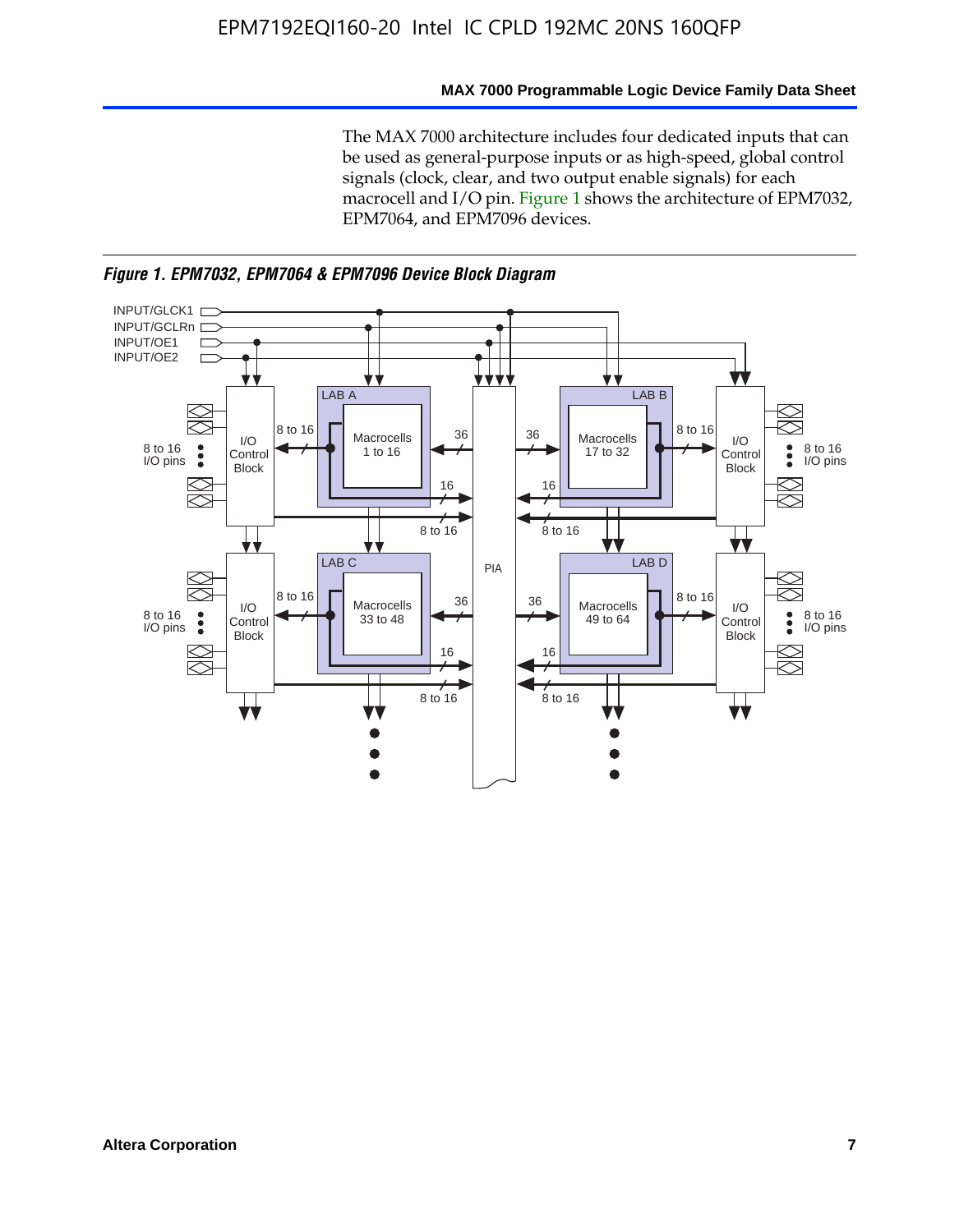The MAX 7000 architecture includes four dedicated inputs that can be used as general-purpose inputs or as high-speed, global control signals (clock, clear, and two output enable signals) for each macrocell and I/O pin. Figure 1 shows the architecture of EPM7032, EPM7064, and EPM7096 devices.

*Figure 1. EPM7032, EPM7064 & EPM7096 Device Block Diagram*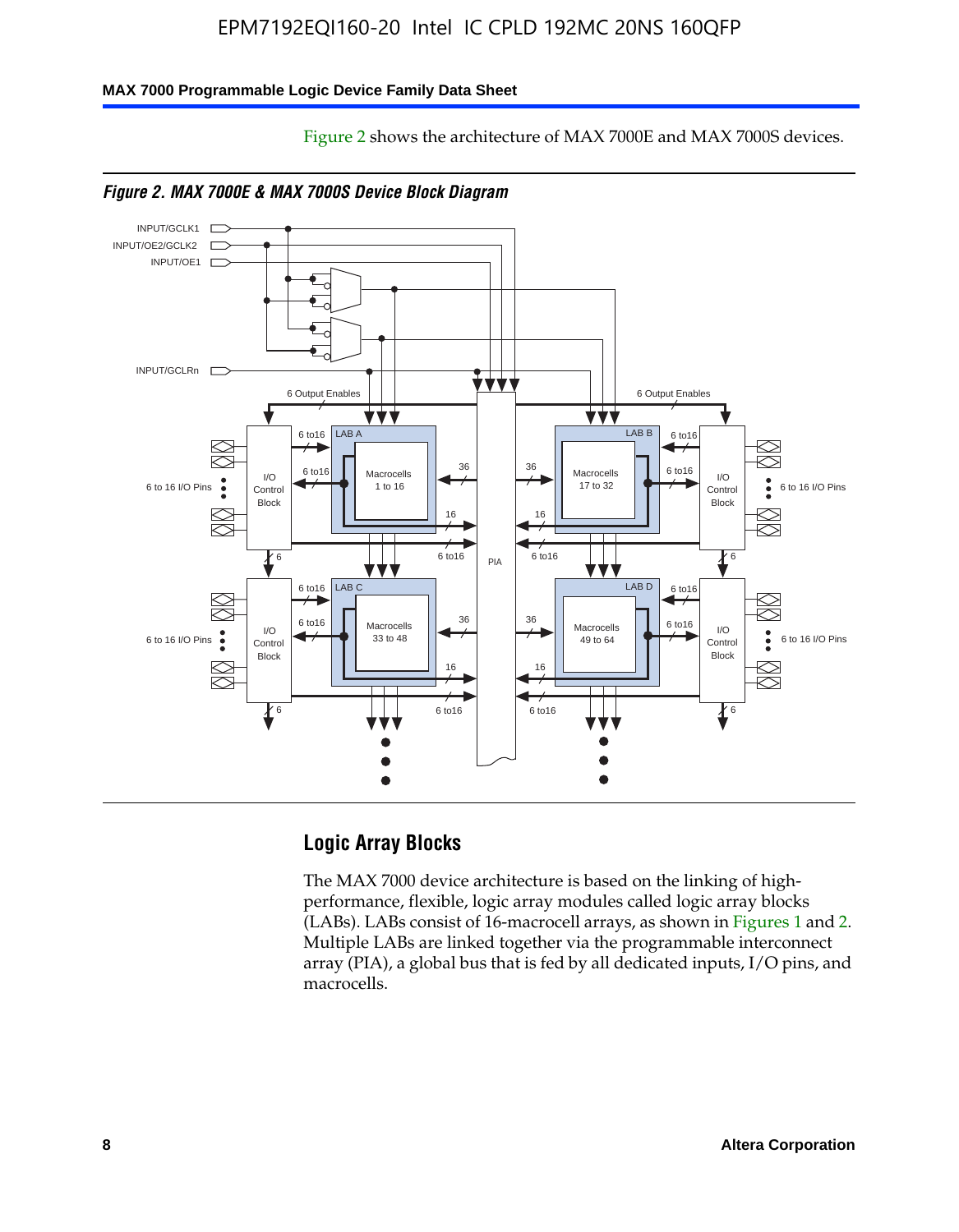Figure 2 shows the architecture of MAX 7000E and MAX 7000S devices.

*Figure 2. MAX 7000E & MAX 7000S Device Block Diagram*

## Logic Array Blocks

The MAX 7000 device architecture is based on the linking of high-performance, flexible, logic array modules called logic array blocks (LABs). LABs consist of 16-macrocell arrays, as shown in Figures 1 and 2. Multiple LABs are linked together via the programmable interconnect array (PIA), a global bus that is fed by all dedicated inputs, I/O pins, and macrocells.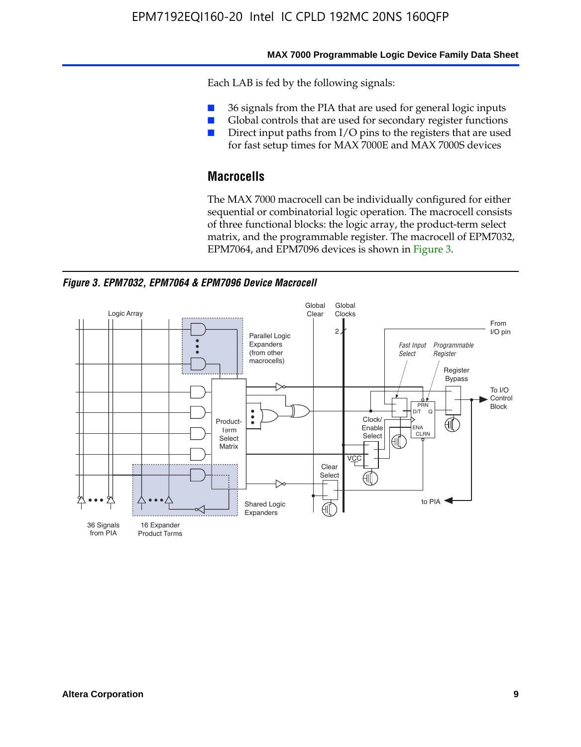Each LAB is fed by the following signals:

- 36 signals from the PIA that are used for general logic inputs
- Global controls that are used for secondary register functions
- Direct input paths from I/O pins to the registers that are used for fast setup times for MAX 7000E and MAX 7000S devices

## Macrocells

The MAX 7000 macrocell can be individually configured for either sequential or combinatorial logic operation. The macrocell consists of three functional blocks: the logic array, the product-term select matrix, and the programmable register. The macrocell of EPM7032, EPM7064, and EPM7096 devices is shown in Figure 3.

***Figure 3. EPM7032, EPM7064 & EPM7096 Device Macrocell***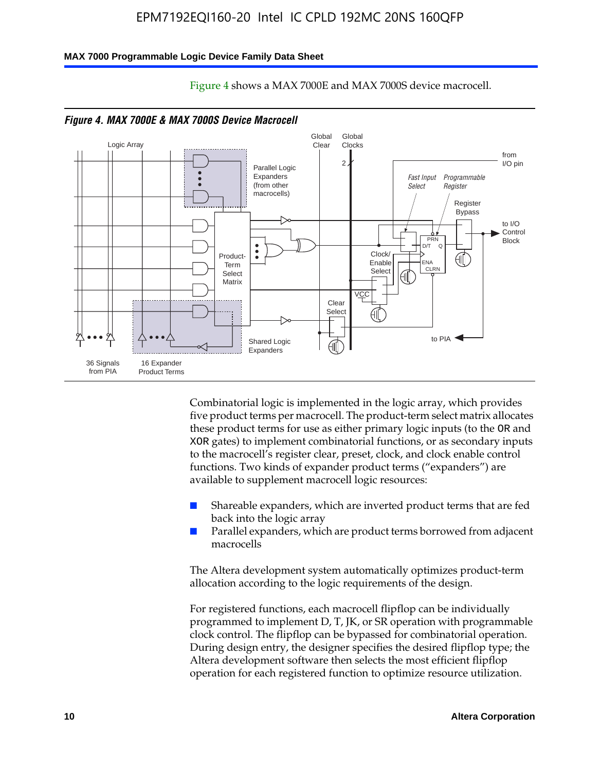Figure 4 shows a MAX 7000E and MAX 7000S device macrocell.

*Figure 4. MAX 7000E & MAX 7000S Device Macrocell*

Combinatorial logic is implemented in the logic array, which provides five product terms per macrocell. The product-term select matrix allocates these product terms for use as either primary logic inputs (to the OR and XOR gates) to implement combinatorial functions, or as secondary inputs to the macrocell's register clear, preset, clock, and clock enable control functions. Two kinds of expander product terms ("expanders") are available to supplement macrocell logic resources:

- Shareable expanders, which are inverted product terms that are fed back into the logic array
- Parallel expanders, which are product terms borrowed from adjacent macrocells

The Altera development system automatically optimizes product-term allocation according to the logic requirements of the design.

For registered functions, each macrocell flipflop can be individually programmed to implement D, T, JK, or SR operation with programmable clock control. The flipflop can be bypassed for combinatorial operation. During design entry, the designer specifies the desired flipflop type; the Altera development software then selects the most efficient flipflop operation for each registered function to optimize resource utilization.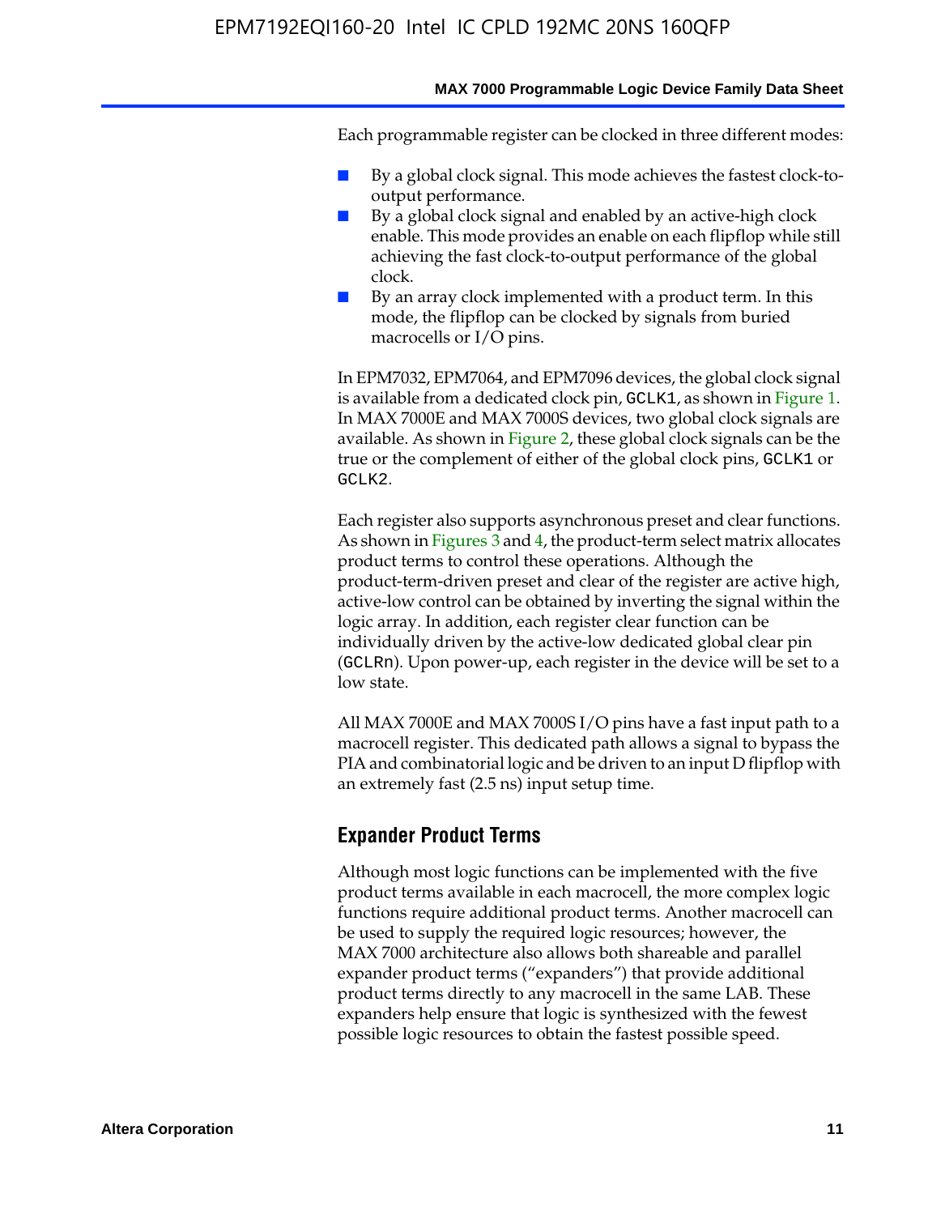Each programmable register can be clocked in three different modes:

- By a global clock signal. This mode achieves the fastest clock-to-output performance.
- By a global clock signal and enabled by an active-high clock enable. This mode provides an enable on each flipflop while still achieving the fast clock-to-output performance of the global clock.
- By an array clock implemented with a product term. In this mode, the flipflop can be clocked by signals from buried macrocells or I/O pins.

In EPM7032, EPM7064, and EPM7096 devices, the global clock signal is available from a dedicated clock pin, GCLK1, as shown in Figure 1. In MAX 7000E and MAX 7000S devices, two global clock signals are available. As shown in Figure 2, these global clock signals can be the true or the complement of either of the global clock pins, GCLK1 or GCLK2.

Each register also supports asynchronous preset and clear functions. As shown in Figures 3 and 4, the product-term select matrix allocates product terms to control these operations. Although the product-term-driven preset and clear of the register are active high, active-low control can be obtained by inverting the signal within the logic array. In addition, each register clear function can be individually driven by the active-low dedicated global clear pin (GCLRn). Upon power-up, each register in the device will be set to a low state.

All MAX 7000E and MAX 7000S I/O pins have a fast input path to a macrocell register. This dedicated path allows a signal to bypass the PIA and combinatorial logic and be driven to an input D flipflop with an extremely fast (2.5 ns) input setup time.

## Expander Product Terms

Although most logic functions can be implemented with the five product terms available in each macrocell, the more complex logic functions require additional product terms. Another macrocell can be used to supply the required logic resources; however, the MAX 7000 architecture also allows both shareable and parallel expander product terms ("expanders") that provide additional product terms directly to any macrocell in the same LAB. These expanders help ensure that logic is synthesized with the fewest possible logic resources to obtain the fastest possible speed.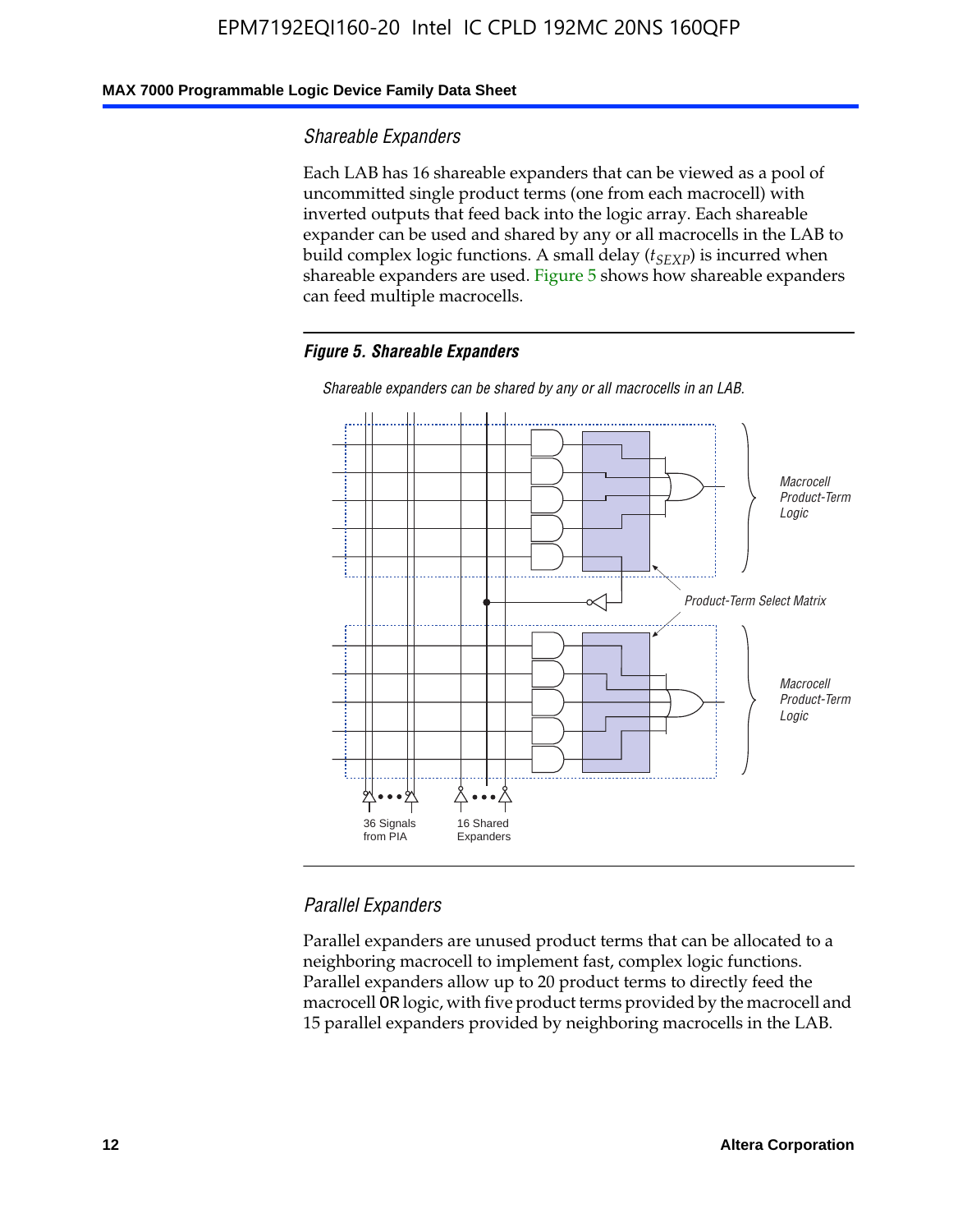### Shareable Expanders

Each LAB has 16 shareable expanders that can be viewed as a pool of uncommitted single product terms (one from each macrocell) with inverted outputs that feed back into the logic array. Each shareable expander can be used and shared by any or all macrocells in the LAB to build complex logic functions. A small delay ($t_{SEXP}$) is incurred when shareable expanders are used. Figure 5 shows how shareable expanders can feed multiple macrocells.

**Figure 5. Shareable Expanders**

*Shareable expanders can be shared by any or all macrocells in an LAB.*

### Parallel Expanders

Parallel expanders are unused product terms that can be allocated to a neighboring macrocell to implement fast, complex logic functions. Parallel expanders allow up to 20 product terms to directly feed the macrocell OR logic, with five product terms provided by the macrocell and 15 parallel expanders provided by neighboring macrocells in the LAB.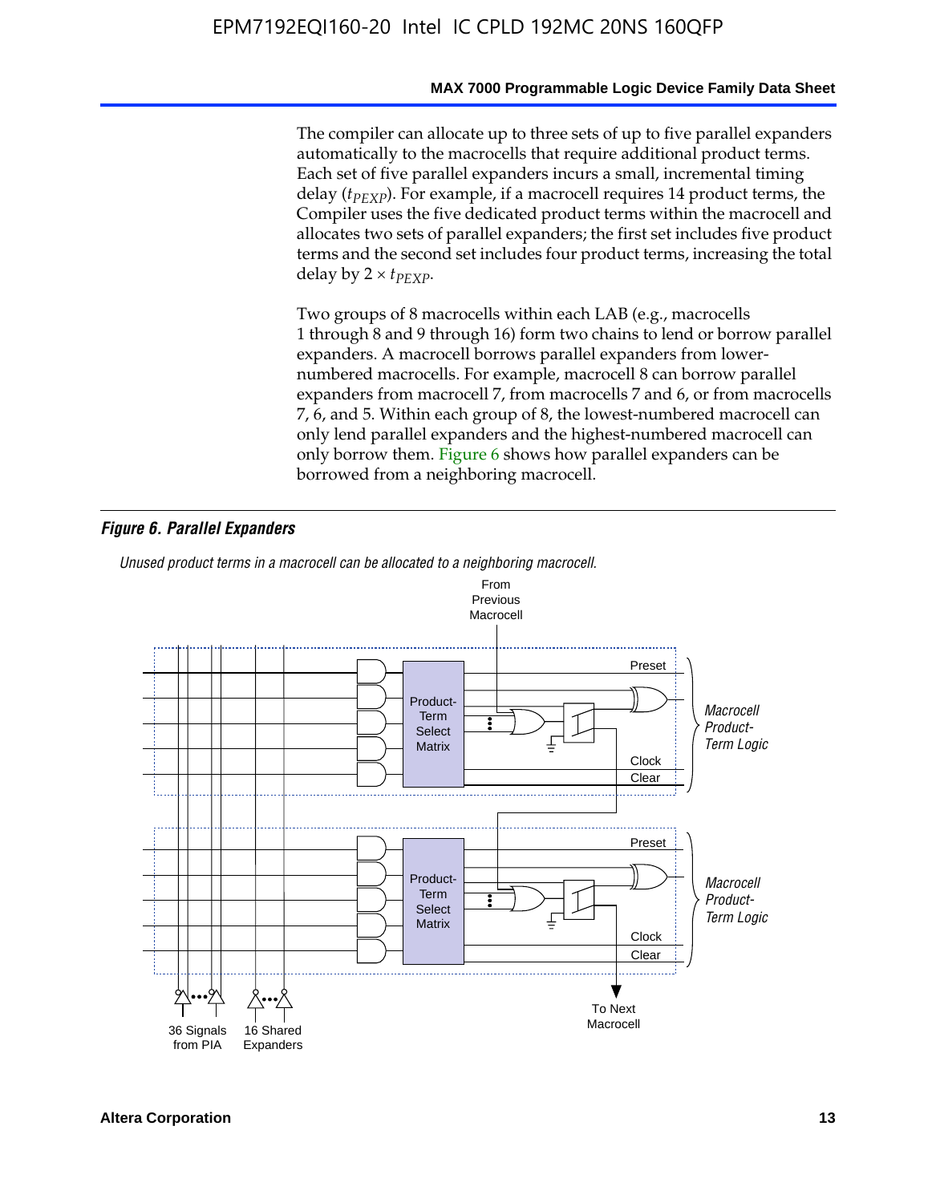The compiler can allocate up to three sets of up to five parallel expanders automatically to the macrocells that require additional product terms. Each set of five parallel expanders incurs a small, incremental timing delay ($t_{PEXP}$). For example, if a macrocell requires 14 product terms, the Compiler uses the five dedicated product terms within the macrocell and allocates two sets of parallel expanders; the first set includes five product terms and the second set includes four product terms, increasing the total delay by $2 \times t_{PEXP}$.

Two groups of 8 macrocells within each LAB (e.g., macrocells 1 through 8 and 9 through 16) form two chains to lend or borrow parallel expanders. A macrocell borrows parallel expanders from lower-numbered macrocells. For example, macrocell 8 can borrow parallel expanders from macrocell 7, from macrocells 7 and 6, or from macrocells 7, 6, and 5. Within each group of 8, the lowest-numbered macrocell can only lend parallel expanders and the highest-numbered macrocell can only borrow them. Figure 6 shows how parallel expanders can be borrowed from a neighboring macrocell.

*Figure 6. Parallel Expanders*

*Unused product terms in a macrocell can be allocated to a neighboring macrocell.*

From Previous Macrocell

Preset | Product-Term Select Matrix | Clock | Clear | *Macrocell Product-Term Logic*

Preset | Product-Term Select Matrix | Clock | Clear | *Macrocell Product-Term Logic*

36 Signals from PIA | 16 Shared Expanders | To Next Macrocell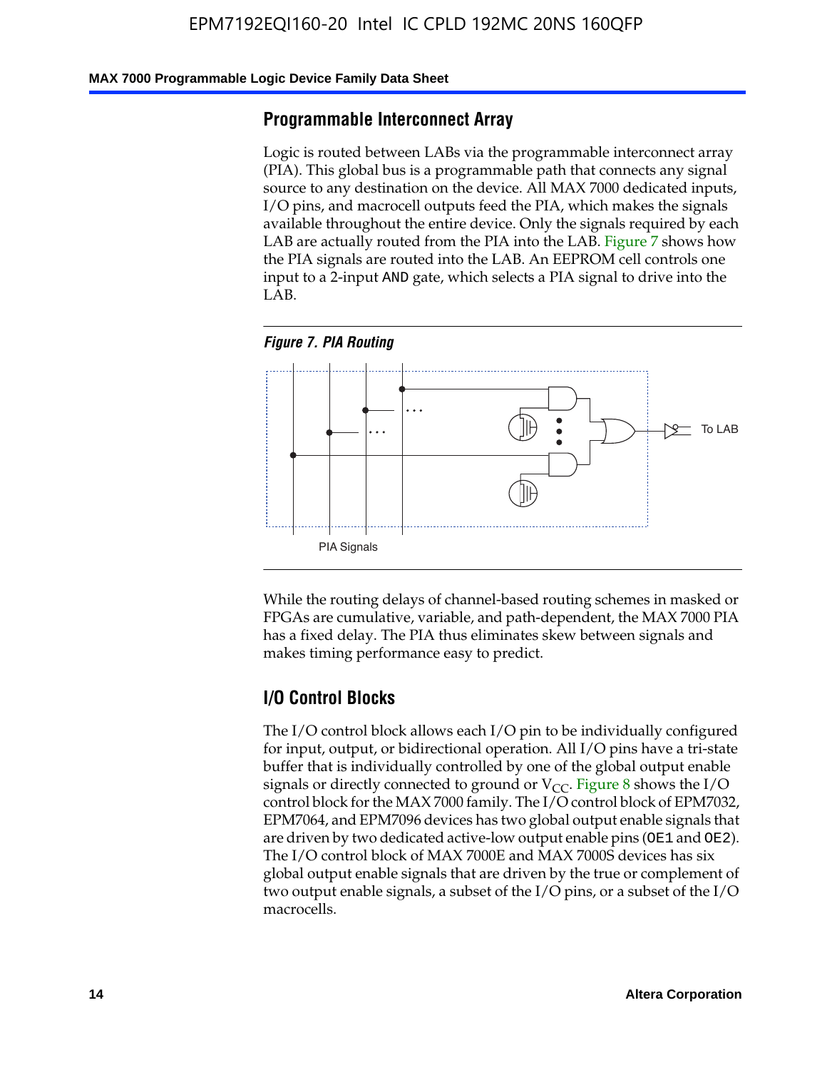## Programmable Interconnect Array

Logic is routed between LABs via the programmable interconnect array (PIA). This global bus is a programmable path that connects any signal source to any destination on the device. All MAX 7000 dedicated inputs, I/O pins, and macrocell outputs feed the PIA, which makes the signals available throughout the entire device. Only the signals required by each LAB are actually routed from the PIA into the LAB. Figure 7 shows how the PIA signals are routed into the LAB. An EEPROM cell controls one input to a 2-input AND gate, which selects a PIA signal to drive into the LAB.

*Figure 7. PIA Routing*

To LAB

PIA Signals

While the routing delays of channel-based routing schemes in masked or FPGAs are cumulative, variable, and path-dependent, the MAX 7000 PIA has a fixed delay. The PIA thus eliminates skew between signals and makes timing performance easy to predict.

## I/O Control Blocks

The I/O control block allows each I/O pin to be individually configured for input, output, or bidirectional operation. All I/O pins have a tri-state buffer that is individually controlled by one of the global output enable signals or directly connected to ground or $V_{CC}$. Figure 8 shows the I/O control block for the MAX 7000 family. The I/O control block of EPM7032, EPM7064, and EPM7096 devices has two global output enable signals that are driven by two dedicated active-low output enable pins (OE1 and OE2). The I/O control block of MAX 7000E and MAX 7000S devices has six global output enable signals that are driven by the true or complement of two output enable signals, a subset of the I/O pins, or a subset of the I/O macrocells.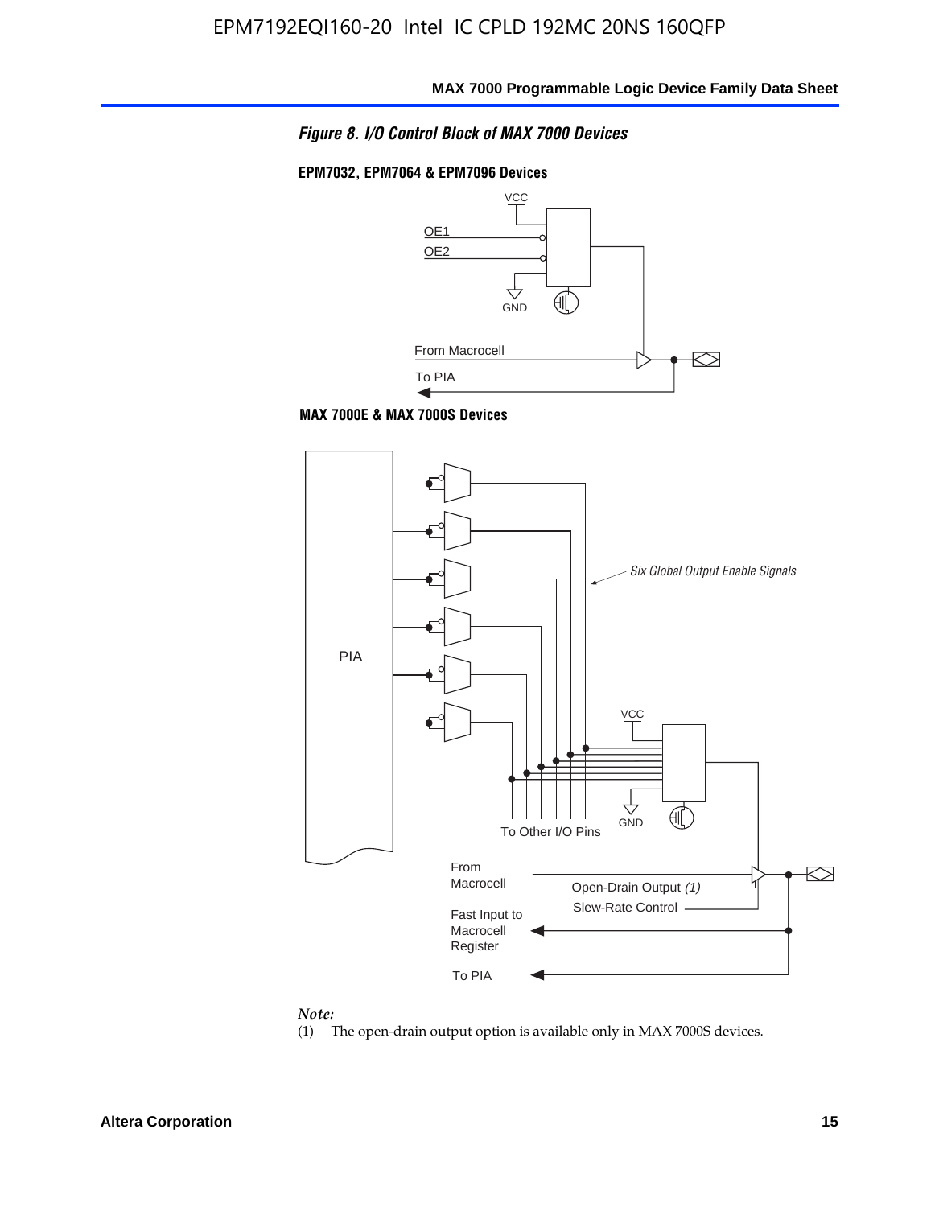*Figure 8. I/O Control Block of MAX 7000 Devices*

**EPM7032, EPM7064 & EPM7096 Devices**

VCC

OE1

OE2

GND

From Macrocell

To PIA

**MAX 7000E & MAX 7000S Devices**

PIA

*Six Global Output Enable Signals*

VCC

GND

To Other I/O Pins

From Macrocell

Open-Drain Output *(1)*

Slew-Rate Control

Fast Input to Macrocell Register

To PIA

*Note:*

(1) The open-drain output option is available only in MAX 7000S devices.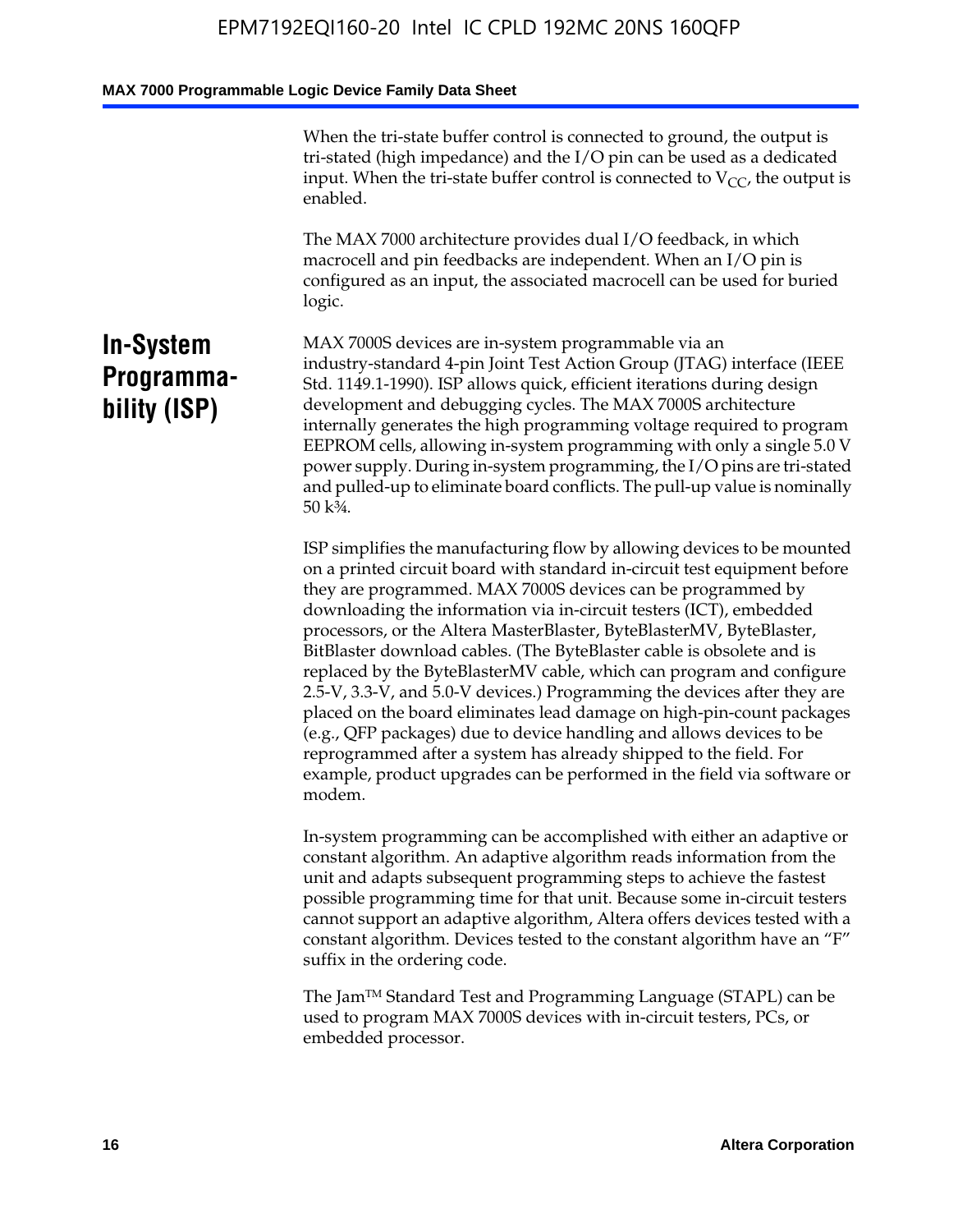When the tri-state buffer control is connected to ground, the output is tri-stated (high impedance) and the I/O pin can be used as a dedicated input. When the tri-state buffer control is connected to $V_{CC}$, the output is enabled.

The MAX 7000 architecture provides dual I/O feedback, in which macrocell and pin feedbacks are independent. When an I/O pin is configured as an input, the associated macrocell can be used for buried logic.

## In-System Programmability (ISP)

MAX 7000S devices are in-system programmable via an industry-standard 4-pin Joint Test Action Group (JTAG) interface (IEEE Std. 1149.1-1990). ISP allows quick, efficient iterations during design development and debugging cycles. The MAX 7000S architecture internally generates the high programming voltage required to program EEPROM cells, allowing in-system programming with only a single 5.0 V power supply. During in-system programming, the I/O pins are tri-stated and pulled-up to eliminate board conflicts. The pull-up value is nominally 50 k¾.

ISP simplifies the manufacturing flow by allowing devices to be mounted on a printed circuit board with standard in-circuit test equipment before they are programmed. MAX 7000S devices can be programmed by downloading the information via in-circuit testers (ICT), embedded processors, or the Altera MasterBlaster, ByteBlasterMV, ByteBlaster, BitBlaster download cables. (The ByteBlaster cable is obsolete and is replaced by the ByteBlasterMV cable, which can program and configure 2.5-V, 3.3-V, and 5.0-V devices.) Programming the devices after they are placed on the board eliminates lead damage on high-pin-count packages (e.g., QFP packages) due to device handling and allows devices to be reprogrammed after a system has already shipped to the field. For example, product upgrades can be performed in the field via software or modem.

In-system programming can be accomplished with either an adaptive or constant algorithm. An adaptive algorithm reads information from the unit and adapts subsequent programming steps to achieve the fastest possible programming time for that unit. Because some in-circuit testers cannot support an adaptive algorithm, Altera offers devices tested with a constant algorithm. Devices tested to the constant algorithm have an "F" suffix in the ordering code.

The Jam™ Standard Test and Programming Language (STAPL) can be used to program MAX 7000S devices with in-circuit testers, PCs, or embedded processor.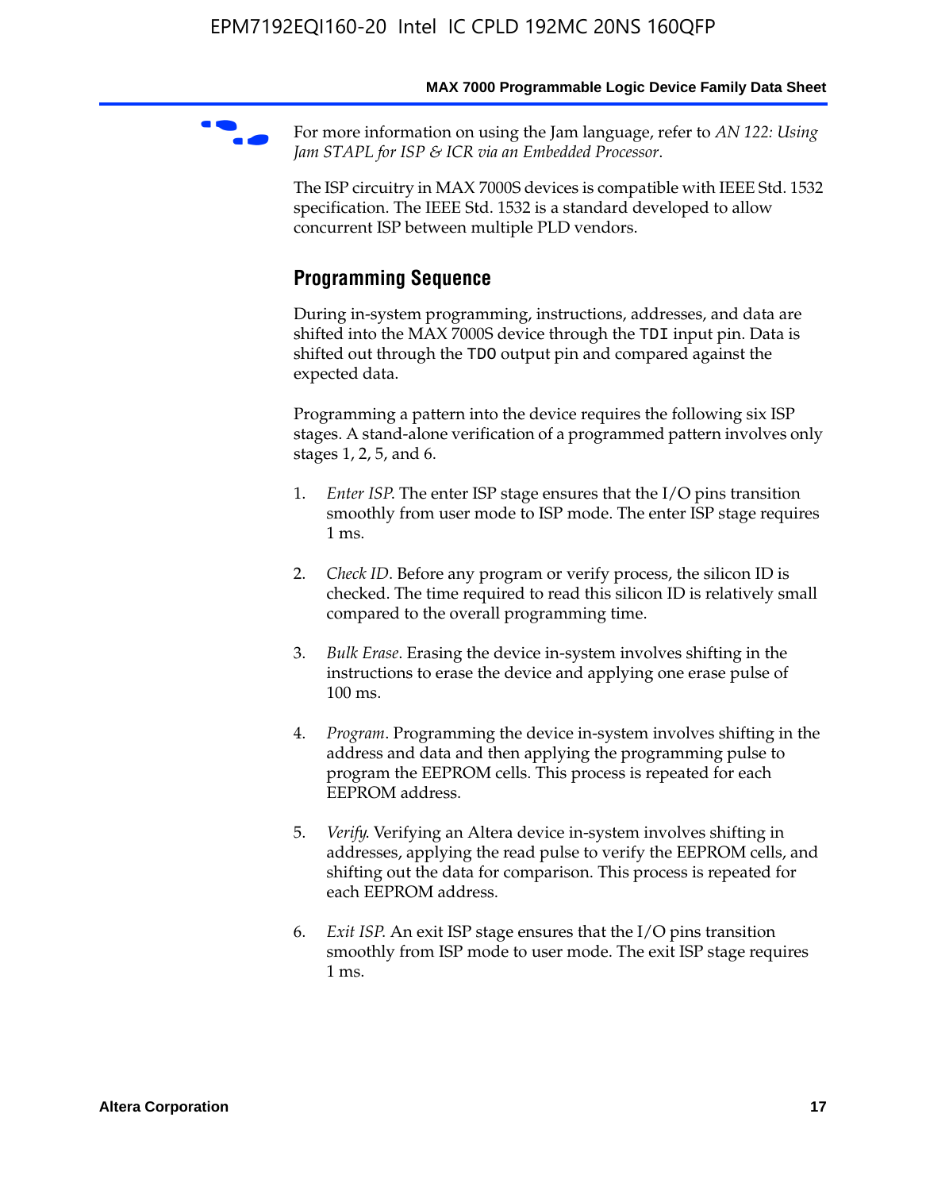For more information on using the Jam language, refer to *AN 122: Using Jam STAPL for ISP & ICR via an Embedded Processor*.

The ISP circuitry in MAX 7000S devices is compatible with IEEE Std. 1532 specification. The IEEE Std. 1532 is a standard developed to allow concurrent ISP between multiple PLD vendors.

## Programming Sequence

During in-system programming, instructions, addresses, and data are shifted into the MAX 7000S device through the `TDI` input pin. Data is shifted out through the `TDO` output pin and compared against the expected data.

Programming a pattern into the device requires the following six ISP stages. A stand-alone verification of a programmed pattern involves only stages 1, 2, 5, and 6.

1. *Enter ISP*. The enter ISP stage ensures that the I/O pins transition smoothly from user mode to ISP mode. The enter ISP stage requires 1 ms.

2. *Check ID*. Before any program or verify process, the silicon ID is checked. The time required to read this silicon ID is relatively small compared to the overall programming time.

3. *Bulk Erase*. Erasing the device in-system involves shifting in the instructions to erase the device and applying one erase pulse of 100 ms.

4. *Program*. Programming the device in-system involves shifting in the address and data and then applying the programming pulse to program the EEPROM cells. This process is repeated for each EEPROM address.

5. *Verify*. Verifying an Altera device in-system involves shifting in addresses, applying the read pulse to verify the EEPROM cells, and shifting out the data for comparison. This process is repeated for each EEPROM address.

6. *Exit ISP*. An exit ISP stage ensures that the I/O pins transition smoothly from ISP mode to user mode. The exit ISP stage requires 1 ms.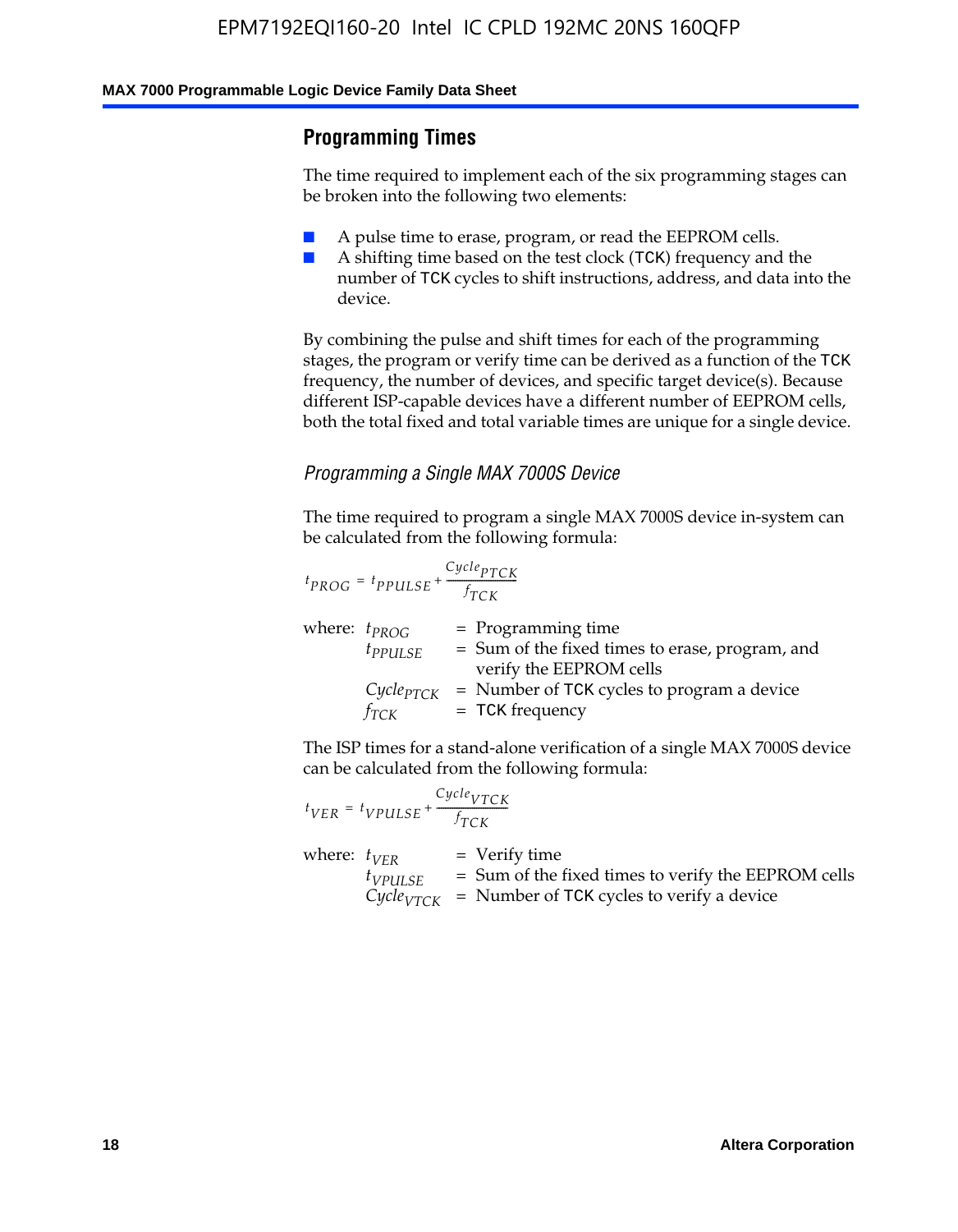## Programming Times

The time required to implement each of the six programming stages can be broken into the following two elements:

- A pulse time to erase, program, or read the EEPROM cells.
- A shifting time based on the test clock (TCK) frequency and the number of TCK cycles to shift instructions, address, and data into the device.

By combining the pulse and shift times for each of the programming stages, the program or verify time can be derived as a function of the TCK frequency, the number of devices, and specific target device(s). Because different ISP-capable devices have a different number of EEPROM cells, both the total fixed and total variable times are unique for a single device.

### *Programming a Single MAX 7000S Device*

The time required to program a single MAX 7000S device in-system can be calculated from the following formula:

$$t_{PROG} = t_{PPULSE} + \frac{Cycle_{PTCK}}{f_{TCK}}$$

where: $t_{PROG}$ = Programming time
$t_{PPULSE}$ = Sum of the fixed times to erase, program, and verify the EEPROM cells
$Cycle_{PTCK}$ = Number of TCK cycles to program a device
$f_{TCK}$ = TCK frequency

The ISP times for a stand-alone verification of a single MAX 7000S device can be calculated from the following formula:

$$t_{VER} = t_{VPULSE} + \frac{Cycle_{VTCK}}{f_{TCK}}$$

where: $t_{VER}$ = Verify time
$t_{VPULSE}$ = Sum of the fixed times to verify the EEPROM cells
$Cycle_{VTCK}$ = Number of TCK cycles to verify a device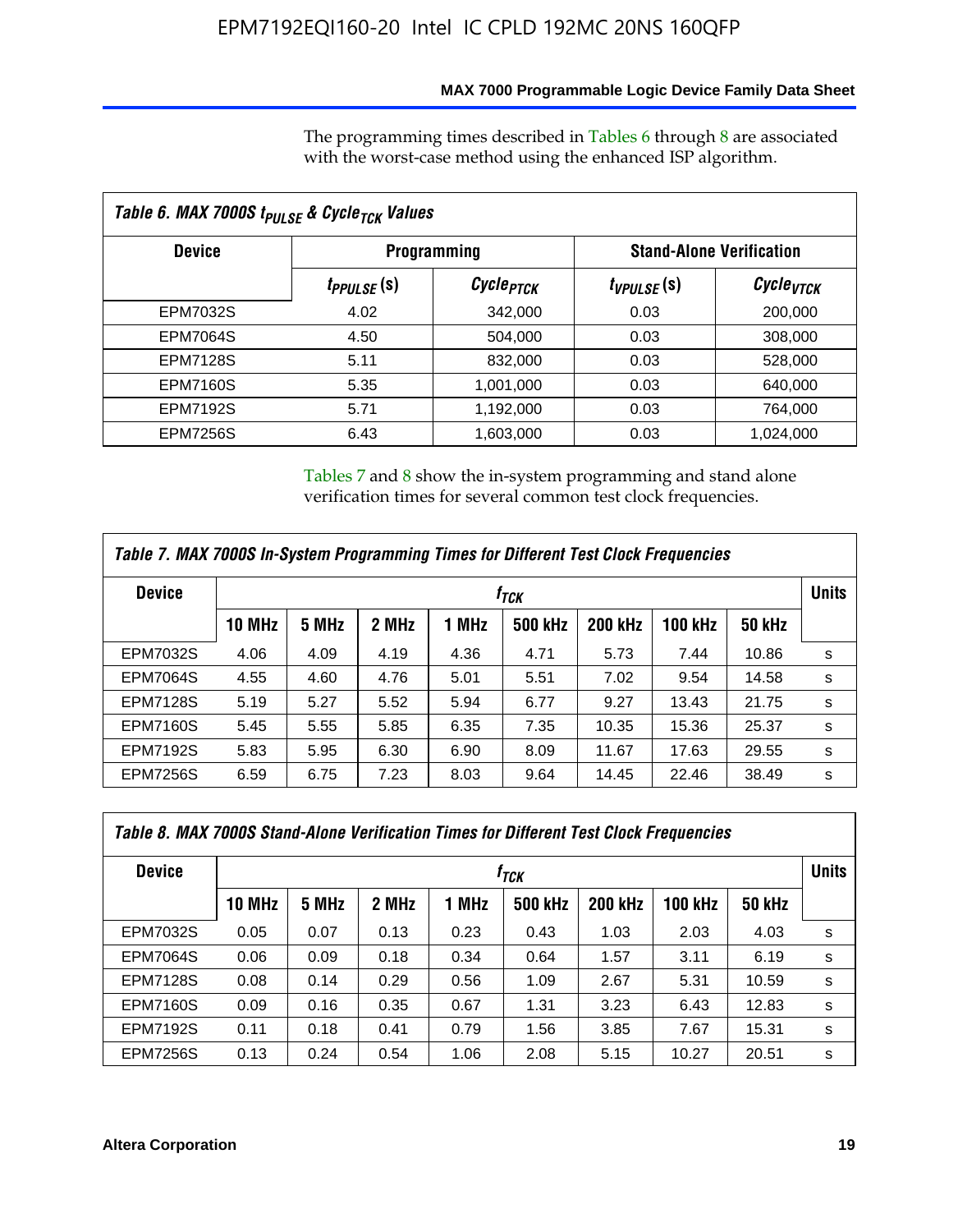The programming times described in Tables 6 through 8 are associated with the worst-case method using the enhanced ISP algorithm.

**Table 6. MAX 7000S $t_{PULSE}$ & $Cycle_{TCK}$ Values**

| Device | Programming | | Stand-Alone Verification | |
|---|---|---|---|---|
| | $t_{PPULSE}$ (s) | $Cycle_{PTCK}$ | $t_{VPULSE}$ (s) | $Cycle_{VTCK}$ |
| EPM7032S | 4.02 | 342,000 | 0.03 | 200,000 |
| EPM7064S | 4.50 | 504,000 | 0.03 | 308,000 |
| EPM7128S | 5.11 | 832,000 | 0.03 | 528,000 |
| EPM7160S | 5.35 | 1,001,000 | 0.03 | 640,000 |
| EPM7192S | 5.71 | 1,192,000 | 0.03 | 764,000 |
| EPM7256S | 6.43 | 1,603,000 | 0.03 | 1,024,000 |

Tables 7 and 8 show the in-system programming and stand alone verification times for several common test clock frequencies.

**Table 7. MAX 7000S In-System Programming Times for Different Test Clock Frequencies**

| Device | $f_{TCK}$ | | | | | | | | Units |
|---|---|---|---|---|---|---|---|---|---|
| | 10 MHz | 5 MHz | 2 MHz | 1 MHz | 500 kHz | 200 kHz | 100 kHz | 50 kHz | |
| EPM7032S | 4.06 | 4.09 | 4.19 | 4.36 | 4.71 | 5.73 | 7.44 | 10.86 | s |
| EPM7064S | 4.55 | 4.60 | 4.76 | 5.01 | 5.51 | 7.02 | 9.54 | 14.58 | s |
| EPM7128S | 5.19 | 5.27 | 5.52 | 5.94 | 6.77 | 9.27 | 13.43 | 21.75 | s |
| EPM7160S | 5.45 | 5.55 | 5.85 | 6.35 | 7.35 | 10.35 | 15.36 | 25.37 | s |
| EPM7192S | 5.83 | 5.95 | 6.30 | 6.90 | 8.09 | 11.67 | 17.63 | 29.55 | s |
| EPM7256S | 6.59 | 6.75 | 7.23 | 8.03 | 9.64 | 14.45 | 22.46 | 38.49 | s |

**Table 8. MAX 7000S Stand-Alone Verification Times for Different Test Clock Frequencies**

| Device | $f_{TCK}$ | | | | | | | | Units |
|---|---|---|---|---|---|---|---|---|---|
| | 10 MHz | 5 MHz | 2 MHz | 1 MHz | 500 kHz | 200 kHz | 100 kHz | 50 kHz | |
| EPM7032S | 0.05 | 0.07 | 0.13 | 0.23 | 0.43 | 1.03 | 2.03 | 4.03 | s |
| EPM7064S | 0.06 | 0.09 | 0.18 | 0.34 | 0.64 | 1.57 | 3.11 | 6.19 | s |
| EPM7128S | 0.08 | 0.14 | 0.29 | 0.56 | 1.09 | 2.67 | 5.31 | 10.59 | s |
| EPM7160S | 0.09 | 0.16 | 0.35 | 0.67 | 1.31 | 3.23 | 6.43 | 12.83 | s |
| EPM7192S | 0.11 | 0.18 | 0.41 | 0.79 | 1.56 | 3.85 | 7.67 | 15.31 | s |
| EPM7256S | 0.13 | 0.24 | 0.54 | 1.06 | 2.08 | 5.15 | 10.27 | 20.51 | s |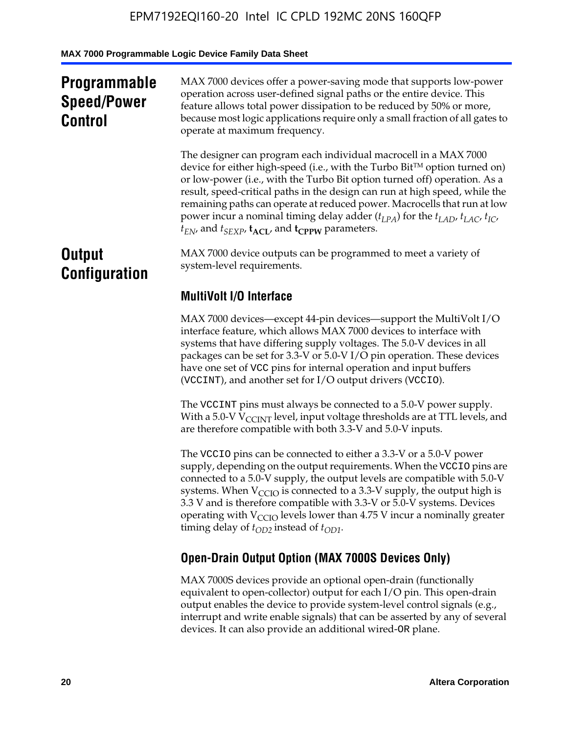## Programmable Speed/Power Control

MAX 7000 devices offer a power-saving mode that supports low-power operation across user-defined signal paths or the entire device. This feature allows total power dissipation to be reduced by 50% or more, because most logic applications require only a small fraction of all gates to operate at maximum frequency.

The designer can program each individual macrocell in a MAX 7000 device for either high-speed (i.e., with the Turbo Bit™ option turned on) or low-power (i.e., with the Turbo Bit option turned off) operation. As a result, speed-critical paths in the design can run at high speed, while the remaining paths can operate at reduced power. Macrocells that run at low power incur a nominal timing delay adder ($t_{LPA}$) for the $t_{LAD}$, $t_{LAC}$, $t_{IC}$, $t_{EN}$, and $t_{SEXP}$, $\mathbf{t_{ACL}}$, and $\mathbf{t_{CPPW}}$ parameters.

## Output Configuration

MAX 7000 device outputs can be programmed to meet a variety of system-level requirements.

### MultiVolt I/O Interface

MAX 7000 devices—except 44-pin devices—support the MultiVolt I/O interface feature, which allows MAX 7000 devices to interface with systems that have differing supply voltages. The 5.0-V devices in all packages can be set for 3.3-V or 5.0-V I/O pin operation. These devices have one set of VCC pins for internal operation and input buffers (VCCINT), and another set for I/O output drivers (VCCIO).

The VCCINT pins must always be connected to a 5.0-V power supply. With a 5.0-V $V_{CCINT}$ level, input voltage thresholds are at TTL levels, and are therefore compatible with both 3.3-V and 5.0-V inputs.

The VCCIO pins can be connected to either a 3.3-V or a 5.0-V power supply, depending on the output requirements. When the VCCIO pins are connected to a 5.0-V supply, the output levels are compatible with 5.0-V systems. When $V_{CCIO}$ is connected to a 3.3-V supply, the output high is 3.3 V and is therefore compatible with 3.3-V or 5.0-V systems. Devices operating with $V_{CCIO}$ levels lower than 4.75 V incur a nominally greater timing delay of $t_{OD2}$ instead of $t_{OD1}$.

### Open-Drain Output Option (MAX 7000S Devices Only)

MAX 7000S devices provide an optional open-drain (functionally equivalent to open-collector) output for each I/O pin. This open-drain output enables the device to provide system-level control signals (e.g., interrupt and write enable signals) that can be asserted by any of several devices. It can also provide an additional wired-OR plane.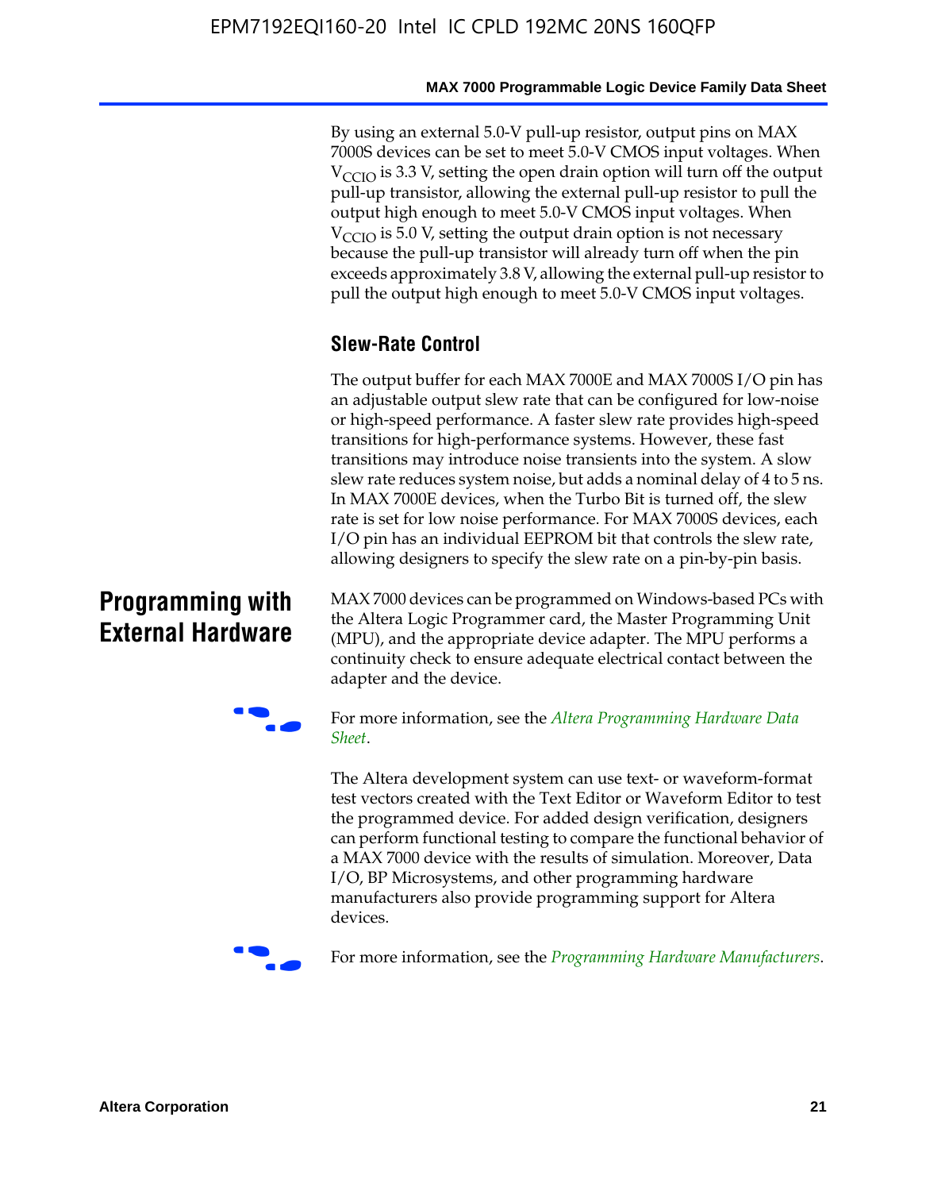By using an external 5.0-V pull-up resistor, output pins on MAX 7000S devices can be set to meet 5.0-V CMOS input voltages. When $V_{CCIO}$ is 3.3 V, setting the open drain option will turn off the output pull-up transistor, allowing the external pull-up resistor to pull the output high enough to meet 5.0-V CMOS input voltages. When $V_{CCIO}$ is 5.0 V, setting the output drain option is not necessary because the pull-up transistor will already turn off when the pin exceeds approximately 3.8 V, allowing the external pull-up resistor to pull the output high enough to meet 5.0-V CMOS input voltages.

### Slew-Rate Control

The output buffer for each MAX 7000E and MAX 7000S I/O pin has an adjustable output slew rate that can be configured for low-noise or high-speed performance. A faster slew rate provides high-speed transitions for high-performance systems. However, these fast transitions may introduce noise transients into the system. A slow slew rate reduces system noise, but adds a nominal delay of 4 to 5 ns. In MAX 7000E devices, when the Turbo Bit is turned off, the slew rate is set for low noise performance. For MAX 7000S devices, each I/O pin has an individual EEPROM bit that controls the slew rate, allowing designers to specify the slew rate on a pin-by-pin basis.

## Programming with External Hardware

MAX 7000 devices can be programmed on Windows-based PCs with the Altera Logic Programmer card, the Master Programming Unit (MPU), and the appropriate device adapter. The MPU performs a continuity check to ensure adequate electrical contact between the adapter and the device.

For more information, see the *Altera Programming Hardware Data Sheet*.

The Altera development system can use text- or waveform-format test vectors created with the Text Editor or Waveform Editor to test the programmed device. For added design verification, designers can perform functional testing to compare the functional behavior of a MAX 7000 device with the results of simulation. Moreover, Data I/O, BP Microsystems, and other programming hardware manufacturers also provide programming support for Altera devices.

For more information, see the *Programming Hardware Manufacturers*.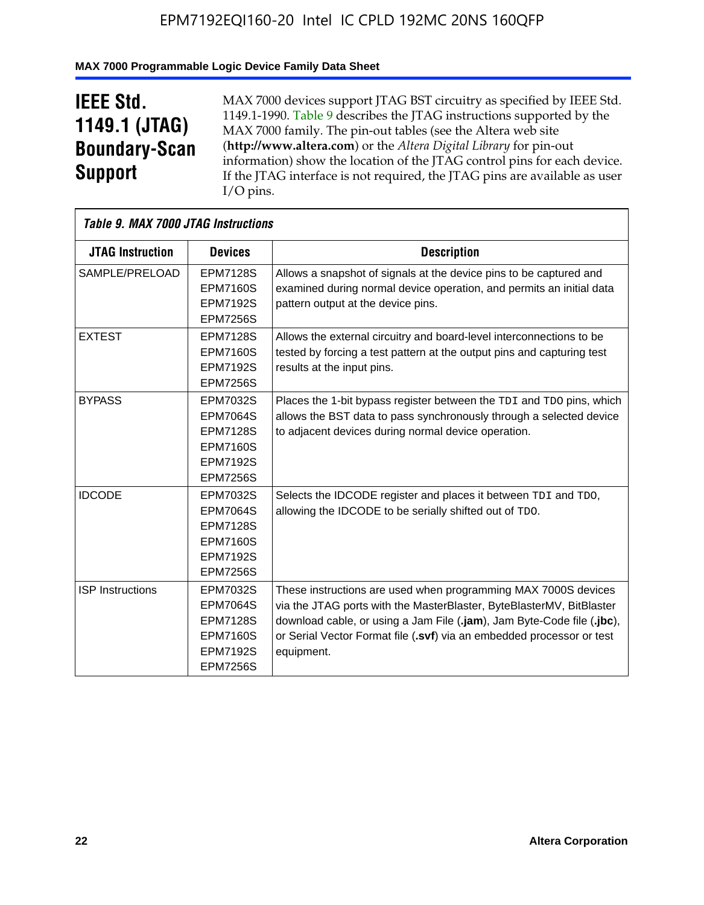# IEEE Std. 1149.1 (JTAG) Boundary-Scan Support

MAX 7000 devices support JTAG BST circuitry as specified by IEEE Std. 1149.1-1990. Table 9 describes the JTAG instructions supported by the MAX 7000 family. The pin-out tables (see the Altera web site (**http://www.altera.com**) or the *Altera Digital Library* for pin-out information) show the location of the JTAG control pins for each device. If the JTAG interface is not required, the JTAG pins are available as user I/O pins.

*Table 9. MAX 7000 JTAG Instructions*

| JTAG Instruction | Devices | Description |
|---|---|---|
| SAMPLE/PRELOAD | EPM7128S<br>EPM7160S<br>EPM7192S<br>EPM7256S | Allows a snapshot of signals at the device pins to be captured and examined during normal device operation, and permits an initial data pattern output at the device pins. |
| EXTEST | EPM7128S<br>EPM7160S<br>EPM7192S<br>EPM7256S | Allows the external circuitry and board-level interconnections to be tested by forcing a test pattern at the output pins and capturing test results at the input pins. |
| BYPASS | EPM7032S<br>EPM7064S<br>EPM7128S<br>EPM7160S<br>EPM7192S<br>EPM7256S | Places the 1-bit bypass register between the `TDI` and `TDO` pins, which allows the BST data to pass synchronously through a selected device to adjacent devices during normal device operation. |
| IDCODE | EPM7032S<br>EPM7064S<br>EPM7128S<br>EPM7160S<br>EPM7192S<br>EPM7256S | Selects the IDCODE register and places it between `TDI` and `TDO`, allowing the IDCODE to be serially shifted out of `TDO`. |
| ISP Instructions | EPM7032S<br>EPM7064S<br>EPM7128S<br>EPM7160S<br>EPM7192S<br>EPM7256S | These instructions are used when programming MAX 7000S devices via the JTAG ports with the MasterBlaster, ByteBlasterMV, BitBlaster download cable, or using a Jam File (**.jam**), Jam Byte-Code file (**.jbc**), or Serial Vector Format file (**.svf**) via an embedded processor or test equipment. |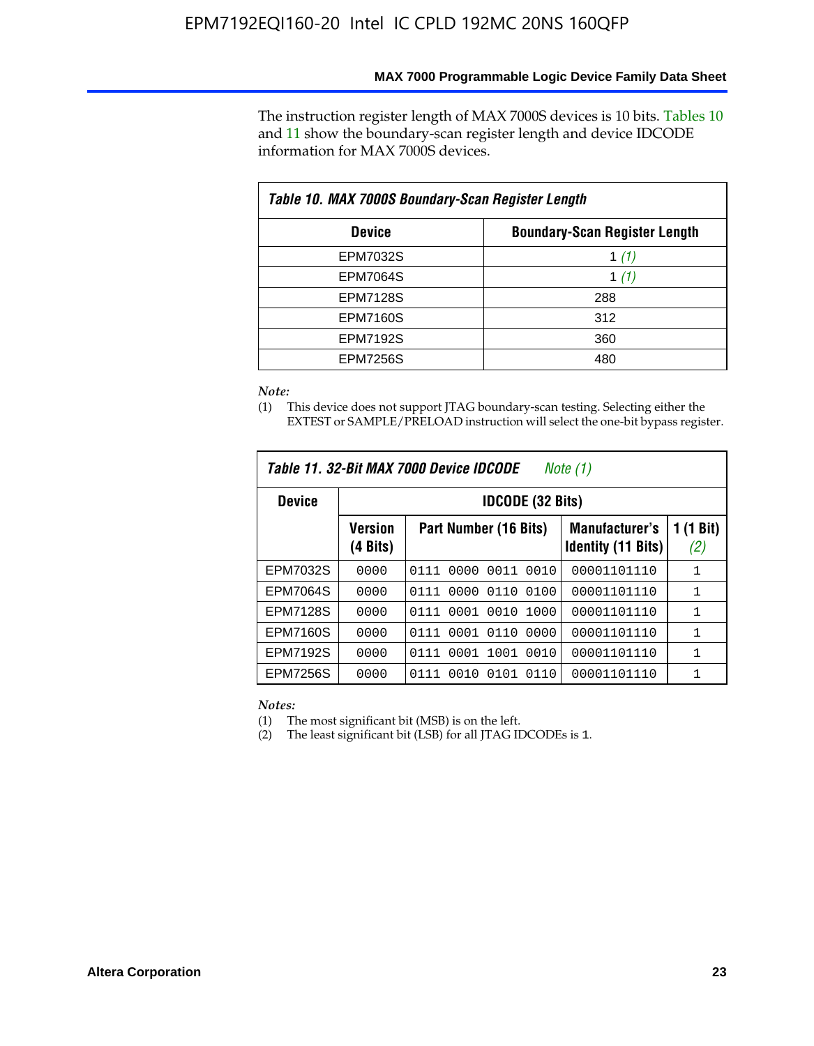The instruction register length of MAX 7000S devices is 10 bits. Tables 10 and 11 show the boundary-scan register length and device IDCODE information for MAX 7000S devices.

**Table 10. MAX 7000S Boundary-Scan Register Length**

| Device | Boundary-Scan Register Length |
|---|---|
| EPM7032S | 1 *(1)* |
| EPM7064S | 1 *(1)* |
| EPM7128S | 288 |
| EPM7160S | 312 |
| EPM7192S | 360 |
| EPM7256S | 480 |

*Note:*

(1) This device does not support JTAG boundary-scan testing. Selecting either the EXTEST or SAMPLE/PRELOAD instruction will select the one-bit bypass register.

**Table 11. 32-Bit MAX 7000 Device IDCODE** *Note (1)*

| Device | IDCODE (32 Bits) | | | |
|---|---|---|---|---|
| | Version (4 Bits) | Part Number (16 Bits) | Manufacturer's Identity (11 Bits) | 1 (1 Bit) *(2)* |
| EPM7032S | 0000 | 0111 0000 0011 0010 | 00001101110 | 1 |
| EPM7064S | 0000 | 0111 0000 0110 0100 | 00001101110 | 1 |
| EPM7128S | 0000 | 0111 0001 0010 1000 | 00001101110 | 1 |
| EPM7160S | 0000 | 0111 0001 0110 0000 | 00001101110 | 1 |
| EPM7192S | 0000 | 0111 0001 1001 0010 | 00001101110 | 1 |
| EPM7256S | 0000 | 0111 0010 0101 0110 | 00001101110 | 1 |

*Notes:*

(1) The most significant bit (MSB) is on the left.

(2) The least significant bit (LSB) for all JTAG IDCODEs is 1.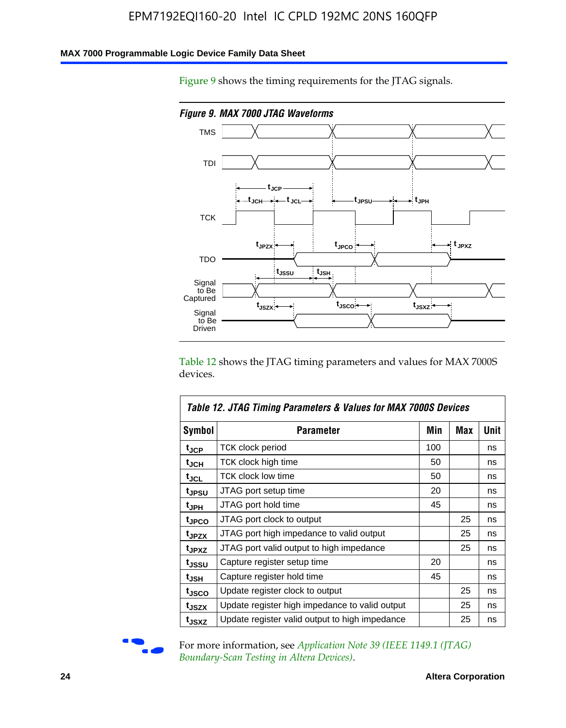Figure 9 shows the timing requirements for the JTAG signals.

*Figure 9. MAX 7000 JTAG Waveforms*

Table 12 shows the JTAG timing parameters and values for MAX 7000S devices.

| Symbol | Parameter | Min | Max | Unit |
|---|---|---|---|---|
| $t_{JCP}$ | TCK clock period | 100 | | ns |
| $t_{JCH}$ | TCK clock high time | 50 | | ns |
| $t_{JCL}$ | TCK clock low time | 50 | | ns |
| $t_{JPSU}$ | JTAG port setup time | 20 | | ns |
| $t_{JPH}$ | JTAG port hold time | 45 | | ns |
| $t_{JPCO}$ | JTAG port clock to output | | 25 | ns |
| $t_{JPZX}$ | JTAG port high impedance to valid output | | 25 | ns |
| $t_{JPXZ}$ | JTAG port valid output to high impedance | | 25 | ns |
| $t_{JSSU}$ | Capture register setup time | 20 | | ns |
| $t_{JSH}$ | Capture register hold time | 45 | | ns |
| $t_{JSCO}$ | Update register clock to output | | 25 | ns |
| $t_{JSZX}$ | Update register high impedance to valid output | | 25 | ns |
| $t_{JSXZ}$ | Update register valid output to high impedance | | 25 | ns |

For more information, see *Application Note 39 (IEEE 1149.1 (JTAG) Boundary-Scan Testing in Altera Devices)*.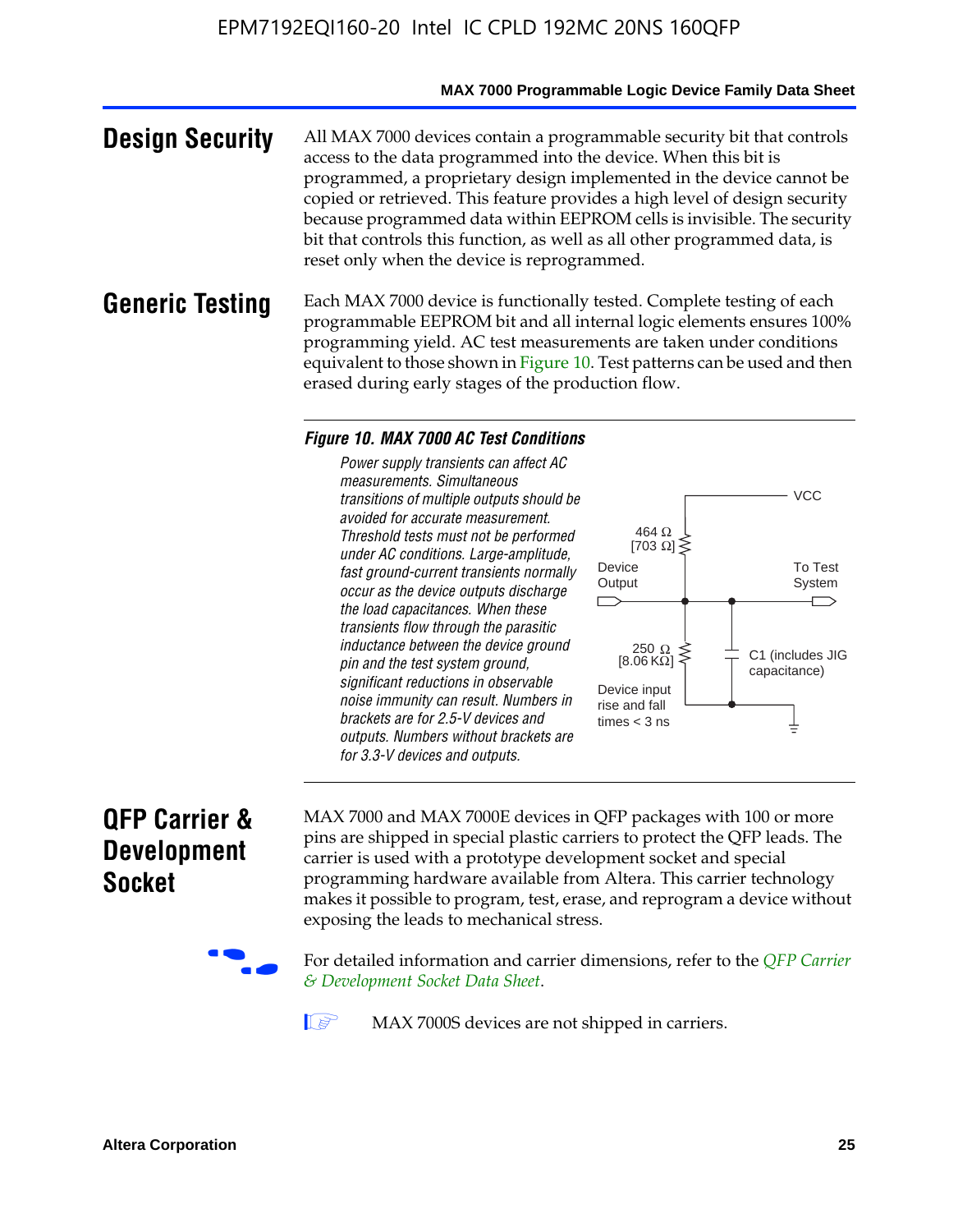## Design Security

All MAX 7000 devices contain a programmable security bit that controls access to the data programmed into the device. When this bit is programmed, a proprietary design implemented in the device cannot be copied or retrieved. This feature provides a high level of design security because programmed data within EEPROM cells is invisible. The security bit that controls this function, as well as all other programmed data, is reset only when the device is reprogrammed.

## Generic Testing

Each MAX 7000 device is functionally tested. Complete testing of each programmable EEPROM bit and all internal logic elements ensures 100% programming yield. AC test measurements are taken under conditions equivalent to those shown in Figure 10. Test patterns can be used and then erased during early stages of the production flow.

**Figure 10. MAX 7000 AC Test Conditions**

*Power supply transients can affect AC measurements. Simultaneous transitions of multiple outputs should be avoided for accurate measurement. Threshold tests must not be performed under AC conditions. Large-amplitude, fast ground-current transients normally occur as the device outputs discharge the load capacitances. When these transients flow through the parasitic inductance between the device ground pin and the test system ground, significant reductions in observable noise immunity can result. Numbers in brackets are for 2.5-V devices and outputs. Numbers without brackets are for 3.3-V devices and outputs.*

VCC

464 Ω [703 Ω]

Device Output

To Test System

250 Ω [8.06 KΩ]

C1 (includes JIG capacitance)

Device input rise and fall times < 3 ns

## QFP Carrier & Development Socket

MAX 7000 and MAX 7000E devices in QFP packages with 100 or more pins are shipped in special plastic carriers to protect the QFP leads. The carrier is used with a prototype development socket and special programming hardware available from Altera. This carrier technology makes it possible to program, test, erase, and reprogram a device without exposing the leads to mechanical stress.

For detailed information and carrier dimensions, refer to the *QFP Carrier & Development Socket Data Sheet*.

MAX 7000S devices are not shipped in carriers.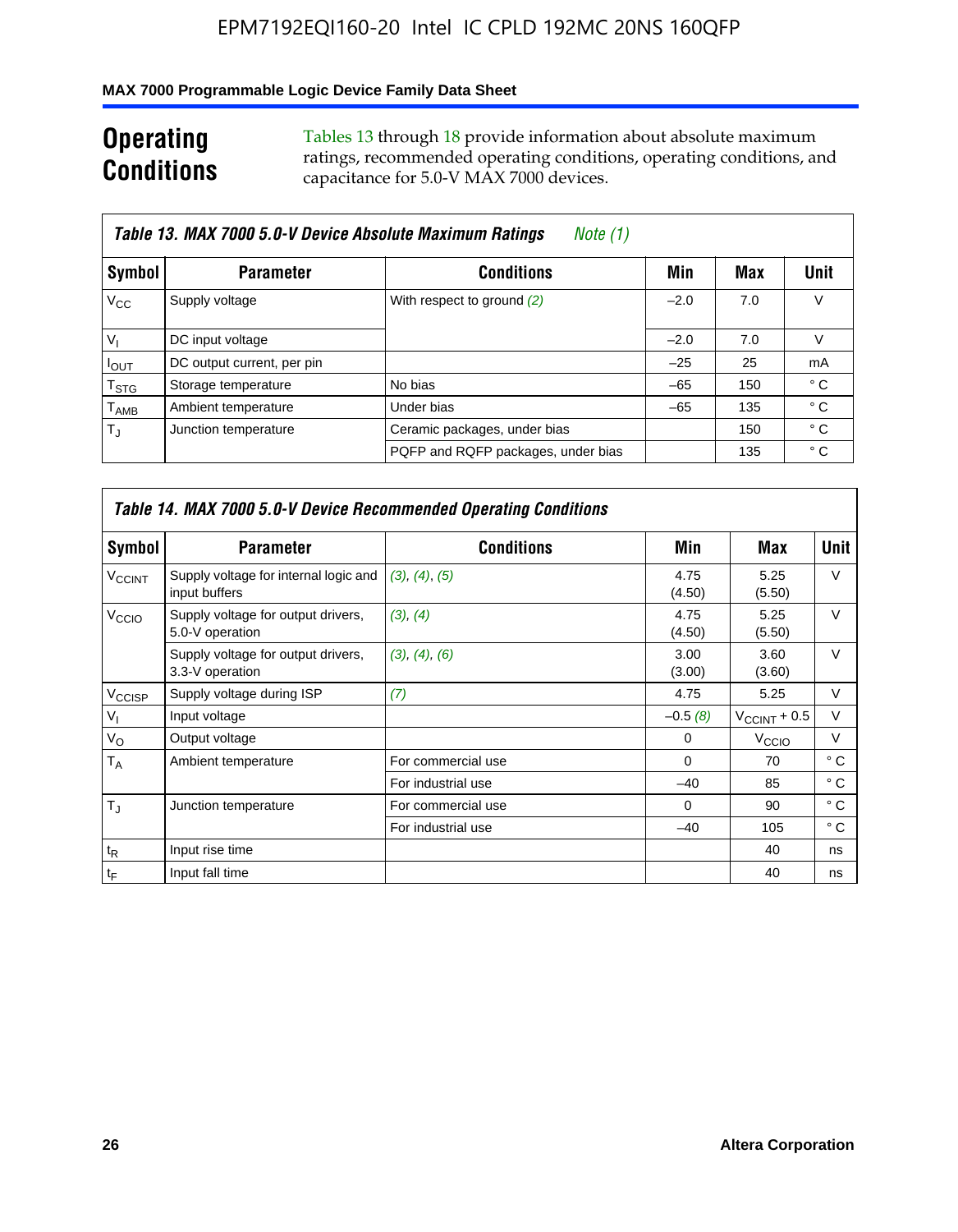# Operating Conditions

Tables 13 through 18 provide information about absolute maximum ratings, recommended operating conditions, operating conditions, and capacitance for 5.0-V MAX 7000 devices.

**Table 13. MAX 7000 5.0-V Device Absolute Maximum Ratings** *Note (1)*

| Symbol | Parameter | Conditions | Min | Max | Unit |
|---|---|---|---|---|---|
| $V_{CC}$ | Supply voltage | With respect to ground *(2)* | –2.0 | 7.0 | V |
| $V_I$ | DC input voltage | | –2.0 | 7.0 | V |
| $I_{OUT}$ | DC output current, per pin | | –25 | 25 | mA |
| $T_{STG}$ | Storage temperature | No bias | –65 | 150 | ° C |
| $T_{AMB}$ | Ambient temperature | Under bias | –65 | 135 | ° C |
| $T_J$ | Junction temperature | Ceramic packages, under bias | | 150 | ° C |
| | | PQFP and RQFP packages, under bias | | 135 | ° C |

**Table 14. MAX 7000 5.0-V Device Recommended Operating Conditions**

| Symbol | Parameter | Conditions | Min | Max | Unit |
|---|---|---|---|---|---|
| $V_{CCINT}$ | Supply voltage for internal logic and input buffers | *(3)*, *(4)*, *(5)* | 4.75 (4.50) | 5.25 (5.50) | V |
| $V_{CCIO}$ | Supply voltage for output drivers, 5.0-V operation | *(3)*, *(4)* | 4.75 (4.50) | 5.25 (5.50) | V |
| | Supply voltage for output drivers, 3.3-V operation | *(3)*, *(4)*, *(6)* | 3.00 (3.00) | 3.60 (3.60) | V |
| $V_{CCISP}$ | Supply voltage during ISP | *(7)* | 4.75 | 5.25 | V |
| $V_I$ | Input voltage | | –0.5 *(8)* | $V_{CCINT}$ + 0.5 | V |
| $V_O$ | Output voltage | | 0 | $V_{CCIO}$ | V |
| $T_A$ | Ambient temperature | For commercial use | 0 | 70 | ° C |
| | | For industrial use | –40 | 85 | ° C |
| $T_J$ | Junction temperature | For commercial use | 0 | 90 | ° C |
| | | For industrial use | –40 | 105 | ° C |
| $t_R$ | Input rise time | | | 40 | ns |
| $t_F$ | Input fall time | | | 40 | ns |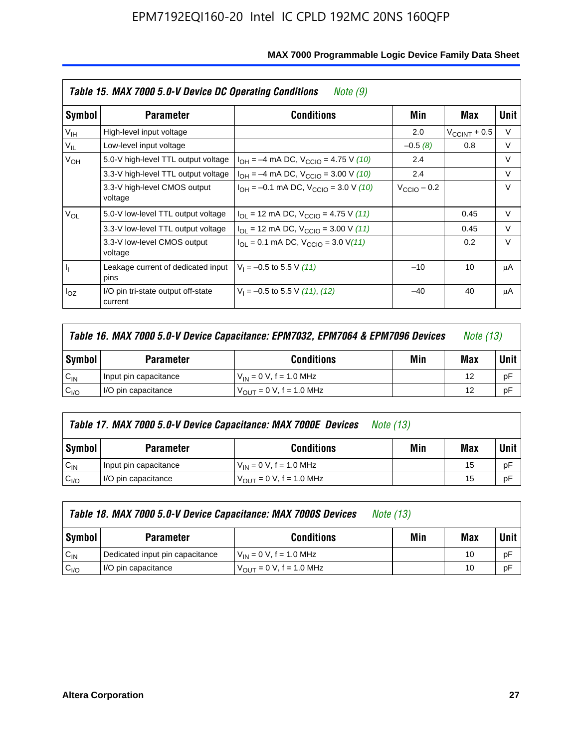| Table 15. MAX 7000 5.0-V Device DC Operating Conditions *Note (9)* | | | | | |
|---|---|---|---|---|---|
| **Symbol** | **Parameter** | **Conditions** | **Min** | **Max** | **Unit** |
| $V_{IH}$ | High-level input voltage | | 2.0 | $V_{CCINT}$ + 0.5 | V |
| $V_{IL}$ | Low-level input voltage | | –0.5 *(8)* | 0.8 | V |
| $V_{OH}$ | 5.0-V high-level TTL output voltage | $I_{OH}$ = –4 mA DC, $V_{CCIO}$ = 4.75 V *(10)* | 2.4 | | V |
| | 3.3-V high-level TTL output voltage | $I_{OH}$ = –4 mA DC, $V_{CCIO}$ = 3.00 V *(10)* | 2.4 | | V |
| | 3.3-V high-level CMOS output voltage | $I_{OH}$ = –0.1 mA DC, $V_{CCIO}$ = 3.0 V *(10)* | $V_{CCIO}$ – 0.2 | | V |
| $V_{OL}$ | 5.0-V low-level TTL output voltage | $I_{OL}$ = 12 mA DC, $V_{CCIO}$ = 4.75 V *(11)* | | 0.45 | V |
| | 3.3-V low-level TTL output voltage | $I_{OL}$ = 12 mA DC, $V_{CCIO}$ = 3.00 V *(11)* | | 0.45 | V |
| | 3.3-V low-level CMOS output voltage | $I_{OL}$ = 0.1 mA DC, $V_{CCIO}$ = 3.0 V *(11)* | | 0.2 | V |
| $I_I$ | Leakage current of dedicated input pins | $V_I$ = –0.5 to 5.5 V *(11)* | –10 | 10 | μA |
| $I_{OZ}$ | I/O pin tri-state output off-state current | $V_I$ = –0.5 to 5.5 V *(11)*, *(12)* | –40 | 40 | μA |

| Table 16. MAX 7000 5.0-V Device Capacitance: EPM7032, EPM7064 & EPM7096 Devices *Note (13)* | | | | | |
|---|---|---|---|---|---|
| **Symbol** | **Parameter** | **Conditions** | **Min** | **Max** | **Unit** |
| $C_{IN}$ | Input pin capacitance | $V_{IN}$ = 0 V, f = 1.0 MHz | | 12 | pF |
| $C_{I/O}$ | I/O pin capacitance | $V_{OUT}$ = 0 V, f = 1.0 MHz | | 12 | pF |

| Table 17. MAX 7000 5.0-V Device Capacitance: MAX 7000E Devices *Note (13)* | | | | | |
|---|---|---|---|---|---|
| **Symbol** | **Parameter** | **Conditions** | **Min** | **Max** | **Unit** |
| $C_{IN}$ | Input pin capacitance | $V_{IN}$ = 0 V, f = 1.0 MHz | | 15 | pF |
| $C_{I/O}$ | I/O pin capacitance | $V_{OUT}$ = 0 V, f = 1.0 MHz | | 15 | pF |

| Table 18. MAX 7000 5.0-V Device Capacitance: MAX 7000S Devices *Note (13)* | | | | | |
|---|---|---|---|---|---|
| **Symbol** | **Parameter** | **Conditions** | **Min** | **Max** | **Unit** |
| $C_{IN}$ | Dedicated input pin capacitance | $V_{IN}$ = 0 V, f = 1.0 MHz | | 10 | pF |
| $C_{I/O}$ | I/O pin capacitance | $V_{OUT}$ = 0 V, f = 1.0 MHz | | 10 | pF |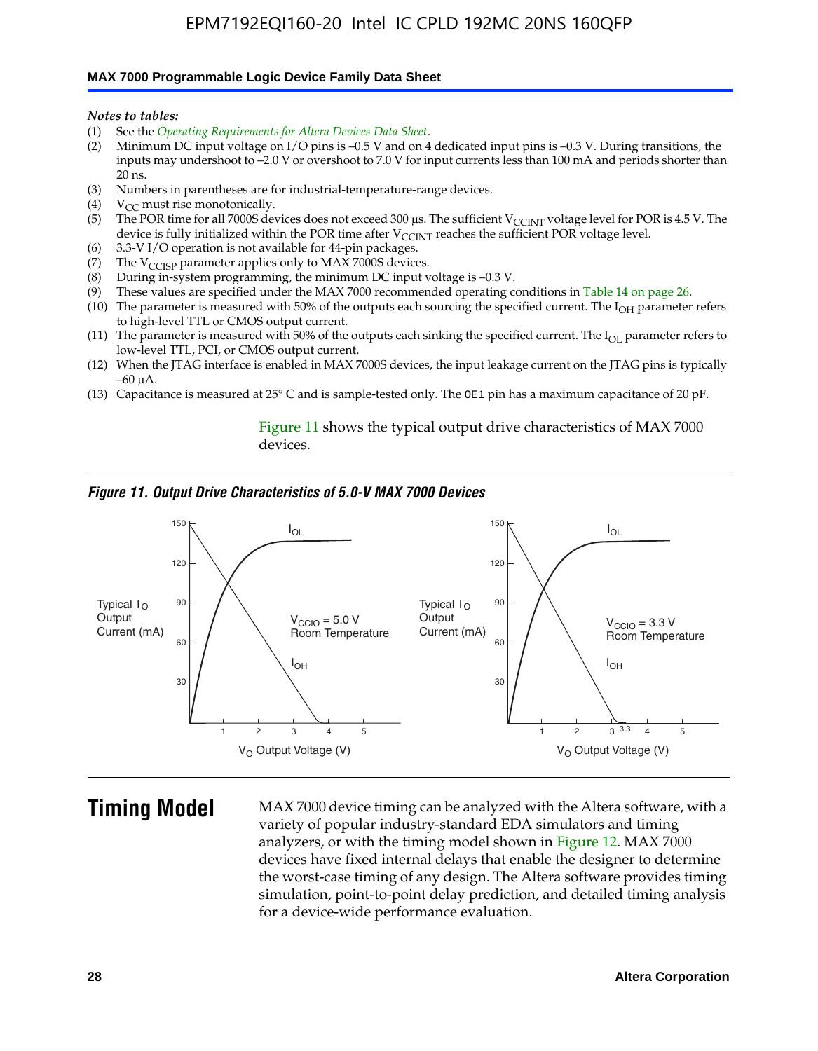*Notes to tables:*

(1) See the *Operating Requirements for Altera Devices Data Sheet*.
(2) Minimum DC input voltage on I/O pins is –0.5 V and on 4 dedicated input pins is –0.3 V. During transitions, the inputs may undershoot to –2.0 V or overshoot to 7.0 V for input currents less than 100 mA and periods shorter than 20 ns.
(3) Numbers in parentheses are for industrial-temperature-range devices.
(4) $V_{CC}$ must rise monotonically.
(5) The POR time for all 7000S devices does not exceed 300 µs. The sufficient $V_{CCINT}$ voltage level for POR is 4.5 V. The device is fully initialized within the POR time after $V_{CCINT}$ reaches the sufficient POR voltage level.
(6) 3.3-V I/O operation is not available for 44-pin packages.
(7) The $V_{CCISP}$ parameter applies only to MAX 7000S devices.
(8) During in-system programming, the minimum DC input voltage is –0.3 V.
(9) These values are specified under the MAX 7000 recommended operating conditions in Table 14 on page 26.
(10) The parameter is measured with 50% of the outputs each sourcing the specified current. The $I_{OH}$ parameter refers to high-level TTL or CMOS output current.
(11) The parameter is measured with 50% of the outputs each sinking the specified current. The $I_{OL}$ parameter refers to low-level TTL, PCI, or CMOS output current.
(12) When the JTAG interface is enabled in MAX 7000S devices, the input leakage current on the JTAG pins is typically –60 µA.
(13) Capacitance is measured at 25° C and is sample-tested only. The OE1 pin has a maximum capacitance of 20 pF.

Figure 11 shows the typical output drive characteristics of MAX 7000 devices.

*Figure 11. Output Drive Characteristics of 5.0-V MAX 7000 Devices*

# Timing Model

MAX 7000 device timing can be analyzed with the Altera software, with a variety of popular industry-standard EDA simulators and timing analyzers, or with the timing model shown in Figure 12. MAX 7000 devices have fixed internal delays that enable the designer to determine the worst-case timing of any design. The Altera software provides timing simulation, point-to-point delay prediction, and detailed timing analysis for a device-wide performance evaluation.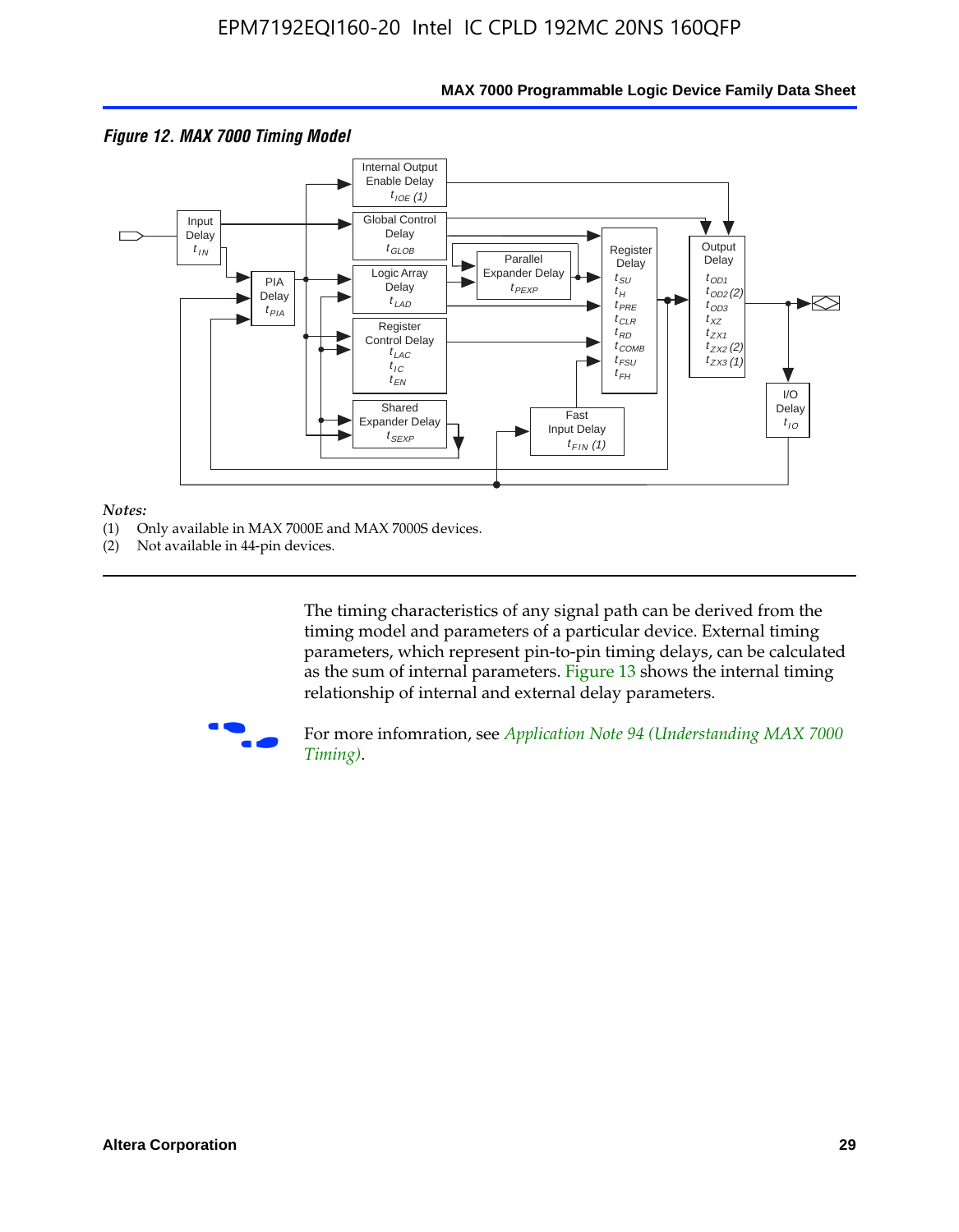*Figure 12. MAX 7000 Timing Model*

*Notes:*
(1) Only available in MAX 7000E and MAX 7000S devices.
(2) Not available in 44-pin devices.

The timing characteristics of any signal path can be derived from the timing model and parameters of a particular device. External timing parameters, which represent pin-to-pin timing delays, can be calculated as the sum of internal parameters. Figure 13 shows the internal timing relationship of internal and external delay parameters.

For more infomration, see *Application Note 94 (Understanding MAX 7000 Timing)*.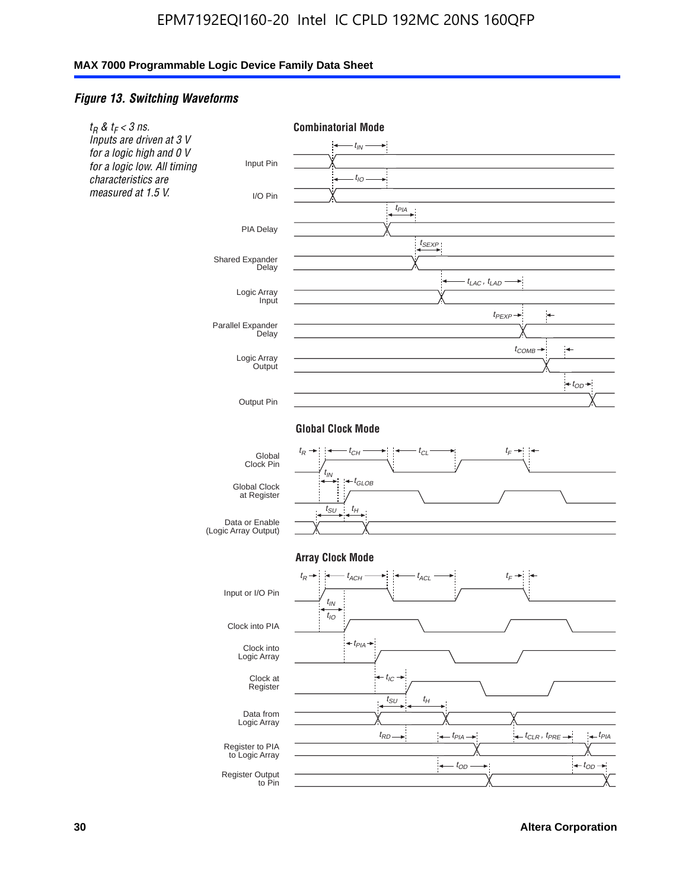*Figure 13. Switching Waveforms*

*$t_R$ & $t_F$ < 3 ns. Inputs are driven at 3 V for a logic high and 0 V for a logic low. All timing characteristics are measured at 1.5 V.*

**Combinatorial Mode**

Input Pin — $t_{IN}$

I/O Pin — $t_{IO}$

PIA Delay — $t_{PIA}$

Shared Expander Delay — $t_{SEXP}$

Logic Array Input — $t_{LAC}$, $t_{LAD}$

Parallel Expander Delay — $t_{PEXP}$

Logic Array Output — $t_{COMB}$

Output Pin — $t_{OD}$

**Global Clock Mode**

Global Clock Pin — $t_R$, $t_{CH}$, $t_{CL}$, $t_F$

Global Clock at Register — $t_{IN}$, $t_{GLOB}$

Data or Enable (Logic Array Output) — $t_{SU}$, $t_H$

**Array Clock Mode**

Input or I/O Pin — $t_R$, $t_{ACH}$, $t_{ACL}$, $t_F$

Clock into PIA — $t_{IN}$, $t_{IO}$

Clock into Logic Array — $t_{PIA}$

Clock at Register — $t_{IC}$

Data from Logic Array — $t_{SU}$, $t_H$

Register to PIA to Logic Array — $t_{RD}$, $t_{PIA}$, $t_{CLR}$, $t_{PRE}$, $t_{PIA}$

Register Output to Pin — $t_{OD}$, $t_{OD}$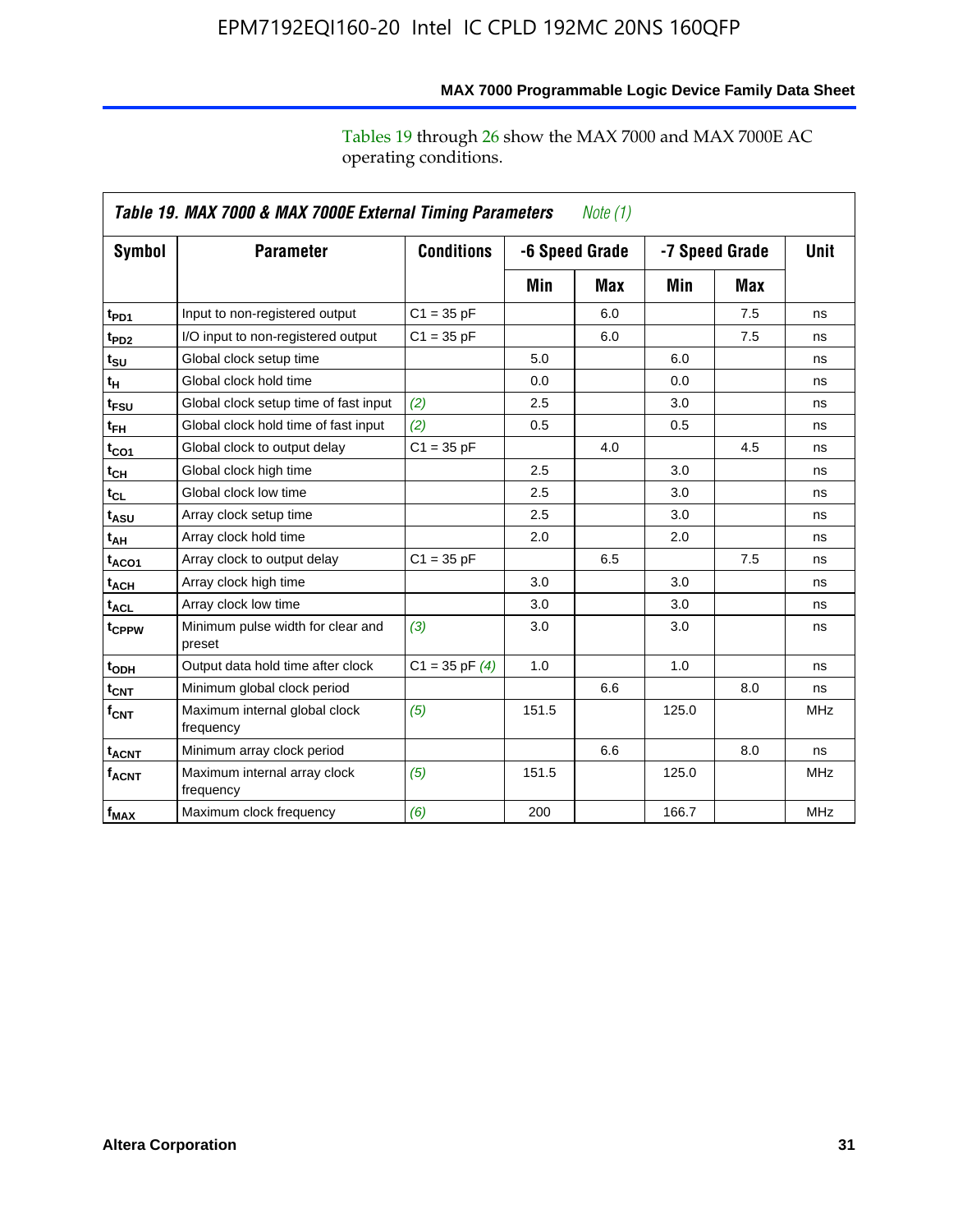Tables 19 through 26 show the MAX 7000 and MAX 7000E AC operating conditions.

**Table 19. MAX 7000 & MAX 7000E External Timing Parameters** *Note (1)*

| Symbol | Parameter | Conditions | -6 Speed Grade | | -7 Speed Grade | | Unit |
|---|---|---|---|---|---|---|---|
| | | | Min | Max | Min | Max | |
| $t_{PD1}$ | Input to non-registered output | C1 = 35 pF | | 6.0 | | 7.5 | ns |
| $t_{PD2}$ | I/O input to non-registered output | C1 = 35 pF | | 6.0 | | 7.5 | ns |
| $t_{SU}$ | Global clock setup time | | 5.0 | | 6.0 | | ns |
| $t_H$ | Global clock hold time | | 0.0 | | 0.0 | | ns |
| $t_{FSU}$ | Global clock setup time of fast input | *(2)* | 2.5 | | 3.0 | | ns |
| $t_{FH}$ | Global clock hold time of fast input | *(2)* | 0.5 | | 0.5 | | ns |
| $t_{CO1}$ | Global clock to output delay | C1 = 35 pF | | 4.0 | | 4.5 | ns |
| $t_{CH}$ | Global clock high time | | 2.5 | | 3.0 | | ns |
| $t_{CL}$ | Global clock low time | | 2.5 | | 3.0 | | ns |
| $t_{ASU}$ | Array clock setup time | | 2.5 | | 3.0 | | ns |
| $t_{AH}$ | Array clock hold time | | 2.0 | | 2.0 | | ns |
| $t_{ACO1}$ | Array clock to output delay | C1 = 35 pF | | 6.5 | | 7.5 | ns |
| $t_{ACH}$ | Array clock high time | | 3.0 | | 3.0 | | ns |
| $t_{ACL}$ | Array clock low time | | 3.0 | | 3.0 | | ns |
| $t_{CPPW}$ | Minimum pulse width for clear and preset | *(3)* | 3.0 | | 3.0 | | ns |
| $t_{ODH}$ | Output data hold time after clock | C1 = 35 pF *(4)* | 1.0 | | 1.0 | | ns |
| $t_{CNT}$ | Minimum global clock period | | | 6.6 | | 8.0 | ns |
| $f_{CNT}$ | Maximum internal global clock frequency | *(5)* | 151.5 | | 125.0 | | MHz |
| $t_{ACNT}$ | Minimum array clock period | | | 6.6 | | 8.0 | ns |
| $f_{ACNT}$ | Maximum internal array clock frequency | *(5)* | 151.5 | | 125.0 | | MHz |
| $f_{MAX}$ | Maximum clock frequency | *(6)* | 200 | | 166.7 | | MHz |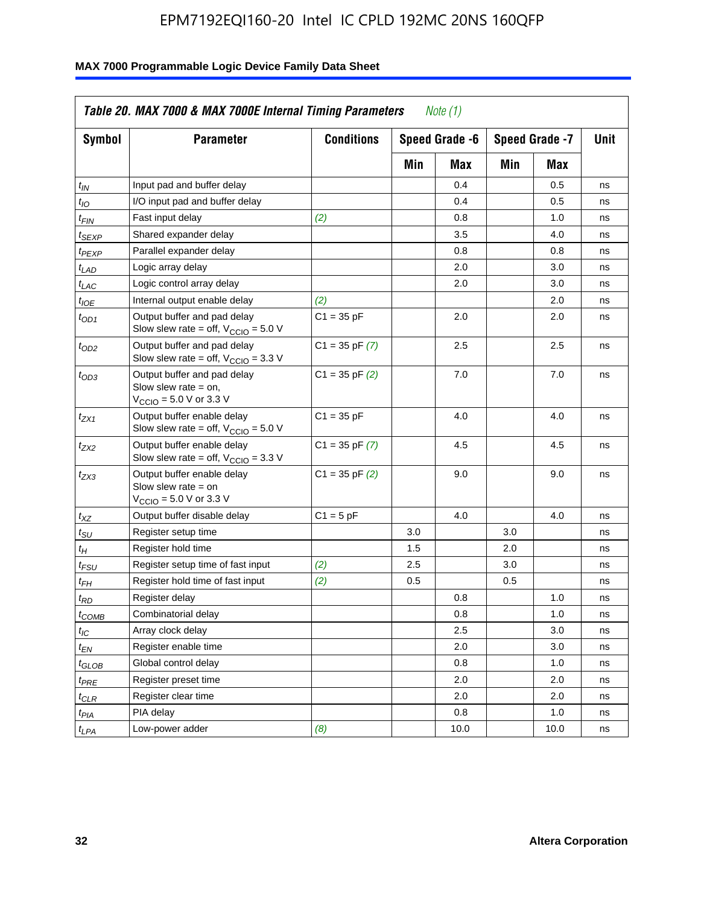| *Table 20. MAX 7000 & MAX 7000E Internal Timing Parameters* *Note (1)* | | | | | | | |
|---|---|---|---|---|---|---|---|
| **Symbol** | **Parameter** | **Conditions** | **Speed Grade -6** | | **Speed Grade -7** | | **Unit** |
| | | | **Min** | **Max** | **Min** | **Max** | |
| $t_{IN}$ | Input pad and buffer delay | | | 0.4 | | 0.5 | ns |
| $t_{IO}$ | I/O input pad and buffer delay | | | 0.4 | | 0.5 | ns |
| $t_{FIN}$ | Fast input delay | *(2)* | | 0.8 | | 1.0 | ns |
| $t_{SEXP}$ | Shared expander delay | | | 3.5 | | 4.0 | ns |
| $t_{PEXP}$ | Parallel expander delay | | | 0.8 | | 0.8 | ns |
| $t_{LAD}$ | Logic array delay | | | 2.0 | | 3.0 | ns |
| $t_{LAC}$ | Logic control array delay | | | 2.0 | | 3.0 | ns |
| $t_{IOE}$ | Internal output enable delay | *(2)* | | | | 2.0 | ns |
| $t_{OD1}$ | Output buffer and pad delay Slow slew rate = off, $V_{CCIO}$ = 5.0 V | C1 = 35 pF | | 2.0 | | 2.0 | ns |
| $t_{OD2}$ | Output buffer and pad delay Slow slew rate = off, $V_{CCIO}$ = 3.3 V | C1 = 35 pF *(7)* | | 2.5 | | 2.5 | ns |
| $t_{OD3}$ | Output buffer and pad delay Slow slew rate = on, $V_{CCIO}$ = 5.0 V or 3.3 V | C1 = 35 pF *(2)* | | 7.0 | | 7.0 | ns |
| $t_{ZX1}$ | Output buffer enable delay Slow slew rate = off, $V_{CCIO}$ = 5.0 V | C1 = 35 pF | | 4.0 | | 4.0 | ns |
| $t_{ZX2}$ | Output buffer enable delay Slow slew rate = off, $V_{CCIO}$ = 3.3 V | C1 = 35 pF *(7)* | | 4.5 | | 4.5 | ns |
| $t_{ZX3}$ | Output buffer enable delay Slow slew rate = on $V_{CCIO}$ = 5.0 V or 3.3 V | C1 = 35 pF *(2)* | | 9.0 | | 9.0 | ns |
| $t_{XZ}$ | Output buffer disable delay | C1 = 5 pF | | 4.0 | | 4.0 | ns |
| $t_{SU}$ | Register setup time | | 3.0 | | 3.0 | | ns |
| $t_{H}$ | Register hold time | | 1.5 | | 2.0 | | ns |
| $t_{FSU}$ | Register setup time of fast input | *(2)* | 2.5 | | 3.0 | | ns |
| $t_{FH}$ | Register hold time of fast input | *(2)* | 0.5 | | 0.5 | | ns |
| $t_{RD}$ | Register delay | | | 0.8 | | 1.0 | ns |
| $t_{COMB}$ | Combinatorial delay | | | 0.8 | | 1.0 | ns |
| $t_{IC}$ | Array clock delay | | | 2.5 | | 3.0 | ns |
| $t_{EN}$ | Register enable time | | | 2.0 | | 3.0 | ns |
| $t_{GLOB}$ | Global control delay | | | 0.8 | | 1.0 | ns |
| $t_{PRE}$ | Register preset time | | | 2.0 | | 2.0 | ns |
| $t_{CLR}$ | Register clear time | | | 2.0 | | 2.0 | ns |
| $t_{PIA}$ | PIA delay | | | 0.8 | | 1.0 | ns |
| $t_{LPA}$ | Low-power adder | *(8)* | | 10.0 | | 10.0 | ns |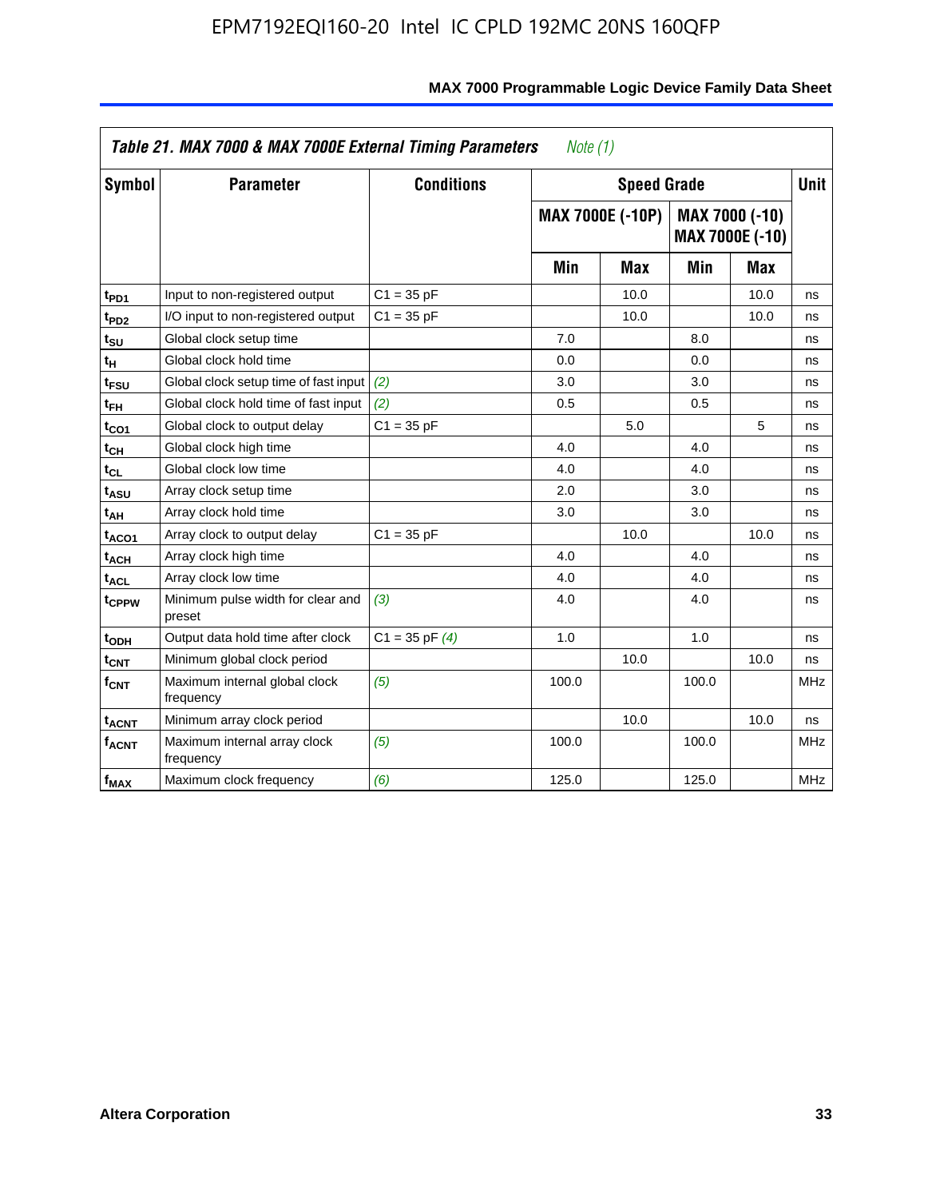**Table 21. MAX 7000 & MAX 7000E External Timing Parameters** *Note (1)*

| Symbol | Parameter | Conditions | Speed Grade | | | | Unit |
|---|---|---|---|---|---|---|---|
| | | | MAX 7000E (-10P) | | MAX 7000 (-10) MAX 7000E (-10) | | |
| | | | Min | Max | Min | Max | |
| $t_{PD1}$ | Input to non-registered output | C1 = 35 pF | | 10.0 | | 10.0 | ns |
| $t_{PD2}$ | I/O input to non-registered output | C1 = 35 pF | | 10.0 | | 10.0 | ns |
| $t_{SU}$ | Global clock setup time | | 7.0 | | 8.0 | | ns |
| $t_{H}$ | Global clock hold time | | 0.0 | | 0.0 | | ns |
| $t_{FSU}$ | Global clock setup time of fast input | *(2)* | 3.0 | | 3.0 | | ns |
| $t_{FH}$ | Global clock hold time of fast input | *(2)* | 0.5 | | 0.5 | | ns |
| $t_{CO1}$ | Global clock to output delay | C1 = 35 pF | | 5.0 | | 5 | ns |
| $t_{CH}$ | Global clock high time | | 4.0 | | 4.0 | | ns |
| $t_{CL}$ | Global clock low time | | 4.0 | | 4.0 | | ns |
| $t_{ASU}$ | Array clock setup time | | 2.0 | | 3.0 | | ns |
| $t_{AH}$ | Array clock hold time | | 3.0 | | 3.0 | | ns |
| $t_{ACO1}$ | Array clock to output delay | C1 = 35 pF | | 10.0 | | 10.0 | ns |
| $t_{ACH}$ | Array clock high time | | 4.0 | | 4.0 | | ns |
| $t_{ACL}$ | Array clock low time | | 4.0 | | 4.0 | | ns |
| $t_{CPPW}$ | Minimum pulse width for clear and preset | *(3)* | 4.0 | | 4.0 | | ns |
| $t_{ODH}$ | Output data hold time after clock | C1 = 35 pF *(4)* | 1.0 | | 1.0 | | ns |
| $t_{CNT}$ | Minimum global clock period | | | 10.0 | | 10.0 | ns |
| $f_{CNT}$ | Maximum internal global clock frequency | *(5)* | 100.0 | | 100.0 | | MHz |
| $t_{ACNT}$ | Minimum array clock period | | | 10.0 | | 10.0 | ns |
| $f_{ACNT}$ | Maximum internal array clock frequency | *(5)* | 100.0 | | 100.0 | | MHz |
| $f_{MAX}$ | Maximum clock frequency | *(6)* | 125.0 | | 125.0 | | MHz |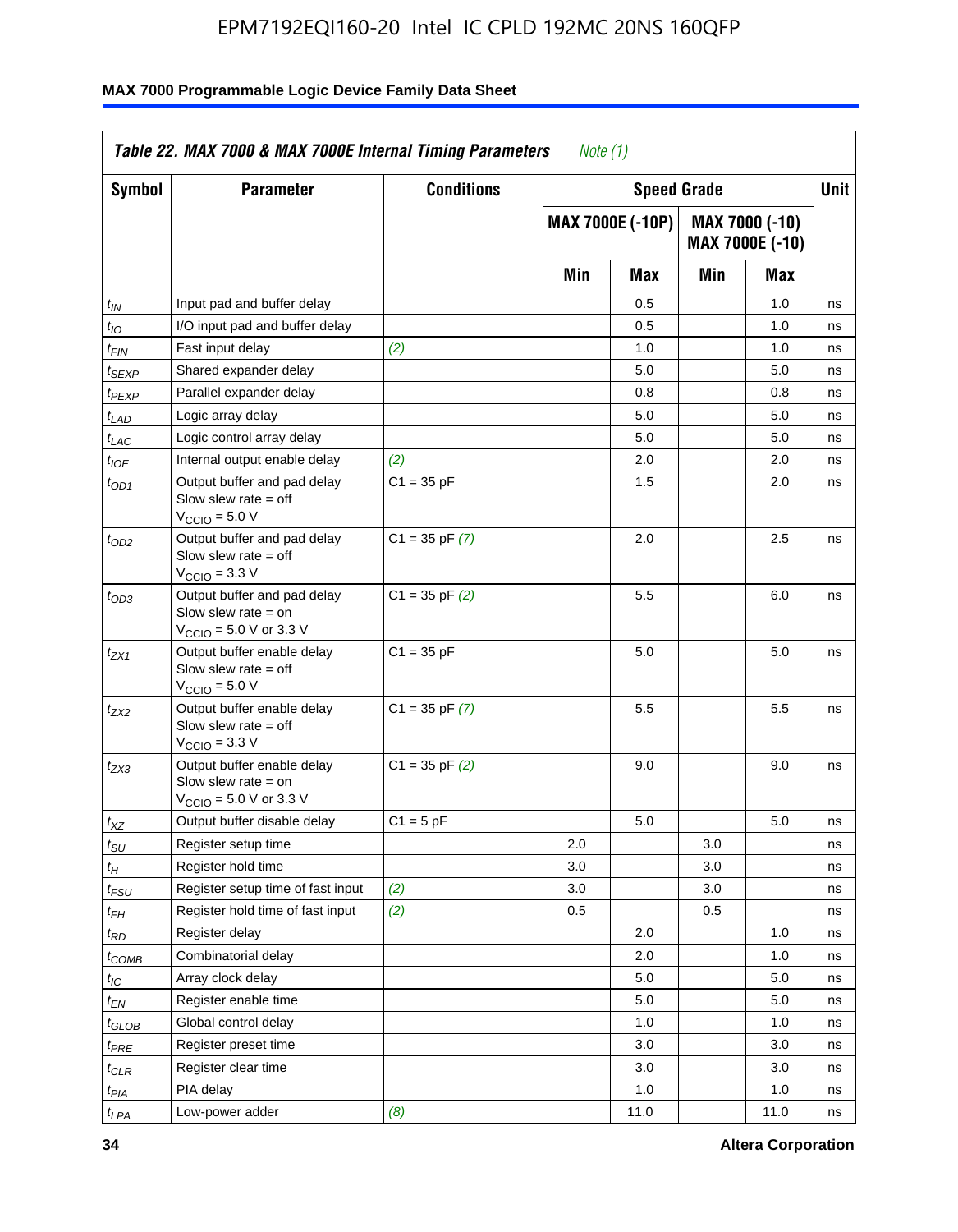**Table 22. MAX 7000 & MAX 7000E Internal Timing Parameters** *Note (1)*

| Symbol | Parameter | Conditions | Speed Grade | | | | Unit |
|---|---|---|---|---|---|---|---|
| | | | MAX 7000E (-10P) | | MAX 7000 (-10) MAX 7000E (-10) | | |
| | | | Min | Max | Min | Max | |
| $t_{IN}$ | Input pad and buffer delay | | | 0.5 | | 1.0 | ns |
| $t_{IO}$ | I/O input pad and buffer delay | | | 0.5 | | 1.0 | ns |
| $t_{FIN}$ | Fast input delay | *(2)* | | 1.0 | | 1.0 | ns |
| $t_{SEXP}$ | Shared expander delay | | | 5.0 | | 5.0 | ns |
| $t_{PEXP}$ | Parallel expander delay | | | 0.8 | | 0.8 | ns |
| $t_{LAD}$ | Logic array delay | | | 5.0 | | 5.0 | ns |
| $t_{LAC}$ | Logic control array delay | | | 5.0 | | 5.0 | ns |
| $t_{IOE}$ | Internal output enable delay | *(2)* | | 2.0 | | 2.0 | ns |
| $t_{OD1}$ | Output buffer and pad delay Slow slew rate = off $V_{CCIO}$ = 5.0 V | C1 = 35 pF | | 1.5 | | 2.0 | ns |
| $t_{OD2}$ | Output buffer and pad delay Slow slew rate = off $V_{CCIO}$ = 3.3 V | C1 = 35 pF *(7)* | | 2.0 | | 2.5 | ns |
| $t_{OD3}$ | Output buffer and pad delay Slow slew rate = on $V_{CCIO}$ = 5.0 V or 3.3 V | C1 = 35 pF *(2)* | | 5.5 | | 6.0 | ns |
| $t_{ZX1}$ | Output buffer enable delay Slow slew rate = off $V_{CCIO}$ = 5.0 V | C1 = 35 pF | | 5.0 | | 5.0 | ns |
| $t_{ZX2}$ | Output buffer enable delay Slow slew rate = off $V_{CCIO}$ = 3.3 V | C1 = 35 pF *(7)* | | 5.5 | | 5.5 | ns |
| $t_{ZX3}$ | Output buffer enable delay Slow slew rate = on $V_{CCIO}$ = 5.0 V or 3.3 V | C1 = 35 pF *(2)* | | 9.0 | | 9.0 | ns |
| $t_{XZ}$ | Output buffer disable delay | C1 = 5 pF | | 5.0 | | 5.0 | ns |
| $t_{SU}$ | Register setup time | | 2.0 | | 3.0 | | ns |
| $t_{H}$ | Register hold time | | 3.0 | | 3.0 | | ns |
| $t_{FSU}$ | Register setup time of fast input | *(2)* | 3.0 | | 3.0 | | ns |
| $t_{FH}$ | Register hold time of fast input | *(2)* | 0.5 | | 0.5 | | ns |
| $t_{RD}$ | Register delay | | | 2.0 | | 1.0 | ns |
| $t_{COMB}$ | Combinatorial delay | | | 2.0 | | 1.0 | ns |
| $t_{IC}$ | Array clock delay | | | 5.0 | | 5.0 | ns |
| $t_{EN}$ | Register enable time | | | 5.0 | | 5.0 | ns |
| $t_{GLOB}$ | Global control delay | | | 1.0 | | 1.0 | ns |
| $t_{PRE}$ | Register preset time | | | 3.0 | | 3.0 | ns |
| $t_{CLR}$ | Register clear time | | | 3.0 | | 3.0 | ns |
| $t_{PIA}$ | PIA delay | | | 1.0 | | 1.0 | ns |
| $t_{LPA}$ | Low-power adder | *(8)* | | 11.0 | | 11.0 | ns |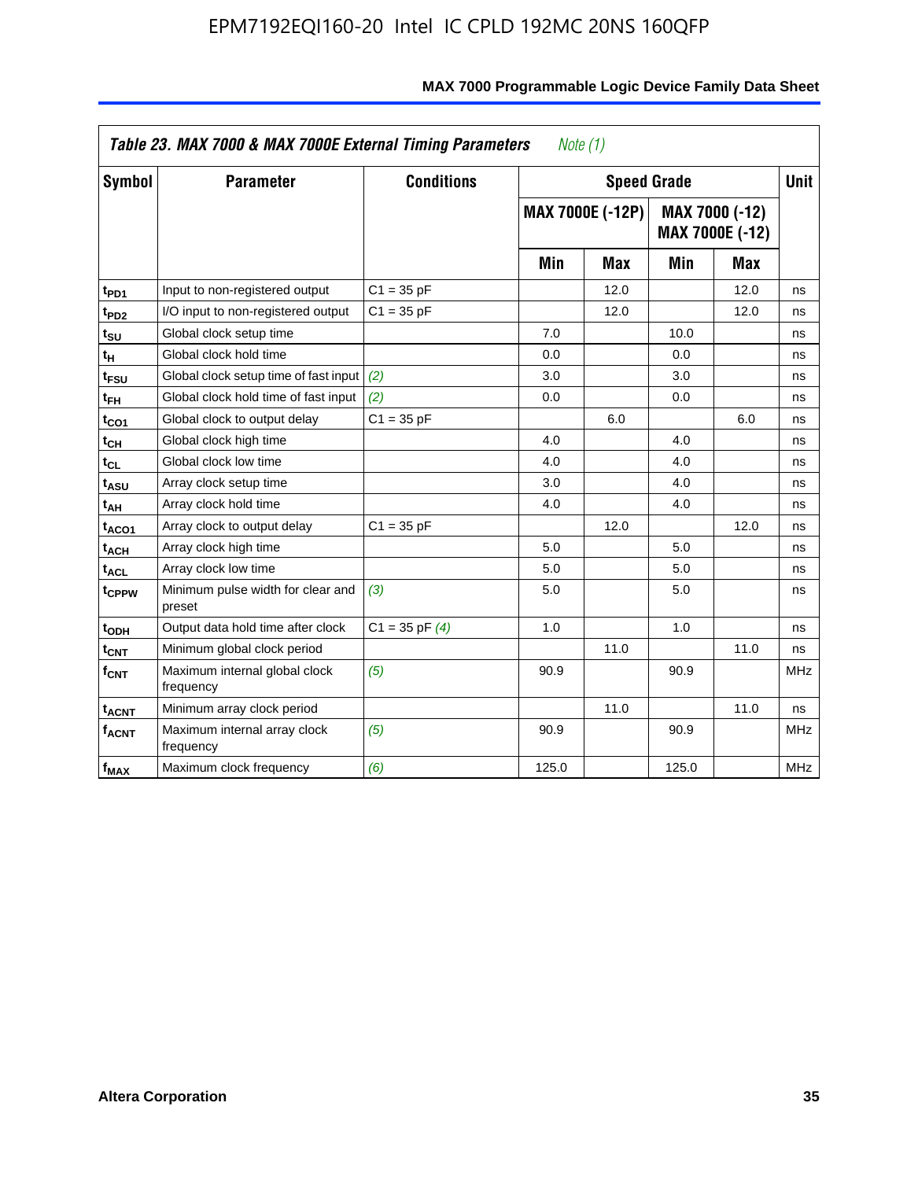**Table 23. MAX 7000 & MAX 7000E External Timing Parameters** *Note (1)*

| Symbol | Parameter | Conditions | Speed Grade | | | | Unit |
|---|---|---|---|---|---|---|---|
| | | | MAX 7000E (-12P) | | MAX 7000 (-12) MAX 7000E (-12) | | |
| | | | Min | Max | Min | Max | |
| $t_{PD1}$ | Input to non-registered output | C1 = 35 pF | | 12.0 | | 12.0 | ns |
| $t_{PD2}$ | I/O input to non-registered output | C1 = 35 pF | | 12.0 | | 12.0 | ns |
| $t_{SU}$ | Global clock setup time | | 7.0 | | 10.0 | | ns |
| $t_H$ | Global clock hold time | | 0.0 | | 0.0 | | ns |
| $t_{FSU}$ | Global clock setup time of fast input | *(2)* | 3.0 | | 3.0 | | ns |
| $t_{FH}$ | Global clock hold time of fast input | *(2)* | 0.0 | | 0.0 | | ns |
| $t_{CO1}$ | Global clock to output delay | C1 = 35 pF | | 6.0 | | 6.0 | ns |
| $t_{CH}$ | Global clock high time | | 4.0 | | 4.0 | | ns |
| $t_{CL}$ | Global clock low time | | 4.0 | | 4.0 | | ns |
| $t_{ASU}$ | Array clock setup time | | 3.0 | | 4.0 | | ns |
| $t_{AH}$ | Array clock hold time | | 4.0 | | 4.0 | | ns |
| $t_{ACO1}$ | Array clock to output delay | C1 = 35 pF | | 12.0 | | 12.0 | ns |
| $t_{ACH}$ | Array clock high time | | 5.0 | | 5.0 | | ns |
| $t_{ACL}$ | Array clock low time | | 5.0 | | 5.0 | | ns |
| $t_{CPPW}$ | Minimum pulse width for clear and preset | *(3)* | 5.0 | | 5.0 | | ns |
| $t_{ODH}$ | Output data hold time after clock | C1 = 35 pF *(4)* | 1.0 | | 1.0 | | ns |
| $t_{CNT}$ | Minimum global clock period | | | 11.0 | | 11.0 | ns |
| $f_{CNT}$ | Maximum internal global clock frequency | *(5)* | 90.9 | | 90.9 | | MHz |
| $t_{ACNT}$ | Minimum array clock period | | | 11.0 | | 11.0 | ns |
| $f_{ACNT}$ | Maximum internal array clock frequency | *(5)* | 90.9 | | 90.9 | | MHz |
| $f_{MAX}$ | Maximum clock frequency | *(6)* | 125.0 | | 125.0 | | MHz |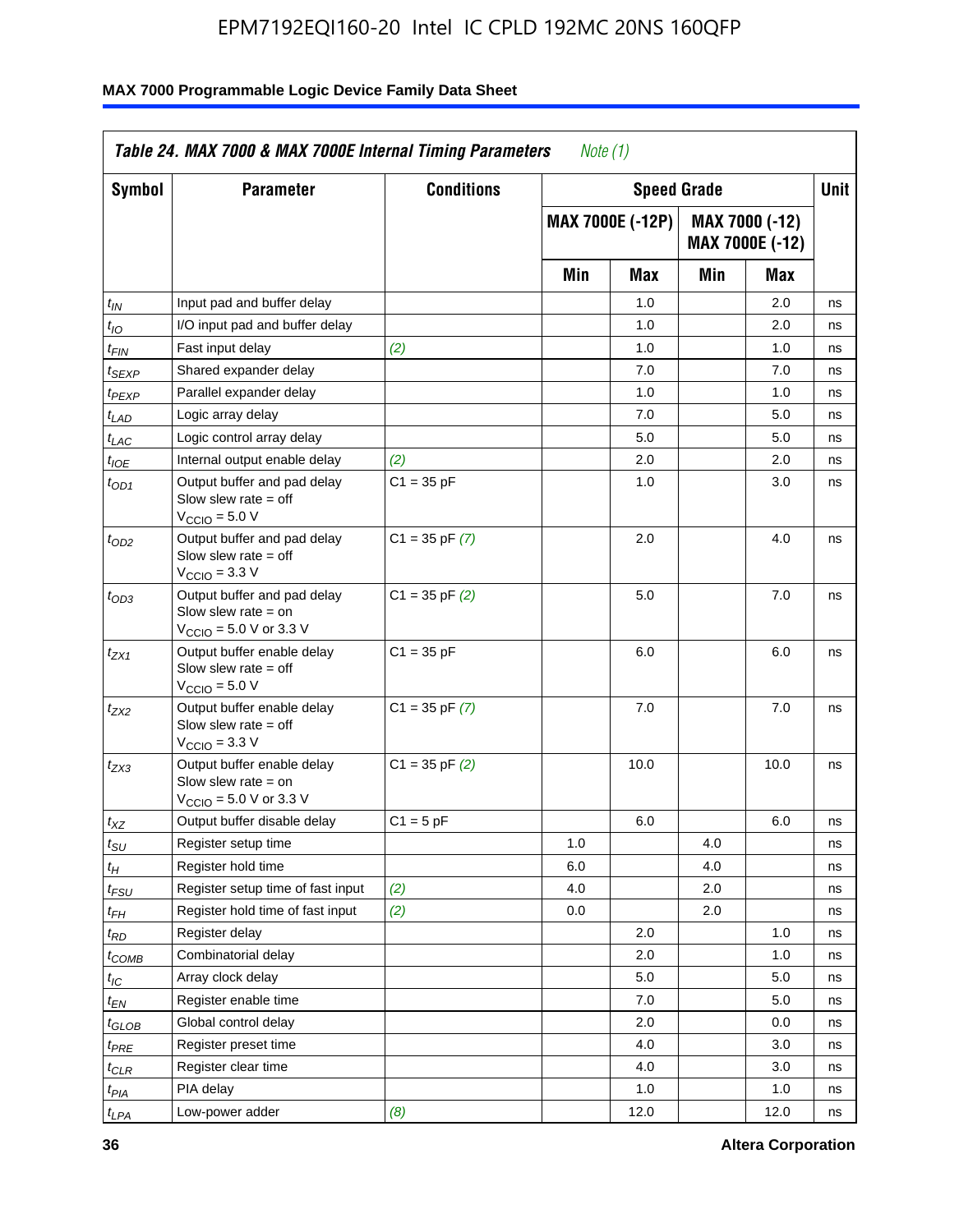| Table 24. MAX 7000 & MAX 7000E Internal Timing Parameters *Note (1)* | | | | | | | |
|---|---|---|---|---|---|---|---|
| Symbol | Parameter | Conditions | Speed Grade | | | | Unit |
| | | | MAX 7000E (-12P) | | MAX 7000 (-12) MAX 7000E (-12) | | |
| | | | Min | Max | Min | Max | |
| $t_{IN}$ | Input pad and buffer delay | | | 1.0 | | 2.0 | ns |
| $t_{IO}$ | I/O input pad and buffer delay | | | 1.0 | | 2.0 | ns |
| $t_{FIN}$ | Fast input delay | *(2)* | | 1.0 | | 1.0 | ns |
| $t_{SEXP}$ | Shared expander delay | | | 7.0 | | 7.0 | ns |
| $t_{PEXP}$ | Parallel expander delay | | | 1.0 | | 1.0 | ns |
| $t_{LAD}$ | Logic array delay | | | 7.0 | | 5.0 | ns |
| $t_{LAC}$ | Logic control array delay | | | 5.0 | | 5.0 | ns |
| $t_{IOE}$ | Internal output enable delay | *(2)* | | 2.0 | | 2.0 | ns |
| $t_{OD1}$ | Output buffer and pad delay Slow slew rate = off $V_{CCIO}$ = 5.0 V | C1 = 35 pF | | 1.0 | | 3.0 | ns |
| $t_{OD2}$ | Output buffer and pad delay Slow slew rate = off $V_{CCIO}$ = 3.3 V | C1 = 35 pF *(7)* | | 2.0 | | 4.0 | ns |
| $t_{OD3}$ | Output buffer and pad delay Slow slew rate = on $V_{CCIO}$ = 5.0 V or 3.3 V | C1 = 35 pF *(2)* | | 5.0 | | 7.0 | ns |
| $t_{ZX1}$ | Output buffer enable delay Slow slew rate = off $V_{CCIO}$ = 5.0 V | C1 = 35 pF | | 6.0 | | 6.0 | ns |
| $t_{ZX2}$ | Output buffer enable delay Slow slew rate = off $V_{CCIO}$ = 3.3 V | C1 = 35 pF *(7)* | | 7.0 | | 7.0 | ns |
| $t_{ZX3}$ | Output buffer enable delay Slow slew rate = on $V_{CCIO}$ = 5.0 V or 3.3 V | C1 = 35 pF *(2)* | | 10.0 | | 10.0 | ns |
| $t_{XZ}$ | Output buffer disable delay | C1 = 5 pF | | 6.0 | | 6.0 | ns |
| $t_{SU}$ | Register setup time | | 1.0 | | 4.0 | | ns |
| $t_{H}$ | Register hold time | | 6.0 | | 4.0 | | ns |
| $t_{FSU}$ | Register setup time of fast input | *(2)* | 4.0 | | 2.0 | | ns |
| $t_{FH}$ | Register hold time of fast input | *(2)* | 0.0 | | 2.0 | | ns |
| $t_{RD}$ | Register delay | | | 2.0 | | 1.0 | ns |
| $t_{COMB}$ | Combinatorial delay | | | 2.0 | | 1.0 | ns |
| $t_{IC}$ | Array clock delay | | | 5.0 | | 5.0 | ns |
| $t_{EN}$ | Register enable time | | | 7.0 | | 5.0 | ns |
| $t_{GLOB}$ | Global control delay | | | 2.0 | | 0.0 | ns |
| $t_{PRE}$ | Register preset time | | | 4.0 | | 3.0 | ns |
| $t_{CLR}$ | Register clear time | | | 4.0 | | 3.0 | ns |
| $t_{PIA}$ | PIA delay | | | 1.0 | | 1.0 | ns |
| $t_{LPA}$ | Low-power adder | *(8)* | | 12.0 | | 12.0 | ns |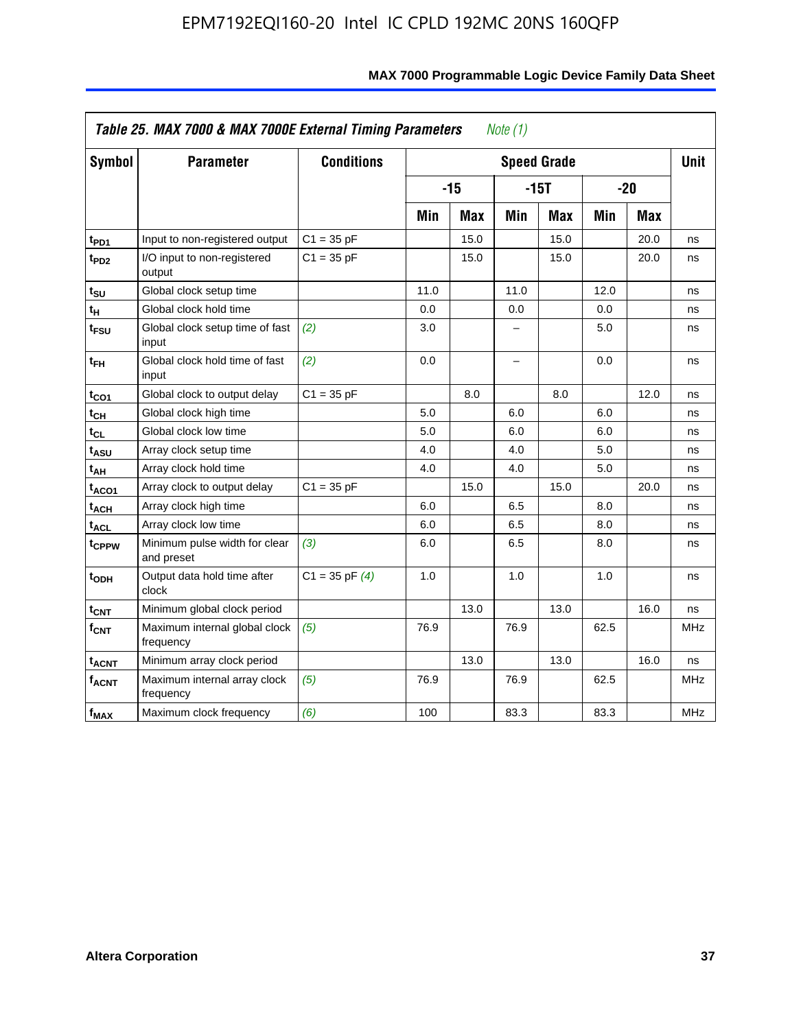**Table 25. MAX 7000 & MAX 7000E External Timing Parameters** *Note (1)*

| Symbol | Parameter | Conditions | Speed Grade | | | | | | Unit |
|---|---|---|---|---|---|---|---|---|---|
| | | | -15 | | -15T | | -20 | | |
| | | | Min | Max | Min | Max | Min | Max | |
| $t_{PD1}$ | Input to non-registered output | C1 = 35 pF | | 15.0 | | 15.0 | | 20.0 | ns |
| $t_{PD2}$ | I/O input to non-registered output | C1 = 35 pF | | 15.0 | | 15.0 | | 20.0 | ns |
| $t_{SU}$ | Global clock setup time | | 11.0 | | 11.0 | | 12.0 | | ns |
| $t_{H}$ | Global clock hold time | | 0.0 | | 0.0 | | 0.0 | | ns |
| $t_{FSU}$ | Global clock setup time of fast input | *(2)* | 3.0 | | – | | 5.0 | | ns |
| $t_{FH}$ | Global clock hold time of fast input | *(2)* | 0.0 | | – | | 0.0 | | ns |
| $t_{CO1}$ | Global clock to output delay | C1 = 35 pF | | 8.0 | | 8.0 | | 12.0 | ns |
| $t_{CH}$ | Global clock high time | | 5.0 | | 6.0 | | 6.0 | | ns |
| $t_{CL}$ | Global clock low time | | 5.0 | | 6.0 | | 6.0 | | ns |
| $t_{ASU}$ | Array clock setup time | | 4.0 | | 4.0 | | 5.0 | | ns |
| $t_{AH}$ | Array clock hold time | | 4.0 | | 4.0 | | 5.0 | | ns |
| $t_{ACO1}$ | Array clock to output delay | C1 = 35 pF | | 15.0 | | 15.0 | | 20.0 | ns |
| $t_{ACH}$ | Array clock high time | | 6.0 | | 6.5 | | 8.0 | | ns |
| $t_{ACL}$ | Array clock low time | | 6.0 | | 6.5 | | 8.0 | | ns |
| $t_{CPPW}$ | Minimum pulse width for clear and preset | *(3)* | 6.0 | | 6.5 | | 8.0 | | ns |
| $t_{ODH}$ | Output data hold time after clock | C1 = 35 pF *(4)* | 1.0 | | 1.0 | | 1.0 | | ns |
| $t_{CNT}$ | Minimum global clock period | | | 13.0 | | 13.0 | | 16.0 | ns |
| $f_{CNT}$ | Maximum internal global clock frequency | *(5)* | 76.9 | | 76.9 | | 62.5 | | MHz |
| $t_{ACNT}$ | Minimum array clock period | | | 13.0 | | 13.0 | | 16.0 | ns |
| $f_{ACNT}$ | Maximum internal array clock frequency | *(5)* | 76.9 | | 76.9 | | 62.5 | | MHz |
| $f_{MAX}$ | Maximum clock frequency | *(6)* | 100 | | 83.3 | | 83.3 | | MHz |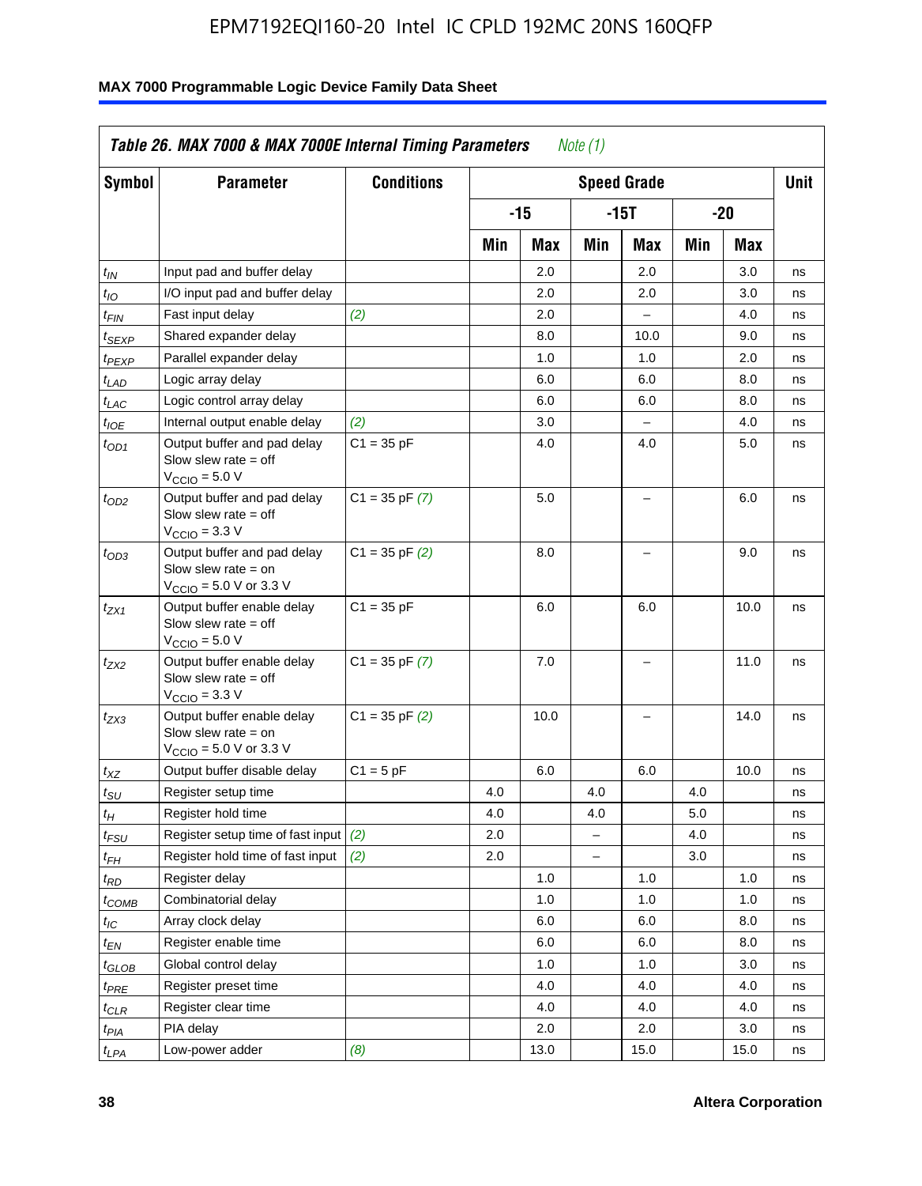| Table 26. MAX 7000 & MAX 7000E Internal Timing Parameters *Note (1)* | | | | | | | | | |
|---|---|---|---|---|---|---|---|---|---|
| Symbol | Parameter | Conditions | Speed Grade | | | | | | Unit |
| | | | -15 | | -15T | | -20 | | |
| | | | Min | Max | Min | Max | Min | Max | |
| $t_{IN}$ | Input pad and buffer delay | | | 2.0 | | 2.0 | | 3.0 | ns |
| $t_{IO}$ | I/O input pad and buffer delay | | | 2.0 | | 2.0 | | 3.0 | ns |
| $t_{FIN}$ | Fast input delay | *(2)* | | 2.0 | | – | | 4.0 | ns |
| $t_{SEXP}$ | Shared expander delay | | | 8.0 | | 10.0 | | 9.0 | ns |
| $t_{PEXP}$ | Parallel expander delay | | | 1.0 | | 1.0 | | 2.0 | ns |
| $t_{LAD}$ | Logic array delay | | | 6.0 | | 6.0 | | 8.0 | ns |
| $t_{LAC}$ | Logic control array delay | | | 6.0 | | 6.0 | | 8.0 | ns |
| $t_{IOE}$ | Internal output enable delay | *(2)* | | 3.0 | | – | | 4.0 | ns |
| $t_{OD1}$ | Output buffer and pad delay Slow slew rate = off $V_{CCIO}$ = 5.0 V | C1 = 35 pF | | 4.0 | | 4.0 | | 5.0 | ns |
| $t_{OD2}$ | Output buffer and pad delay Slow slew rate = off $V_{CCIO}$ = 3.3 V | C1 = 35 pF *(7)* | | 5.0 | | – | | 6.0 | ns |
| $t_{OD3}$ | Output buffer and pad delay Slow slew rate = on $V_{CCIO}$ = 5.0 V or 3.3 V | C1 = 35 pF *(2)* | | 8.0 | | – | | 9.0 | ns |
| $t_{ZX1}$ | Output buffer enable delay Slow slew rate = off $V_{CCIO}$ = 5.0 V | C1 = 35 pF | | 6.0 | | 6.0 | | 10.0 | ns |
| $t_{ZX2}$ | Output buffer enable delay Slow slew rate = off $V_{CCIO}$ = 3.3 V | C1 = 35 pF *(7)* | | 7.0 | | – | | 11.0 | ns |
| $t_{ZX3}$ | Output buffer enable delay Slow slew rate = on $V_{CCIO}$ = 5.0 V or 3.3 V | C1 = 35 pF *(2)* | | 10.0 | | – | | 14.0 | ns |
| $t_{XZ}$ | Output buffer disable delay | C1 = 5 pF | | 6.0 | | 6.0 | | 10.0 | ns |
| $t_{SU}$ | Register setup time | | 4.0 | | 4.0 | | 4.0 | | ns |
| $t_{H}$ | Register hold time | | 4.0 | | 4.0 | | 5.0 | | ns |
| $t_{FSU}$ | Register setup time of fast input | *(2)* | 2.0 | | – | | 4.0 | | ns |
| $t_{FH}$ | Register hold time of fast input | *(2)* | 2.0 | | – | | 3.0 | | ns |
| $t_{RD}$ | Register delay | | | 1.0 | | 1.0 | | 1.0 | ns |
| $t_{COMB}$ | Combinatorial delay | | | 1.0 | | 1.0 | | 1.0 | ns |
| $t_{IC}$ | Array clock delay | | | 6.0 | | 6.0 | | 8.0 | ns |
| $t_{EN}$ | Register enable time | | | 6.0 | | 6.0 | | 8.0 | ns |
| $t_{GLOB}$ | Global control delay | | | 1.0 | | 1.0 | | 3.0 | ns |
| $t_{PRE}$ | Register preset time | | | 4.0 | | 4.0 | | 4.0 | ns |
| $t_{CLR}$ | Register clear time | | | 4.0 | | 4.0 | | 4.0 | ns |
| $t_{PIA}$ | PIA delay | | | 2.0 | | 2.0 | | 3.0 | ns |
| $t_{LPA}$ | Low-power adder | *(8)* | | 13.0 | | 15.0 | | 15.0 | ns |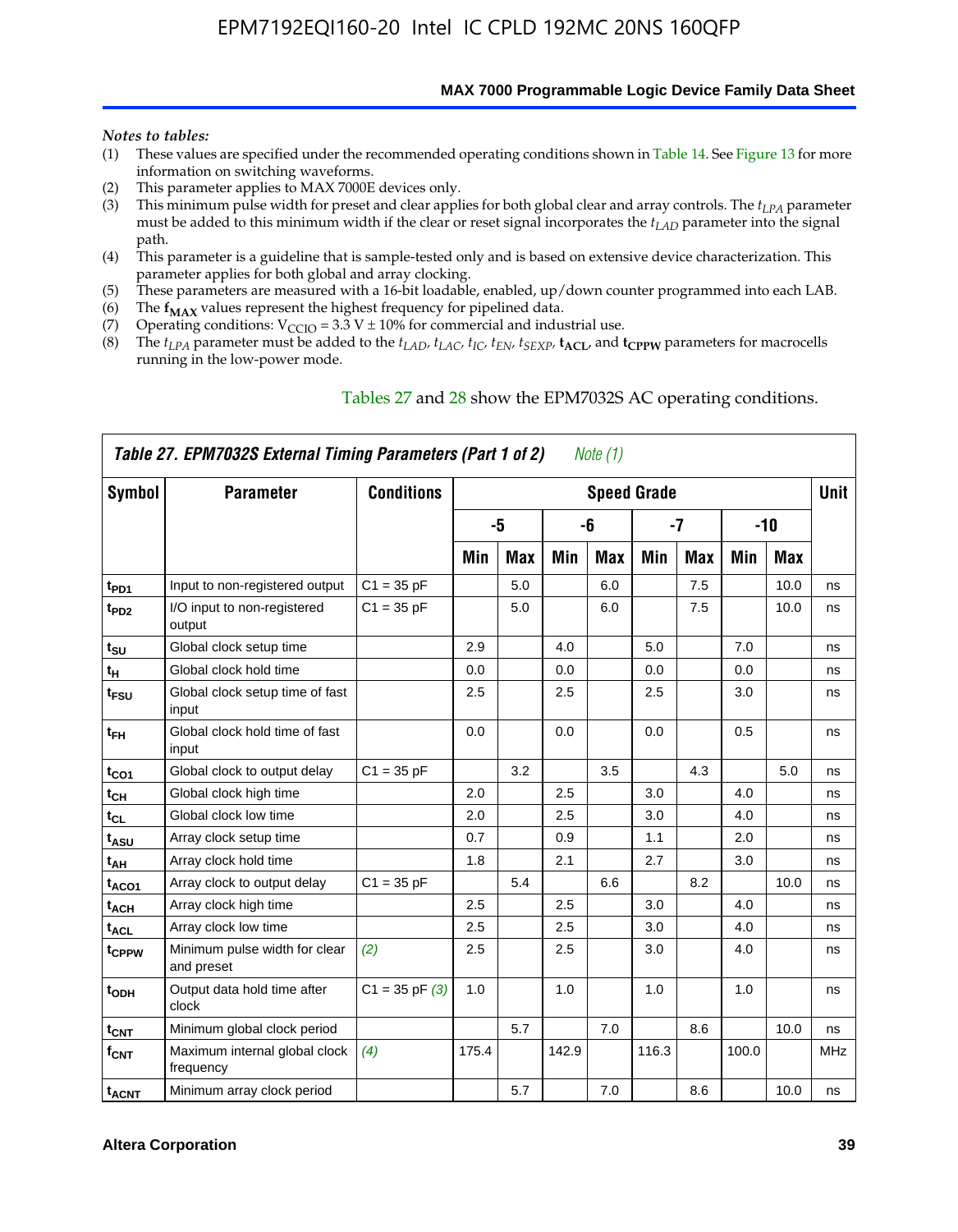*Notes to tables:*

(1) These values are specified under the recommended operating conditions shown in Table 14. See Figure 13 for more information on switching waveforms.
(2) This parameter applies to MAX 7000E devices only.
(3) This minimum pulse width for preset and clear applies for both global clear and array controls. The $t_{LPA}$ parameter must be added to this minimum width if the clear or reset signal incorporates the $t_{LAD}$ parameter into the signal path.
(4) This parameter is a guideline that is sample-tested only and is based on extensive device characterization. This parameter applies for both global and array clocking.
(5) These parameters are measured with a 16-bit loadable, enabled, up/down counter programmed into each LAB.
(6) The $\mathbf{f_{MAX}}$ values represent the highest frequency for pipelined data.
(7) Operating conditions: $V_{CCIO}$ = 3.3 V ± 10% for commercial and industrial use.
(8) The $t_{LPA}$ parameter must be added to the $t_{LAD}$, $t_{LAC}$, $t_{IC}$, $t_{EN}$, $t_{SEXP}$, $\mathbf{t_{ACL}}$, and $\mathbf{t_{CPPW}}$ parameters for macrocells running in the low-power mode.

Tables 27 and 28 show the EPM7032S AC operating conditions.

**Table 27. EPM7032S External Timing Parameters (Part 1 of 2)** *Note (1)*

| Symbol | Parameter | Conditions | Speed Grade | | | | | | | | Unit |
|---|---|---|---|---|---|---|---|---|---|---|---|
| | | | -5 | | -6 | | -7 | | -10 | | |
| | | | Min | Max | Min | Max | Min | Max | Min | Max | |
| $t_{PD1}$ | Input to non-registered output | C1 = 35 pF | | 5.0 | | 6.0 | | 7.5 | | 10.0 | ns |
| $t_{PD2}$ | I/O input to non-registered output | C1 = 35 pF | | 5.0 | | 6.0 | | 7.5 | | 10.0 | ns |
| $t_{SU}$ | Global clock setup time | | 2.9 | | 4.0 | | 5.0 | | 7.0 | | ns |
| $t_H$ | Global clock hold time | | 0.0 | | 0.0 | | 0.0 | | 0.0 | | ns |
| $t_{FSU}$ | Global clock setup time of fast input | | 2.5 | | 2.5 | | 2.5 | | 3.0 | | ns |
| $t_{FH}$ | Global clock hold time of fast input | | 0.0 | | 0.0 | | 0.0 | | 0.5 | | ns |
| $t_{CO1}$ | Global clock to output delay | C1 = 35 pF | | 3.2 | | 3.5 | | 4.3 | | 5.0 | ns |
| $t_{CH}$ | Global clock high time | | 2.0 | | 2.5 | | 3.0 | | 4.0 | | ns |
| $t_{CL}$ | Global clock low time | | 2.0 | | 2.5 | | 3.0 | | 4.0 | | ns |
| $t_{ASU}$ | Array clock setup time | | 0.7 | | 0.9 | | 1.1 | | 2.0 | | ns |
| $t_{AH}$ | Array clock hold time | | 1.8 | | 2.1 | | 2.7 | | 3.0 | | ns |
| $t_{ACO1}$ | Array clock to output delay | C1 = 35 pF | | 5.4 | | 6.6 | | 8.2 | | 10.0 | ns |
| $t_{ACH}$ | Array clock high time | | 2.5 | | 2.5 | | 3.0 | | 4.0 | | ns |
| $t_{ACL}$ | Array clock low time | | 2.5 | | 2.5 | | 3.0 | | 4.0 | | ns |
| $t_{CPPW}$ | Minimum pulse width for clear and preset | *(2)* | 2.5 | | 2.5 | | 3.0 | | 4.0 | | ns |
| $t_{ODH}$ | Output data hold time after clock | C1 = 35 pF *(3)* | 1.0 | | 1.0 | | 1.0 | | 1.0 | | ns |
| $t_{CNT}$ | Minimum global clock period | | | 5.7 | | 7.0 | | 8.6 | | 10.0 | ns |
| $f_{CNT}$ | Maximum internal global clock frequency | *(4)* | 175.4 | | 142.9 | | 116.3 | | 100.0 | | MHz |
| $t_{ACNT}$ | Minimum array clock period | | | 5.7 | | 7.0 | | 8.6 | | 10.0 | ns |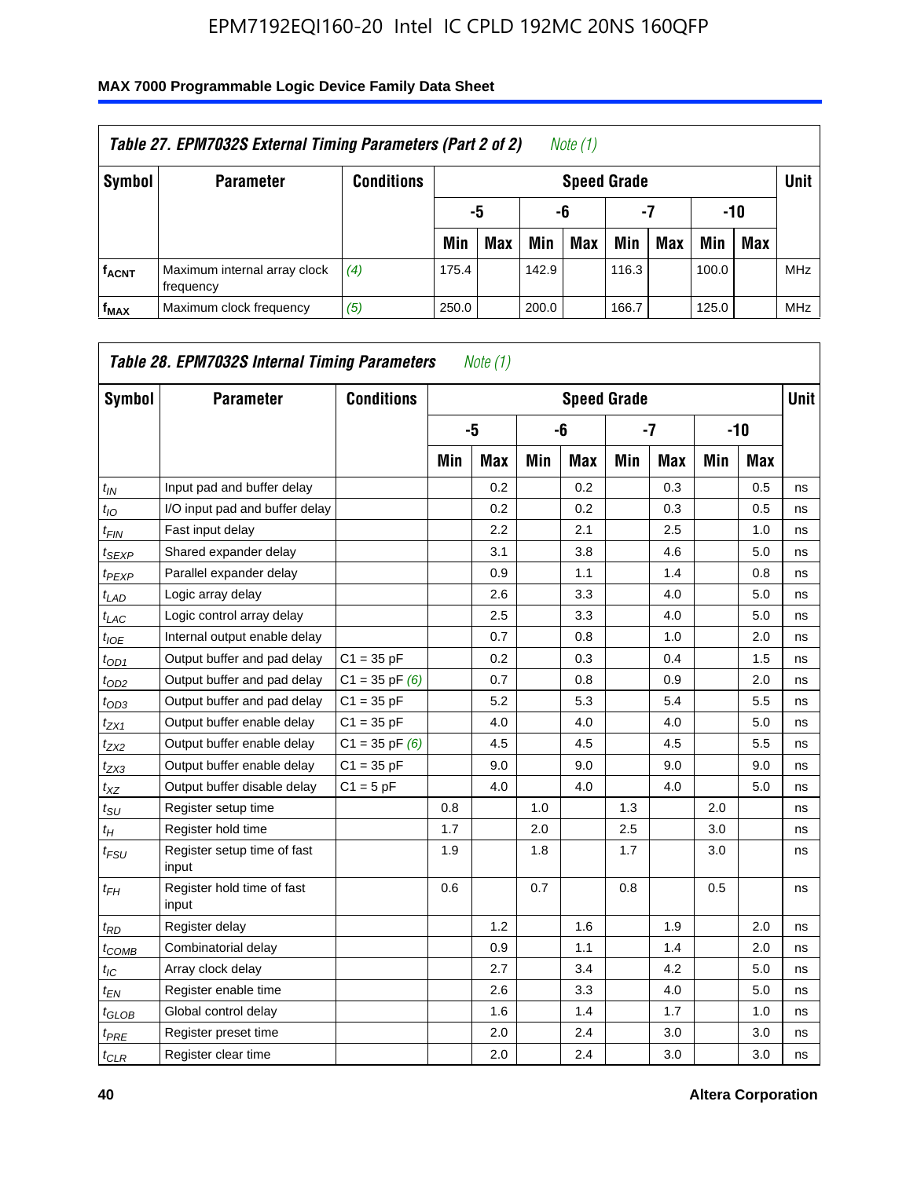**Table 27. EPM7032S External Timing Parameters (Part 2 of 2)** *Note (1)*

| Symbol | Parameter | Conditions | Speed Grade | | | | | | | | Unit |
|---|---|---|---|---|---|---|---|---|---|---|---|
| | | | -5 | | -6 | | -7 | | -10 | | |
| | | | Min | Max | Min | Max | Min | Max | Min | Max | |
| $f_{ACNT}$ | Maximum internal array clock frequency | *(4)* | 175.4 | | 142.9 | | 116.3 | | 100.0 | | MHz |
| $f_{MAX}$ | Maximum clock frequency | *(5)* | 250.0 | | 200.0 | | 166.7 | | 125.0 | | MHz |

**Table 28. EPM7032S Internal Timing Parameters** *Note (1)*

| Symbol | Parameter | Conditions | Speed Grade | | | | | | | | Unit |
|---|---|---|---|---|---|---|---|---|---|---|---|
| | | | -5 | | -6 | | -7 | | -10 | | |
| | | | Min | Max | Min | Max | Min | Max | Min | Max | |
| $t_{IN}$ | Input pad and buffer delay | | | 0.2 | | 0.2 | | 0.3 | | 0.5 | ns |
| $t_{IO}$ | I/O input pad and buffer delay | | | 0.2 | | 0.2 | | 0.3 | | 0.5 | ns |
| $t_{FIN}$ | Fast input delay | | | 2.2 | | 2.1 | | 2.5 | | 1.0 | ns |
| $t_{SEXP}$ | Shared expander delay | | | 3.1 | | 3.8 | | 4.6 | | 5.0 | ns |
| $t_{PEXP}$ | Parallel expander delay | | | 0.9 | | 1.1 | | 1.4 | | 0.8 | ns |
| $t_{LAD}$ | Logic array delay | | | 2.6 | | 3.3 | | 4.0 | | 5.0 | ns |
| $t_{LAC}$ | Logic control array delay | | | 2.5 | | 3.3 | | 4.0 | | 5.0 | ns |
| $t_{IOE}$ | Internal output enable delay | | | 0.7 | | 0.8 | | 1.0 | | 2.0 | ns |
| $t_{OD1}$ | Output buffer and pad delay | C1 = 35 pF | | 0.2 | | 0.3 | | 0.4 | | 1.5 | ns |
| $t_{OD2}$ | Output buffer and pad delay | C1 = 35 pF *(6)* | | 0.7 | | 0.8 | | 0.9 | | 2.0 | ns |
| $t_{OD3}$ | Output buffer and pad delay | C1 = 35 pF | | 5.2 | | 5.3 | | 5.4 | | 5.5 | ns |
| $t_{ZX1}$ | Output buffer enable delay | C1 = 35 pF | | 4.0 | | 4.0 | | 4.0 | | 5.0 | ns |
| $t_{ZX2}$ | Output buffer enable delay | C1 = 35 pF *(6)* | | 4.5 | | 4.5 | | 4.5 | | 5.5 | ns |
| $t_{ZX3}$ | Output buffer enable delay | C1 = 35 pF | | 9.0 | | 9.0 | | 9.0 | | 9.0 | ns |
| $t_{XZ}$ | Output buffer disable delay | C1 = 5 pF | | 4.0 | | 4.0 | | 4.0 | | 5.0 | ns |
| $t_{SU}$ | Register setup time | | 0.8 | | 1.0 | | 1.3 | | 2.0 | | ns |
| $t_{H}$ | Register hold time | | 1.7 | | 2.0 | | 2.5 | | 3.0 | | ns |
| $t_{FSU}$ | Register setup time of fast input | | 1.9 | | 1.8 | | 1.7 | | 3.0 | | ns |
| $t_{FH}$ | Register hold time of fast input | | 0.6 | | 0.7 | | 0.8 | | 0.5 | | ns |
| $t_{RD}$ | Register delay | | | 1.2 | | 1.6 | | 1.9 | | 2.0 | ns |
| $t_{COMB}$ | Combinatorial delay | | | 0.9 | | 1.1 | | 1.4 | | 2.0 | ns |
| $t_{IC}$ | Array clock delay | | | 2.7 | | 3.4 | | 4.2 | | 5.0 | ns |
| $t_{EN}$ | Register enable time | | | 2.6 | | 3.3 | | 4.0 | | 5.0 | ns |
| $t_{GLOB}$ | Global control delay | | | 1.6 | | 1.4 | | 1.7 | | 1.0 | ns |
| $t_{PRE}$ | Register preset time | | | 2.0 | | 2.4 | | 3.0 | | 3.0 | ns |
| $t_{CLR}$ | Register clear time | | | 2.0 | | 2.4 | | 3.0 | | 3.0 | ns |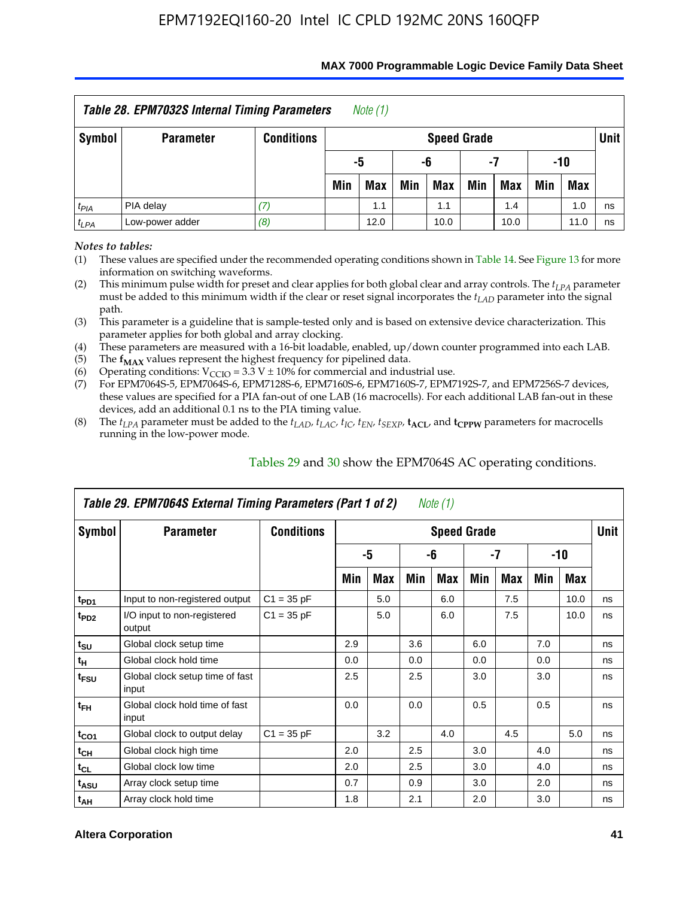*Table 28. EPM7032S Internal Timing Parameters* *Note (1)*

| Symbol | Parameter | Conditions | Speed Grade | | | | | | | | Unit |
|---|---|---|---|---|---|---|---|---|---|---|---|
| | | | -5 | | -6 | | -7 | | -10 | | |
| | | | Min | Max | Min | Max | Min | Max | Min | Max | |
| $t_{PIA}$ | PIA delay | (7) | | 1.1 | | 1.1 | | 1.4 | | 1.0 | ns |
| $t_{LPA}$ | Low-power adder | (8) | | 12.0 | | 10.0 | | 10.0 | | 11.0 | ns |

*Notes to tables:*

(1) These values are specified under the recommended operating conditions shown in Table 14. See Figure 13 for more information on switching waveforms.

(2) This minimum pulse width for preset and clear applies for both global clear and array controls. The $t_{LPA}$ parameter must be added to this minimum width if the clear or reset signal incorporates the $t_{LAD}$ parameter into the signal path.

(3) This parameter is a guideline that is sample-tested only and is based on extensive device characterization. This parameter applies for both global and array clocking.

(4) These parameters are measured with a 16-bit loadable, enabled, up/down counter programmed into each LAB.

(5) The $\mathbf{f_{MAX}}$ values represent the highest frequency for pipelined data.

(6) Operating conditions: $V_{CCIO}$ = 3.3 V ± 10% for commercial and industrial use.

(7) For EPM7064S-5, EPM7064S-6, EPM7128S-6, EPM7160S-6, EPM7160S-7, EPM7192S-7, and EPM7256S-7 devices, these values are specified for a PIA fan-out of one LAB (16 macrocells). For each additional LAB fan-out in these devices, add an additional 0.1 ns to the PIA timing value.

(8) The $t_{LPA}$ parameter must be added to the $t_{LAD}$, $t_{LAC}$, $t_{IC}$, $t_{EN}$, $t_{SEXP}$, $\mathbf{t_{ACL}}$, and $\mathbf{t_{CPPW}}$ parameters for macrocells running in the low-power mode.

Tables 29 and 30 show the EPM7064S AC operating conditions.

*Table 29. EPM7064S External Timing Parameters (Part 1 of 2)* *Note (1)*

| Symbol | Parameter | Conditions | Speed Grade | | | | | | | | Unit |
|---|---|---|---|---|---|---|---|---|---|---|---|
| | | | -5 | | -6 | | -7 | | -10 | | |
| | | | Min | Max | Min | Max | Min | Max | Min | Max | |
| $t_{PD1}$ | Input to non-registered output | C1 = 35 pF | | 5.0 | | 6.0 | | 7.5 | | 10.0 | ns |
| $t_{PD2}$ | I/O input to non-registered output | C1 = 35 pF | | 5.0 | | 6.0 | | 7.5 | | 10.0 | ns |
| $t_{SU}$ | Global clock setup time | | 2.9 | | 3.6 | | 6.0 | | 7.0 | | ns |
| $t_{H}$ | Global clock hold time | | 0.0 | | 0.0 | | 0.0 | | 0.0 | | ns |
| $t_{FSU}$ | Global clock setup time of fast input | | 2.5 | | 2.5 | | 3.0 | | 3.0 | | ns |
| $t_{FH}$ | Global clock hold time of fast input | | 0.0 | | 0.0 | | 0.5 | | 0.5 | | ns |
| $t_{CO1}$ | Global clock to output delay | C1 = 35 pF | | 3.2 | | 4.0 | | 4.5 | | 5.0 | ns |
| $t_{CH}$ | Global clock high time | | 2.0 | | 2.5 | | 3.0 | | 4.0 | | ns |
| $t_{CL}$ | Global clock low time | | 2.0 | | 2.5 | | 3.0 | | 4.0 | | ns |
| $t_{ASU}$ | Array clock setup time | | 0.7 | | 0.9 | | 3.0 | | 2.0 | | ns |
| $t_{AH}$ | Array clock hold time | | 1.8 | | 2.1 | | 2.0 | | 3.0 | | ns |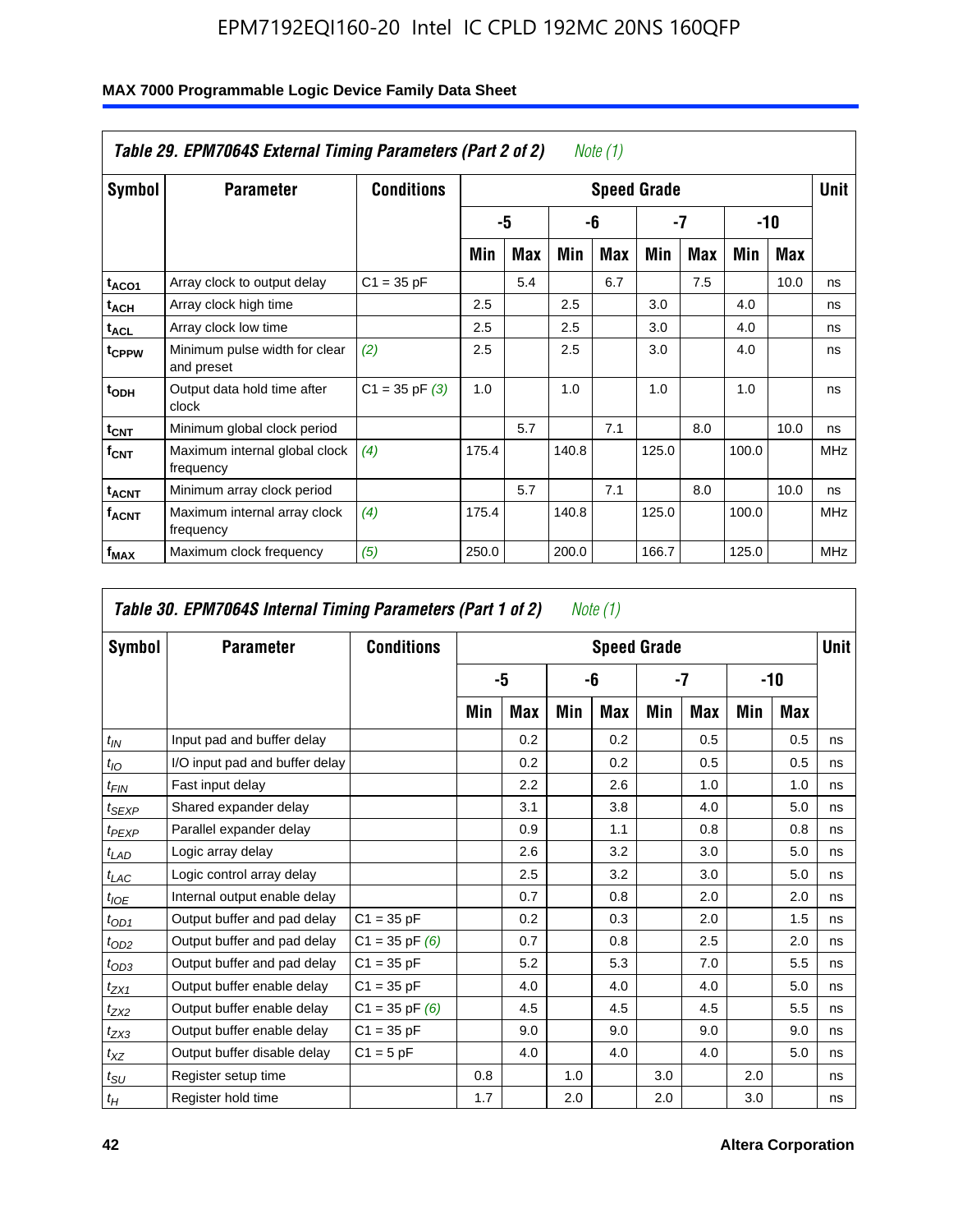**Table 29. EPM7064S External Timing Parameters (Part 2 of 2)** *Note (1)*

| Symbol | Parameter | Conditions | Speed Grade | | | | | | | | Unit |
|---|---|---|---|---|---|---|---|---|---|---|---|
| | | | -5 | | -6 | | -7 | | -10 | | |
| | | | Min | Max | Min | Max | Min | Max | Min | Max | |
| $t_{ACO1}$ | Array clock to output delay | C1 = 35 pF | | 5.4 | | 6.7 | | 7.5 | | 10.0 | ns |
| $t_{ACH}$ | Array clock high time | | 2.5 | | 2.5 | | 3.0 | | 4.0 | | ns |
| $t_{ACL}$ | Array clock low time | | 2.5 | | 2.5 | | 3.0 | | 4.0 | | ns |
| $t_{CPPW}$ | Minimum pulse width for clear and preset | *(2)* | 2.5 | | 2.5 | | 3.0 | | 4.0 | | ns |
| $t_{ODH}$ | Output data hold time after clock | C1 = 35 pF *(3)* | 1.0 | | 1.0 | | 1.0 | | 1.0 | | ns |
| $t_{CNT}$ | Minimum global clock period | | | 5.7 | | 7.1 | | 8.0 | | 10.0 | ns |
| $f_{CNT}$ | Maximum internal global clock frequency | *(4)* | 175.4 | | 140.8 | | 125.0 | | 100.0 | | MHz |
| $t_{ACNT}$ | Minimum array clock period | | | 5.7 | | 7.1 | | 8.0 | | 10.0 | ns |
| $f_{ACNT}$ | Maximum internal array clock frequency | *(4)* | 175.4 | | 140.8 | | 125.0 | | 100.0 | | MHz |
| $f_{MAX}$ | Maximum clock frequency | *(5)* | 250.0 | | 200.0 | | 166.7 | | 125.0 | | MHz |

**Table 30. EPM7064S Internal Timing Parameters (Part 1 of 2)** *Note (1)*

| Symbol | Parameter | Conditions | Speed Grade | | | | | | | | Unit |
|---|---|---|---|---|---|---|---|---|---|---|---|
| | | | -5 | | -6 | | -7 | | -10 | | |
| | | | Min | Max | Min | Max | Min | Max | Min | Max | |
| $t_{IN}$ | Input pad and buffer delay | | | 0.2 | | 0.2 | | 0.5 | | 0.5 | ns |
| $t_{IO}$ | I/O input pad and buffer delay | | | 0.2 | | 0.2 | | 0.5 | | 0.5 | ns |
| $t_{FIN}$ | Fast input delay | | | 2.2 | | 2.6 | | 1.0 | | 1.0 | ns |
| $t_{SEXP}$ | Shared expander delay | | | 3.1 | | 3.8 | | 4.0 | | 5.0 | ns |
| $t_{PEXP}$ | Parallel expander delay | | | 0.9 | | 1.1 | | 0.8 | | 0.8 | ns |
| $t_{LAD}$ | Logic array delay | | | 2.6 | | 3.2 | | 3.0 | | 5.0 | ns |
| $t_{LAC}$ | Logic control array delay | | | 2.5 | | 3.2 | | 3.0 | | 5.0 | ns |
| $t_{IOE}$ | Internal output enable delay | | | 0.7 | | 0.8 | | 2.0 | | 2.0 | ns |
| $t_{OD1}$ | Output buffer and pad delay | C1 = 35 pF | | 0.2 | | 0.3 | | 2.0 | | 1.5 | ns |
| $t_{OD2}$ | Output buffer and pad delay | C1 = 35 pF *(6)* | | 0.7 | | 0.8 | | 2.5 | | 2.0 | ns |
| $t_{OD3}$ | Output buffer and pad delay | C1 = 35 pF | | 5.2 | | 5.3 | | 7.0 | | 5.5 | ns |
| $t_{ZX1}$ | Output buffer enable delay | C1 = 35 pF | | 4.0 | | 4.0 | | 4.0 | | 5.0 | ns |
| $t_{ZX2}$ | Output buffer enable delay | C1 = 35 pF *(6)* | | 4.5 | | 4.5 | | 4.5 | | 5.5 | ns |
| $t_{ZX3}$ | Output buffer enable delay | C1 = 35 pF | | 9.0 | | 9.0 | | 9.0 | | 9.0 | ns |
| $t_{XZ}$ | Output buffer disable delay | C1 = 5 pF | | 4.0 | | 4.0 | | 4.0 | | 5.0 | ns |
| $t_{SU}$ | Register setup time | | 0.8 | | 1.0 | | 3.0 | | 2.0 | | ns |
| $t_H$ | Register hold time | | 1.7 | | 2.0 | | 2.0 | | 3.0 | | ns |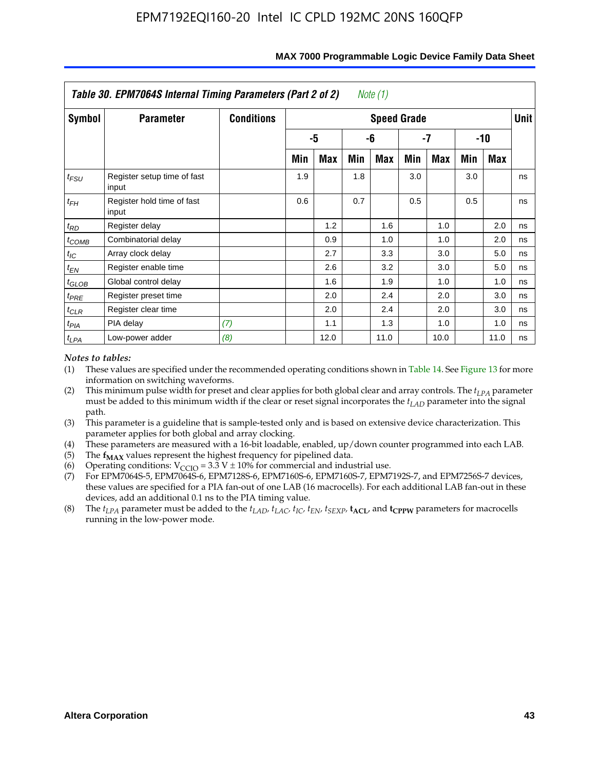**Table 30. EPM7064S Internal Timing Parameters (Part 2 of 2)** *Note (1)*

| Symbol | Parameter | Conditions | Speed Grade | | | | | | | | Unit |
|---|---|---|---|---|---|---|---|---|---|---|---|
| | | | -5 | | -6 | | -7 | | -10 | | |
| | | | Min | Max | Min | Max | Min | Max | Min | Max | |
| $t_{FSU}$ | Register setup time of fast input | | 1.9 | | 1.8 | | 3.0 | | 3.0 | | ns |
| $t_{FH}$ | Register hold time of fast input | | 0.6 | | 0.7 | | 0.5 | | 0.5 | | ns |
| $t_{RD}$ | Register delay | | | 1.2 | | 1.6 | | 1.0 | | 2.0 | ns |
| $t_{COMB}$ | Combinatorial delay | | | 0.9 | | 1.0 | | 1.0 | | 2.0 | ns |
| $t_{IC}$ | Array clock delay | | | 2.7 | | 3.3 | | 3.0 | | 5.0 | ns |
| $t_{EN}$ | Register enable time | | | 2.6 | | 3.2 | | 3.0 | | 5.0 | ns |
| $t_{GLOB}$ | Global control delay | | | 1.6 | | 1.9 | | 1.0 | | 1.0 | ns |
| $t_{PRE}$ | Register preset time | | | 2.0 | | 2.4 | | 2.0 | | 3.0 | ns |
| $t_{CLR}$ | Register clear time | | | 2.0 | | 2.4 | | 2.0 | | 3.0 | ns |
| $t_{PIA}$ | PIA delay | *(7)* | | 1.1 | | 1.3 | | 1.0 | | 1.0 | ns |
| $t_{LPA}$ | Low-power adder | *(8)* | | 12.0 | | 11.0 | | 10.0 | | 11.0 | ns |

*Notes to tables:*

(1) These values are specified under the recommended operating conditions shown in Table 14. See Figure 13 for more information on switching waveforms.

(2) This minimum pulse width for preset and clear applies for both global clear and array controls. The $t_{LPA}$ parameter must be added to this minimum width if the clear or reset signal incorporates the $t_{LAD}$ parameter into the signal path.

(3) This parameter is a guideline that is sample-tested only and is based on extensive device characterization. This parameter applies for both global and array clocking.

(4) These parameters are measured with a 16-bit loadable, enabled, up/down counter programmed into each LAB.

(5) The $\mathbf{f_{MAX}}$ values represent the highest frequency for pipelined data.

(6) Operating conditions: $V_{CCIO}$ = 3.3 V ± 10% for commercial and industrial use.

(7) For EPM7064S-5, EPM7064S-6, EPM7128S-6, EPM7160S-6, EPM7160S-7, EPM7192S-7, and EPM7256S-7 devices, these values are specified for a PIA fan-out of one LAB (16 macrocells). For each additional LAB fan-out in these devices, add an additional 0.1 ns to the PIA timing value.

(8) The $t_{LPA}$ parameter must be added to the $t_{LAD}$, $t_{LAC}$, $t_{IC}$, $t_{EN}$, $t_{SEXP}$, $\mathbf{t_{ACL}}$, and $\mathbf{t_{CPPW}}$ parameters for macrocells running in the low-power mode.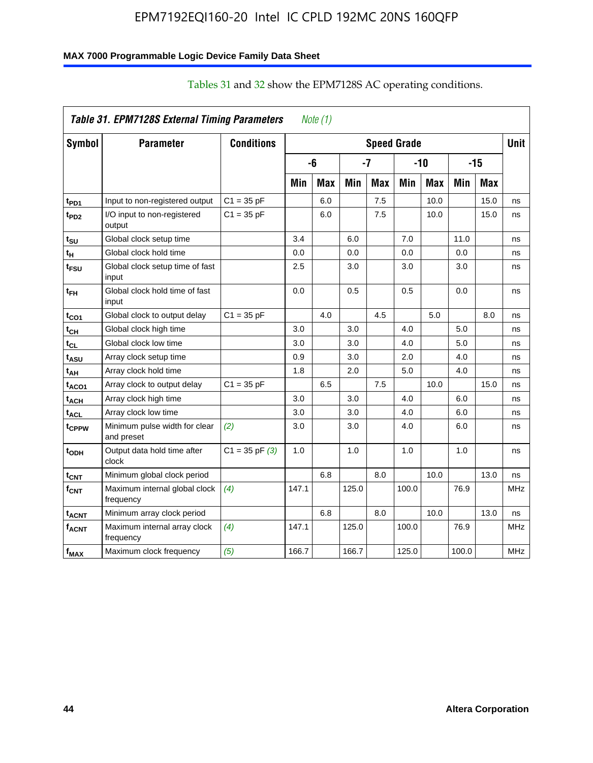Tables 31 and 32 show the EPM7128S AC operating conditions.

| *Table 31. EPM7128S External Timing Parameters* *Note (1)* | | | | | | | | | | | |
|---|---|---|---|---|---|---|---|---|---|---|---|
| **Symbol** | **Parameter** | **Conditions** | **Speed Grade** | | | | | | | | **Unit** |
| | | | **-6** | | **-7** | | **-10** | | **-15** | | |
| | | | **Min** | **Max** | **Min** | **Max** | **Min** | **Max** | **Min** | **Max** | |
| $t_{PD1}$ | Input to non-registered output | C1 = 35 pF | | 6.0 | | 7.5 | | 10.0 | | 15.0 | ns |
| $t_{PD2}$ | I/O input to non-registered output | C1 = 35 pF | | 6.0 | | 7.5 | | 10.0 | | 15.0 | ns |
| $t_{SU}$ | Global clock setup time | | 3.4 | | 6.0 | | 7.0 | | 11.0 | | ns |
| $t_{H}$ | Global clock hold time | | 0.0 | | 0.0 | | 0.0 | | 0.0 | | ns |
| $t_{FSU}$ | Global clock setup time of fast input | | 2.5 | | 3.0 | | 3.0 | | 3.0 | | ns |
| $t_{FH}$ | Global clock hold time of fast input | | 0.0 | | 0.5 | | 0.5 | | 0.0 | | ns |
| $t_{CO1}$ | Global clock to output delay | C1 = 35 pF | | 4.0 | | 4.5 | | 5.0 | | 8.0 | ns |
| $t_{CH}$ | Global clock high time | | 3.0 | | 3.0 | | 4.0 | | 5.0 | | ns |
| $t_{CL}$ | Global clock low time | | 3.0 | | 3.0 | | 4.0 | | 5.0 | | ns |
| $t_{ASU}$ | Array clock setup time | | 0.9 | | 3.0 | | 2.0 | | 4.0 | | ns |
| $t_{AH}$ | Array clock hold time | | 1.8 | | 2.0 | | 5.0 | | 4.0 | | ns |
| $t_{ACO1}$ | Array clock to output delay | C1 = 35 pF | | 6.5 | | 7.5 | | 10.0 | | 15.0 | ns |
| $t_{ACH}$ | Array clock high time | | 3.0 | | 3.0 | | 4.0 | | 6.0 | | ns |
| $t_{ACL}$ | Array clock low time | | 3.0 | | 3.0 | | 4.0 | | 6.0 | | ns |
| $t_{CPPW}$ | Minimum pulse width for clear and preset | *(2)* | 3.0 | | 3.0 | | 4.0 | | 6.0 | | ns |
| $t_{ODH}$ | Output data hold time after clock | C1 = 35 pF *(3)* | 1.0 | | 1.0 | | 1.0 | | 1.0 | | ns |
| $t_{CNT}$ | Minimum global clock period | | | 6.8 | | 8.0 | | 10.0 | | 13.0 | ns |
| $f_{CNT}$ | Maximum internal global clock frequency | *(4)* | 147.1 | | 125.0 | | 100.0 | | 76.9 | | MHz |
| $t_{ACNT}$ | Minimum array clock period | | | 6.8 | | 8.0 | | 10.0 | | 13.0 | ns |
| $f_{ACNT}$ | Maximum internal array clock frequency | *(4)* | 147.1 | | 125.0 | | 100.0 | | 76.9 | | MHz |
| $f_{MAX}$ | Maximum clock frequency | *(5)* | 166.7 | | 166.7 | | 125.0 | | 100.0 | | MHz |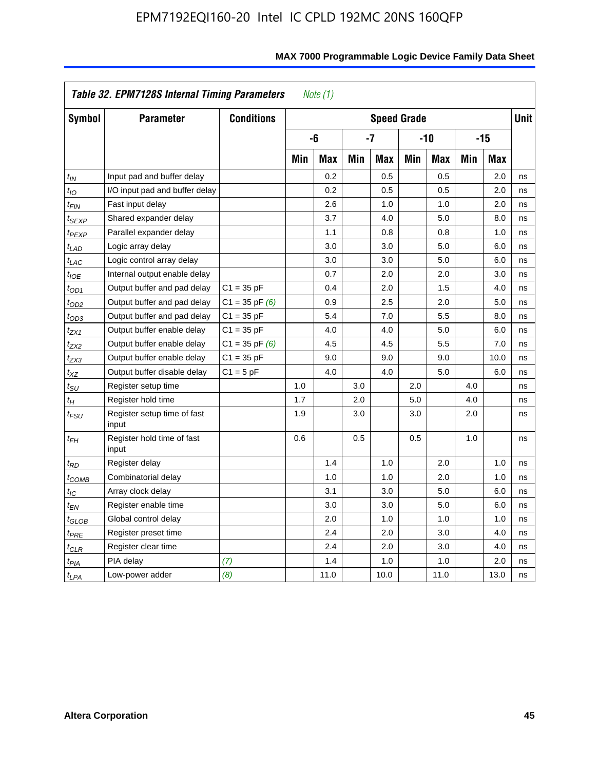**Table 32. EPM7128S Internal Timing Parameters** *Note (1)*

| Symbol | Parameter | Conditions | Speed Grade | | | | | | | | Unit |
|---|---|---|---|---|---|---|---|---|---|---|---|
| | | | -6 | | -7 | | -10 | | -15 | | |
| | | | Min | Max | Min | Max | Min | Max | Min | Max | |
| $t_{IN}$ | Input pad and buffer delay | | | 0.2 | | 0.5 | | 0.5 | | 2.0 | ns |
| $t_{IO}$ | I/O input pad and buffer delay | | | 0.2 | | 0.5 | | 0.5 | | 2.0 | ns |
| $t_{FIN}$ | Fast input delay | | | 2.6 | | 1.0 | | 1.0 | | 2.0 | ns |
| $t_{SEXP}$ | Shared expander delay | | | 3.7 | | 4.0 | | 5.0 | | 8.0 | ns |
| $t_{PEXP}$ | Parallel expander delay | | | 1.1 | | 0.8 | | 0.8 | | 1.0 | ns |
| $t_{LAD}$ | Logic array delay | | | 3.0 | | 3.0 | | 5.0 | | 6.0 | ns |
| $t_{LAC}$ | Logic control array delay | | | 3.0 | | 3.0 | | 5.0 | | 6.0 | ns |
| $t_{IOE}$ | Internal output enable delay | | | 0.7 | | 2.0 | | 2.0 | | 3.0 | ns |
| $t_{OD1}$ | Output buffer and pad delay | C1 = 35 pF | | 0.4 | | 2.0 | | 1.5 | | 4.0 | ns |
| $t_{OD2}$ | Output buffer and pad delay | C1 = 35 pF *(6)* | | 0.9 | | 2.5 | | 2.0 | | 5.0 | ns |
| $t_{OD3}$ | Output buffer and pad delay | C1 = 35 pF | | 5.4 | | 7.0 | | 5.5 | | 8.0 | ns |
| $t_{ZX1}$ | Output buffer enable delay | C1 = 35 pF | | 4.0 | | 4.0 | | 5.0 | | 6.0 | ns |
| $t_{ZX2}$ | Output buffer enable delay | C1 = 35 pF *(6)* | | 4.5 | | 4.5 | | 5.5 | | 7.0 | ns |
| $t_{ZX3}$ | Output buffer enable delay | C1 = 35 pF | | 9.0 | | 9.0 | | 9.0 | | 10.0 | ns |
| $t_{XZ}$ | Output buffer disable delay | C1 = 5 pF | | 4.0 | | 4.0 | | 5.0 | | 6.0 | ns |
| $t_{SU}$ | Register setup time | | 1.0 | | 3.0 | | 2.0 | | 4.0 | | ns |
| $t_{H}$ | Register hold time | | 1.7 | | 2.0 | | 5.0 | | 4.0 | | ns |
| $t_{FSU}$ | Register setup time of fast input | | 1.9 | | 3.0 | | 3.0 | | 2.0 | | ns |
| $t_{FH}$ | Register hold time of fast input | | 0.6 | | 0.5 | | 0.5 | | 1.0 | | ns |
| $t_{RD}$ | Register delay | | | 1.4 | | 1.0 | | 2.0 | | 1.0 | ns |
| $t_{COMB}$ | Combinatorial delay | | | 1.0 | | 1.0 | | 2.0 | | 1.0 | ns |
| $t_{IC}$ | Array clock delay | | | 3.1 | | 3.0 | | 5.0 | | 6.0 | ns |
| $t_{EN}$ | Register enable time | | | 3.0 | | 3.0 | | 5.0 | | 6.0 | ns |
| $t_{GLOB}$ | Global control delay | | | 2.0 | | 1.0 | | 1.0 | | 1.0 | ns |
| $t_{PRE}$ | Register preset time | | | 2.4 | | 2.0 | | 3.0 | | 4.0 | ns |
| $t_{CLR}$ | Register clear time | | | 2.4 | | 2.0 | | 3.0 | | 4.0 | ns |
| $t_{PIA}$ | PIA delay | *(7)* | | 1.4 | | 1.0 | | 1.0 | | 2.0 | ns |
| $t_{LPA}$ | Low-power adder | *(8)* | | 11.0 | | 10.0 | | 11.0 | | 13.0 | ns |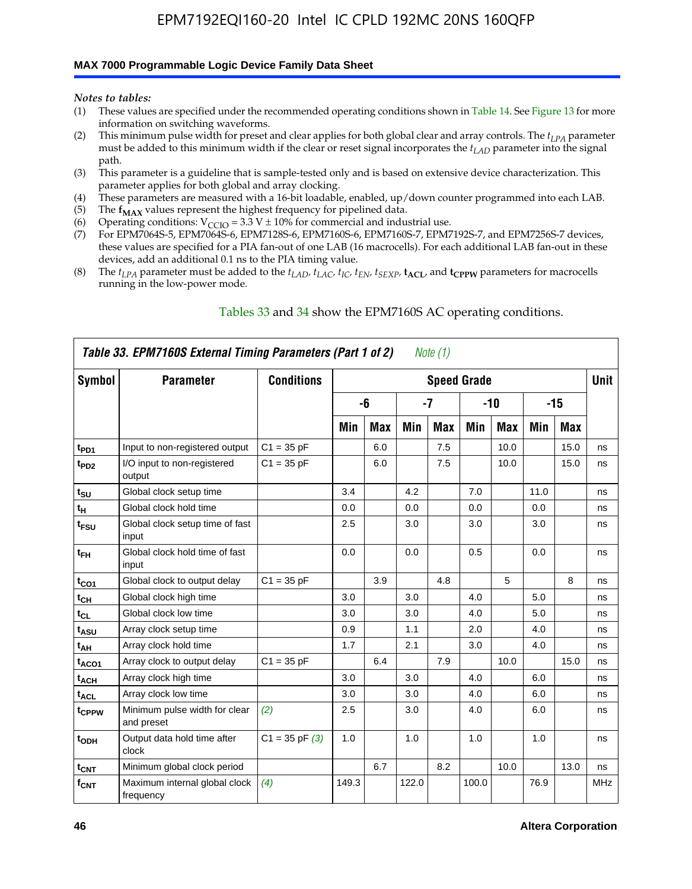*Notes to tables:*

(1) These values are specified under the recommended operating conditions shown in Table 14. See Figure 13 for more information on switching waveforms.
(2) This minimum pulse width for preset and clear applies for both global clear and array controls. The $t_{LPA}$ parameter must be added to this minimum width if the clear or reset signal incorporates the $t_{LAD}$ parameter into the signal path.
(3) This parameter is a guideline that is sample-tested only and is based on extensive device characterization. This parameter applies for both global and array clocking.
(4) These parameters are measured with a 16-bit loadable, enabled, up/down counter programmed into each LAB.
(5) The $\mathbf{f_{MAX}}$ values represent the highest frequency for pipelined data.
(6) Operating conditions: $V_{CCIO}$ = 3.3 V ± 10% for commercial and industrial use.
(7) For EPM7064S-5, EPM7064S-6, EPM7128S-6, EPM7160S-6, EPM7160S-7, EPM7192S-7, and EPM7256S-7 devices, these values are specified for a PIA fan-out of one LAB (16 macrocells). For each additional LAB fan-out in these devices, add an additional 0.1 ns to the PIA timing value.
(8) The $t_{LPA}$ parameter must be added to the $t_{LAD}$, $t_{LAC}$, $t_{IC}$, $t_{EN}$, $t_{SEXP}$, $\mathbf{t_{ACL}}$, and $\mathbf{t_{CPPW}}$ parameters for macrocells running in the low-power mode.

Tables 33 and 34 show the EPM7160S AC operating conditions.

**Table 33. EPM7160S External Timing Parameters (Part 1 of 2)** *Note (1)*

| Symbol | Parameter | Conditions | Speed Grade | | | | | | | | Unit |
|---|---|---|---|---|---|---|---|---|---|---|---|
| | | | -6 | | -7 | | -10 | | -15 | | |
| | | | Min | Max | Min | Max | Min | Max | Min | Max | |
| $t_{PD1}$ | Input to non-registered output | C1 = 35 pF | | 6.0 | | 7.5 | | 10.0 | | 15.0 | ns |
| $t_{PD2}$ | I/O input to non-registered output | C1 = 35 pF | | 6.0 | | 7.5 | | 10.0 | | 15.0 | ns |
| $t_{SU}$ | Global clock setup time | | 3.4 | | 4.2 | | 7.0 | | 11.0 | | ns |
| $t_{H}$ | Global clock hold time | | 0.0 | | 0.0 | | 0.0 | | 0.0 | | ns |
| $t_{FSU}$ | Global clock setup time of fast input | | 2.5 | | 3.0 | | 3.0 | | 3.0 | | ns |
| $t_{FH}$ | Global clock hold time of fast input | | 0.0 | | 0.0 | | 0.5 | | 0.0 | | ns |
| $t_{CO1}$ | Global clock to output delay | C1 = 35 pF | | 3.9 | | 4.8 | | 5 | | 8 | ns |
| $t_{CH}$ | Global clock high time | | 3.0 | | 3.0 | | 4.0 | | 5.0 | | ns |
| $t_{CL}$ | Global clock low time | | 3.0 | | 3.0 | | 4.0 | | 5.0 | | ns |
| $t_{ASU}$ | Array clock setup time | | 0.9 | | 1.1 | | 2.0 | | 4.0 | | ns |
| $t_{AH}$ | Array clock hold time | | 1.7 | | 2.1 | | 3.0 | | 4.0 | | ns |
| $t_{ACO1}$ | Array clock to output delay | C1 = 35 pF | | 6.4 | | 7.9 | | 10.0 | | 15.0 | ns |
| $t_{ACH}$ | Array clock high time | | 3.0 | | 3.0 | | 4.0 | | 6.0 | | ns |
| $t_{ACL}$ | Array clock low time | | 3.0 | | 3.0 | | 4.0 | | 6.0 | | ns |
| $t_{CPPW}$ | Minimum pulse width for clear and preset | *(2)* | 2.5 | | 3.0 | | 4.0 | | 6.0 | | ns |
| $t_{ODH}$ | Output data hold time after clock | C1 = 35 pF *(3)* | 1.0 | | 1.0 | | 1.0 | | 1.0 | | ns |
| $t_{CNT}$ | Minimum global clock period | | | 6.7 | | 8.2 | | 10.0 | | 13.0 | ns |
| $f_{CNT}$ | Maximum internal global clock frequency | *(4)* | 149.3 | | 122.0 | | 100.0 | | 76.9 | | MHz |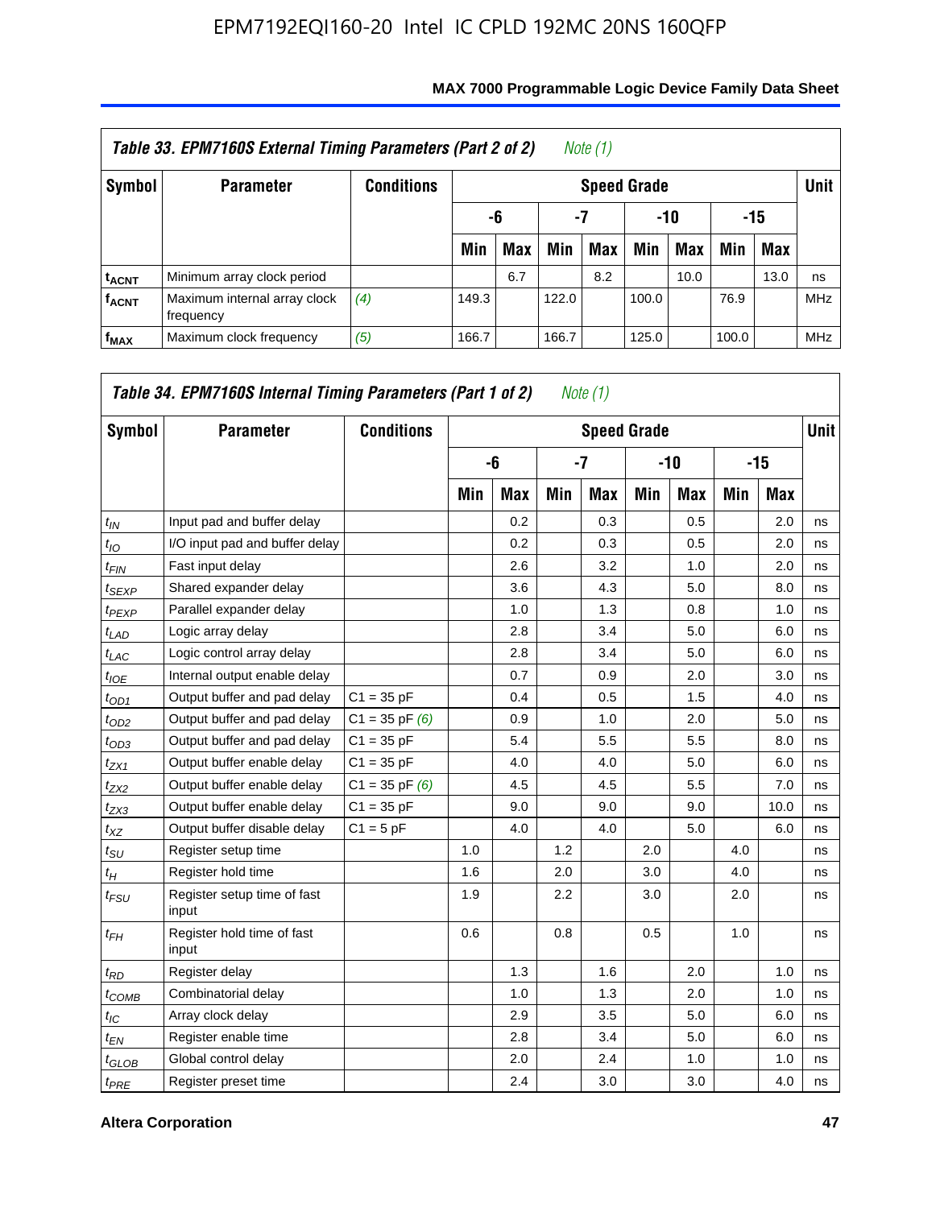**Table 33. EPM7160S External Timing Parameters (Part 2 of 2)** *Note (1)*

| Symbol | Parameter | Conditions | Speed Grade | | | | | | | | Unit |
|---|---|---|---|---|---|---|---|---|---|---|---|
| | | | -6 | | -7 | | -10 | | -15 | | |
| | | | Min | Max | Min | Max | Min | Max | Min | Max | |
| $t_{ACNT}$ | Minimum array clock period | | | 6.7 | | 8.2 | | 10.0 | | 13.0 | ns |
| $f_{ACNT}$ | Maximum internal array clock frequency | *(4)* | 149.3 | | 122.0 | | 100.0 | | 76.9 | | MHz |
| $f_{MAX}$ | Maximum clock frequency | *(5)* | 166.7 | | 166.7 | | 125.0 | | 100.0 | | MHz |

**Table 34. EPM7160S Internal Timing Parameters (Part 1 of 2)** *Note (1)*

| Symbol | Parameter | Conditions | Speed Grade | | | | | | | | Unit |
|---|---|---|---|---|---|---|---|---|---|---|---|
| | | | -6 | | -7 | | -10 | | -15 | | |
| | | | Min | Max | Min | Max | Min | Max | Min | Max | |
| $t_{IN}$ | Input pad and buffer delay | | | 0.2 | | 0.3 | | 0.5 | | 2.0 | ns |
| $t_{IO}$ | I/O input pad and buffer delay | | | 0.2 | | 0.3 | | 0.5 | | 2.0 | ns |
| $t_{FIN}$ | Fast input delay | | | 2.6 | | 3.2 | | 1.0 | | 2.0 | ns |
| $t_{SEXP}$ | Shared expander delay | | | 3.6 | | 4.3 | | 5.0 | | 8.0 | ns |
| $t_{PEXP}$ | Parallel expander delay | | | 1.0 | | 1.3 | | 0.8 | | 1.0 | ns |
| $t_{LAD}$ | Logic array delay | | | 2.8 | | 3.4 | | 5.0 | | 6.0 | ns |
| $t_{LAC}$ | Logic control array delay | | | 2.8 | | 3.4 | | 5.0 | | 6.0 | ns |
| $t_{IOE}$ | Internal output enable delay | | | 0.7 | | 0.9 | | 2.0 | | 3.0 | ns |
| $t_{OD1}$ | Output buffer and pad delay | C1 = 35 pF | | 0.4 | | 0.5 | | 1.5 | | 4.0 | ns |
| $t_{OD2}$ | Output buffer and pad delay | C1 = 35 pF *(6)* | | 0.9 | | 1.0 | | 2.0 | | 5.0 | ns |
| $t_{OD3}$ | Output buffer and pad delay | C1 = 35 pF | | 5.4 | | 5.5 | | 5.5 | | 8.0 | ns |
| $t_{ZX1}$ | Output buffer enable delay | C1 = 35 pF | | 4.0 | | 4.0 | | 5.0 | | 6.0 | ns |
| $t_{ZX2}$ | Output buffer enable delay | C1 = 35 pF *(6)* | | 4.5 | | 4.5 | | 5.5 | | 7.0 | ns |
| $t_{ZX3}$ | Output buffer enable delay | C1 = 35 pF | | 9.0 | | 9.0 | | 9.0 | | 10.0 | ns |
| $t_{XZ}$ | Output buffer disable delay | C1 = 5 pF | | 4.0 | | 4.0 | | 5.0 | | 6.0 | ns |
| $t_{SU}$ | Register setup time | | 1.0 | | 1.2 | | 2.0 | | 4.0 | | ns |
| $t_{H}$ | Register hold time | | 1.6 | | 2.0 | | 3.0 | | 4.0 | | ns |
| $t_{FSU}$ | Register setup time of fast input | | 1.9 | | 2.2 | | 3.0 | | 2.0 | | ns |
| $t_{FH}$ | Register hold time of fast input | | 0.6 | | 0.8 | | 0.5 | | 1.0 | | ns |
| $t_{RD}$ | Register delay | | | 1.3 | | 1.6 | | 2.0 | | 1.0 | ns |
| $t_{COMB}$ | Combinatorial delay | | | 1.0 | | 1.3 | | 2.0 | | 1.0 | ns |
| $t_{IC}$ | Array clock delay | | | 2.9 | | 3.5 | | 5.0 | | 6.0 | ns |
| $t_{EN}$ | Register enable time | | | 2.8 | | 3.4 | | 5.0 | | 6.0 | ns |
| $t_{GLOB}$ | Global control delay | | | 2.0 | | 2.4 | | 1.0 | | 1.0 | ns |
| $t_{PRE}$ | Register preset time | | | 2.4 | | 3.0 | | 3.0 | | 4.0 | ns |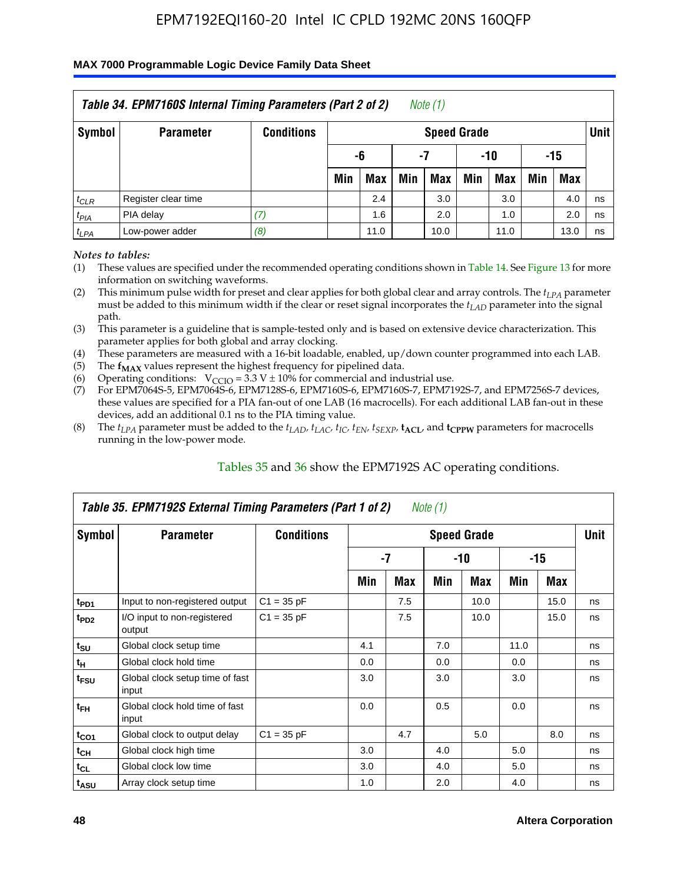**Table 34. EPM7160S Internal Timing Parameters (Part 2 of 2)** *Note (1)*

| Symbol | Parameter | Conditions | Speed Grade | | | | | | | | Unit |
|---|---|---|---|---|---|---|---|---|---|---|---|
| | | | -6 | | -7 | | -10 | | -15 | | |
| | | | Min | Max | Min | Max | Min | Max | Min | Max | |
| $t_{CLR}$ | Register clear time | | | 2.4 | | 3.0 | | 3.0 | | 4.0 | ns |
| $t_{PIA}$ | PIA delay | *(7)* | | 1.6 | | 2.0 | | 1.0 | | 2.0 | ns |
| $t_{LPA}$ | Low-power adder | *(8)* | | 11.0 | | 10.0 | | 11.0 | | 13.0 | ns |

*Notes to tables:*

1. These values are specified under the recommended operating conditions shown in Table 14. See Figure 13 for more information on switching waveforms.
2. This minimum pulse width for preset and clear applies for both global clear and array controls. The $t_{LPA}$ parameter must be added to this minimum width if the clear or reset signal incorporates the $t_{LAD}$ parameter into the signal path.
3. This parameter is a guideline that is sample-tested only and is based on extensive device characterization. This parameter applies for both global and array clocking.
4. These parameters are measured with a 16-bit loadable, enabled, up/down counter programmed into each LAB.
5. The $f_{MAX}$ values represent the highest frequency for pipelined data.
6. Operating conditions: $V_{CCIO}$ = 3.3 V ± 10% for commercial and industrial use.
7. For EPM7064S-5, EPM7064S-6, EPM7128S-6, EPM7160S-6, EPM7160S-7, EPM7192S-7, and EPM7256S-7 devices, these values are specified for a PIA fan-out of one LAB (16 macrocells). For each additional LAB fan-out in these devices, add an additional 0.1 ns to the PIA timing value.
8. The $t_{LPA}$ parameter must be added to the $t_{LAD}$, $t_{LAC}$, $t_{IC}$, $t_{EN}$, $t_{SEXP}$, $t_{ACL}$, and $t_{CPPW}$ parameters for macrocells running in the low-power mode.

Tables 35 and 36 show the EPM7192S AC operating conditions.

**Table 35. EPM7192S External Timing Parameters (Part 1 of 2)** *Note (1)*

| Symbol | Parameter | Conditions | Speed Grade | | | | | | Unit |
|---|---|---|---|---|---|---|---|---|---|
| | | | -7 | | -10 | | -15 | | |
| | | | Min | Max | Min | Max | Min | Max | |
| $t_{PD1}$ | Input to non-registered output | C1 = 35 pF | | 7.5 | | 10.0 | | 15.0 | ns |
| $t_{PD2}$ | I/O input to non-registered output | C1 = 35 pF | | 7.5 | | 10.0 | | 15.0 | ns |
| $t_{SU}$ | Global clock setup time | | 4.1 | | 7.0 | | 11.0 | | ns |
| $t_{H}$ | Global clock hold time | | 0.0 | | 0.0 | | 0.0 | | ns |
| $t_{FSU}$ | Global clock setup time of fast input | | 3.0 | | 3.0 | | 3.0 | | ns |
| $t_{FH}$ | Global clock hold time of fast input | | 0.0 | | 0.5 | | 0.0 | | ns |
| $t_{CO1}$ | Global clock to output delay | C1 = 35 pF | | 4.7 | | 5.0 | | 8.0 | ns |
| $t_{CH}$ | Global clock high time | | 3.0 | | 4.0 | | 5.0 | | ns |
| $t_{CL}$ | Global clock low time | | 3.0 | | 4.0 | | 5.0 | | ns |
| $t_{ASU}$ | Array clock setup time | | 1.0 | | 2.0 | | 4.0 | | ns |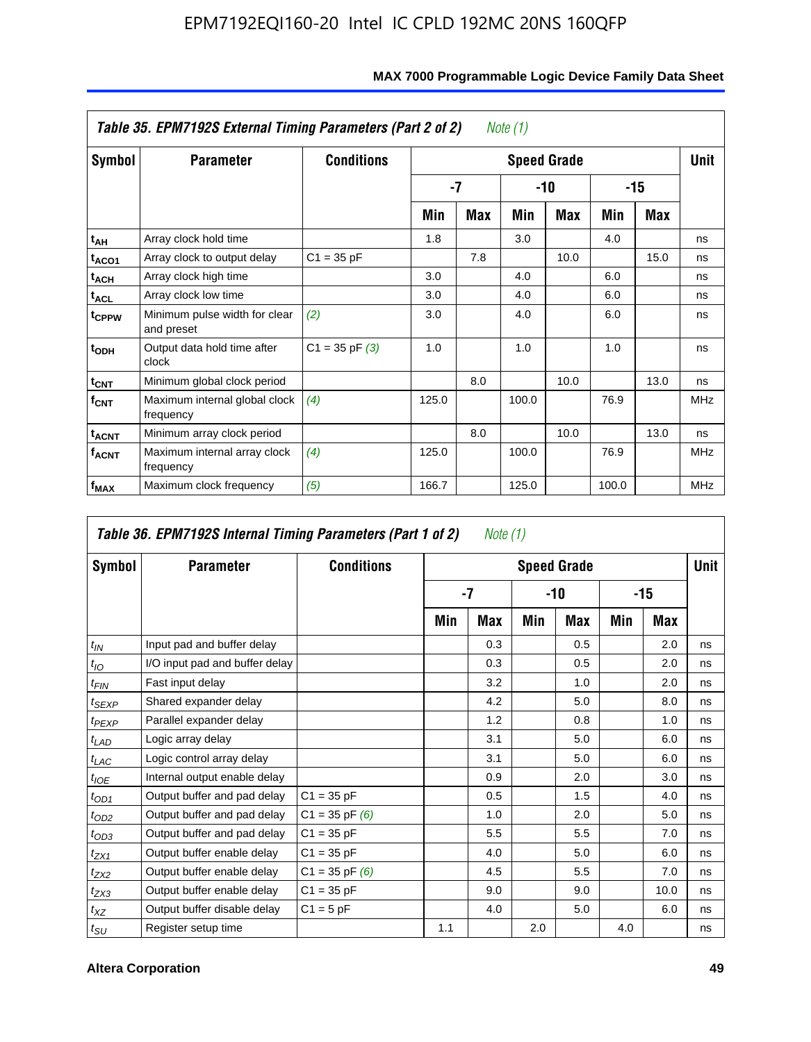**Table 35. EPM7192S External Timing Parameters (Part 2 of 2)** *Note (1)*

| Symbol | Parameter | Conditions | Speed Grade | | | | | | Unit |
|---|---|---|---|---|---|---|---|---|---|
| | | | -7 | | -10 | | -15 | | |
| | | | Min | Max | Min | Max | Min | Max | |
| $t_{AH}$ | Array clock hold time | | 1.8 | | 3.0 | | 4.0 | | ns |
| $t_{ACO1}$ | Array clock to output delay | C1 = 35 pF | | 7.8 | | 10.0 | | 15.0 | ns |
| $t_{ACH}$ | Array clock high time | | 3.0 | | 4.0 | | 6.0 | | ns |
| $t_{ACL}$ | Array clock low time | | 3.0 | | 4.0 | | 6.0 | | ns |
| $t_{CPPW}$ | Minimum pulse width for clear and preset | *(2)* | 3.0 | | 4.0 | | 6.0 | | ns |
| $t_{ODH}$ | Output data hold time after clock | C1 = 35 pF *(3)* | 1.0 | | 1.0 | | 1.0 | | ns |
| $t_{CNT}$ | Minimum global clock period | | | 8.0 | | 10.0 | | 13.0 | ns |
| $f_{CNT}$ | Maximum internal global clock frequency | *(4)* | 125.0 | | 100.0 | | 76.9 | | MHz |
| $t_{ACNT}$ | Minimum array clock period | | | 8.0 | | 10.0 | | 13.0 | ns |
| $f_{ACNT}$ | Maximum internal array clock frequency | *(4)* | 125.0 | | 100.0 | | 76.9 | | MHz |
| $f_{MAX}$ | Maximum clock frequency | *(5)* | 166.7 | | 125.0 | | 100.0 | | MHz |

**Table 36. EPM7192S Internal Timing Parameters (Part 1 of 2)** *Note (1)*

| Symbol | Parameter | Conditions | Speed Grade | | | | | | Unit |
|---|---|---|---|---|---|---|---|---|---|
| | | | -7 | | -10 | | -15 | | |
| | | | Min | Max | Min | Max | Min | Max | |
| $t_{IN}$ | Input pad and buffer delay | | | 0.3 | | 0.5 | | 2.0 | ns |
| $t_{IO}$ | I/O input pad and buffer delay | | | 0.3 | | 0.5 | | 2.0 | ns |
| $t_{FIN}$ | Fast input delay | | | 3.2 | | 1.0 | | 2.0 | ns |
| $t_{SEXP}$ | Shared expander delay | | | 4.2 | | 5.0 | | 8.0 | ns |
| $t_{PEXP}$ | Parallel expander delay | | | 1.2 | | 0.8 | | 1.0 | ns |
| $t_{LAD}$ | Logic array delay | | | 3.1 | | 5.0 | | 6.0 | ns |
| $t_{LAC}$ | Logic control array delay | | | 3.1 | | 5.0 | | 6.0 | ns |
| $t_{IOE}$ | Internal output enable delay | | | 0.9 | | 2.0 | | 3.0 | ns |
| $t_{OD1}$ | Output buffer and pad delay | C1 = 35 pF | | 0.5 | | 1.5 | | 4.0 | ns |
| $t_{OD2}$ | Output buffer and pad delay | C1 = 35 pF *(6)* | | 1.0 | | 2.0 | | 5.0 | ns |
| $t_{OD3}$ | Output buffer and pad delay | C1 = 35 pF | | 5.5 | | 5.5 | | 7.0 | ns |
| $t_{ZX1}$ | Output buffer enable delay | C1 = 35 pF | | 4.0 | | 5.0 | | 6.0 | ns |
| $t_{ZX2}$ | Output buffer enable delay | C1 = 35 pF *(6)* | | 4.5 | | 5.5 | | 7.0 | ns |
| $t_{ZX3}$ | Output buffer enable delay | C1 = 35 pF | | 9.0 | | 9.0 | | 10.0 | ns |
| $t_{XZ}$ | Output buffer disable delay | C1 = 5 pF | | 4.0 | | 5.0 | | 6.0 | ns |
| $t_{SU}$ | Register setup time | | 1.1 | | 2.0 | | 4.0 | | ns |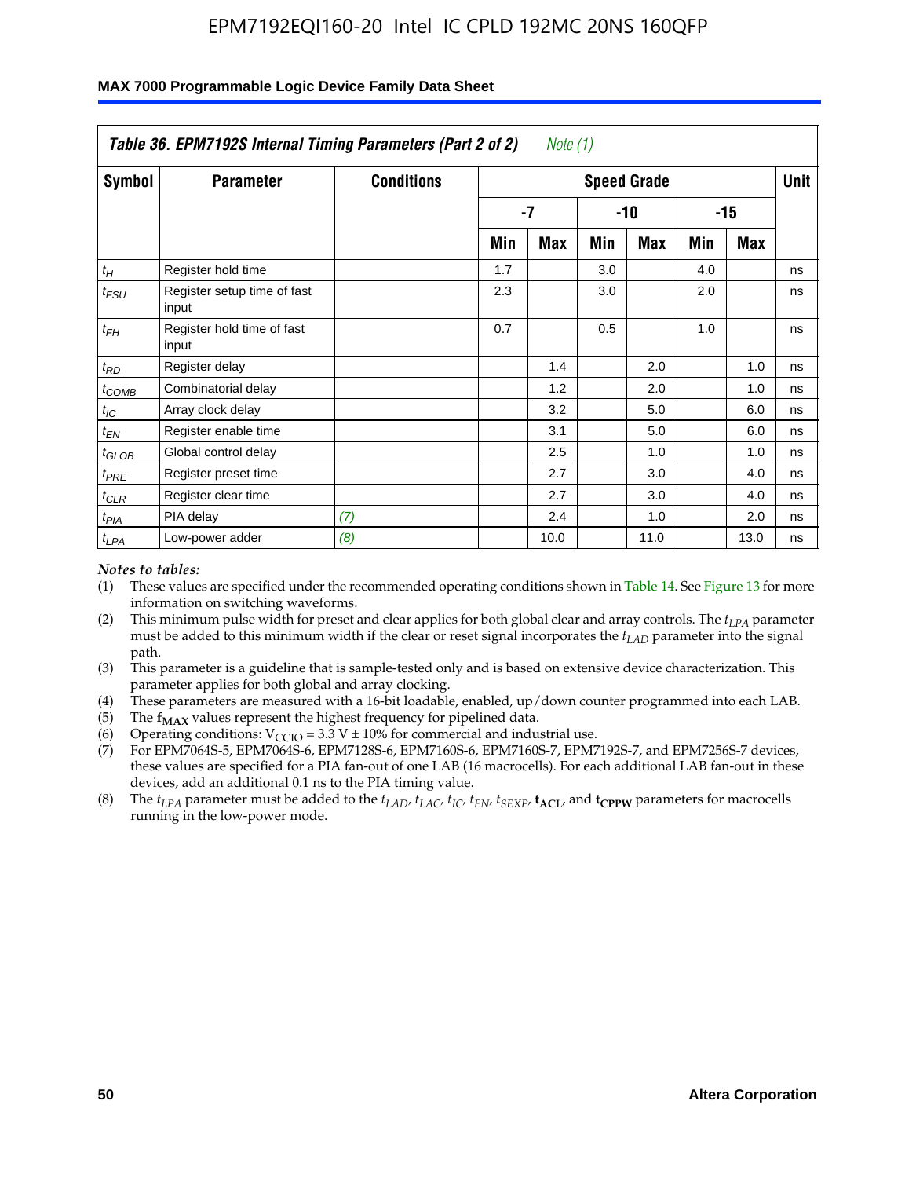## Table 36. EPM7192S Internal Timing Parameters (Part 2 of 2) *Note (1)*

| Symbol | Parameter | Conditions | Speed Grade | | | | | | Unit |
|---|---|---|---|---|---|---|---|---|---|
| | | | -7 | | -10 | | -15 | | |
| | | | Min | Max | Min | Max | Min | Max | |
| $t_H$ | Register hold time | | 1.7 | | 3.0 | | 4.0 | | ns |
| $t_{FSU}$ | Register setup time of fast input | | 2.3 | | 3.0 | | 2.0 | | ns |
| $t_{FH}$ | Register hold time of fast input | | 0.7 | | 0.5 | | 1.0 | | ns |
| $t_{RD}$ | Register delay | | | 1.4 | | 2.0 | | 1.0 | ns |
| $t_{COMB}$ | Combinatorial delay | | | 1.2 | | 2.0 | | 1.0 | ns |
| $t_{IC}$ | Array clock delay | | | 3.2 | | 5.0 | | 6.0 | ns |
| $t_{EN}$ | Register enable time | | | 3.1 | | 5.0 | | 6.0 | ns |
| $t_{GLOB}$ | Global control delay | | | 2.5 | | 1.0 | | 1.0 | ns |
| $t_{PRE}$ | Register preset time | | | 2.7 | | 3.0 | | 4.0 | ns |
| $t_{CLR}$ | Register clear time | | | 2.7 | | 3.0 | | 4.0 | ns |
| $t_{PIA}$ | PIA delay | *(7)* | | 2.4 | | 1.0 | | 2.0 | ns |
| $t_{LPA}$ | Low-power adder | *(8)* | | 10.0 | | 11.0 | | 13.0 | ns |

*Notes to tables:*

(1) These values are specified under the recommended operating conditions shown in Table 14. See Figure 13 for more information on switching waveforms.

(2) This minimum pulse width for preset and clear applies for both global clear and array controls. The $t_{LPA}$ parameter must be added to this minimum width if the clear or reset signal incorporates the $t_{LAD}$ parameter into the signal path.

(3) This parameter is a guideline that is sample-tested only and is based on extensive device characterization. This parameter applies for both global and array clocking.

(4) These parameters are measured with a 16-bit loadable, enabled, up/down counter programmed into each LAB.

(5) The $\mathbf{f_{MAX}}$ values represent the highest frequency for pipelined data.

(6) Operating conditions: $V_{CCIO} = 3.3$ V ± 10% for commercial and industrial use.

(7) For EPM7064S-5, EPM7064S-6, EPM7128S-6, EPM7160S-6, EPM7160S-7, EPM7192S-7, and EPM7256S-7 devices, these values are specified for a PIA fan-out of one LAB (16 macrocells). For each additional LAB fan-out in these devices, add an additional 0.1 ns to the PIA timing value.

(8) The $t_{LPA}$ parameter must be added to the $t_{LAD}$, $t_{LAC}$, $t_{IC}$, $t_{EN}$, $t_{SEXP}$, $\mathbf{t_{ACL}}$, and $\mathbf{t_{CPPW}}$ parameters for macrocells running in the low-power mode.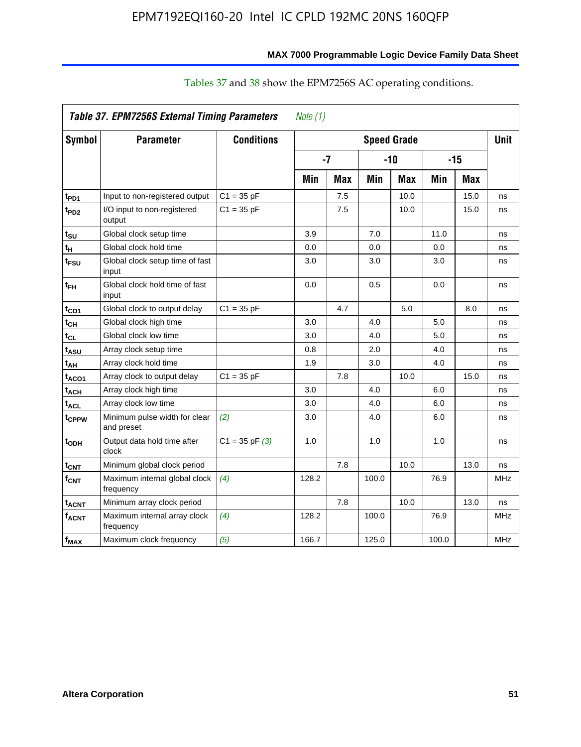Tables 37 and 38 show the EPM7256S AC operating conditions.

**Table 37. EPM7256S External Timing Parameters** *Note (1)*

| Symbol | Parameter | Conditions | Speed Grade | | | | | | Unit |
|---|---|---|---|---|---|---|---|---|---|
| | | | -7 | | -10 | | -15 | | |
| | | | Min | Max | Min | Max | Min | Max | |
| $t_{PD1}$ | Input to non-registered output | C1 = 35 pF | | 7.5 | | 10.0 | | 15.0 | ns |
| $t_{PD2}$ | I/O input to non-registered output | C1 = 35 pF | | 7.5 | | 10.0 | | 15.0 | ns |
| $t_{SU}$ | Global clock setup time | | 3.9 | | 7.0 | | 11.0 | | ns |
| $t_{H}$ | Global clock hold time | | 0.0 | | 0.0 | | 0.0 | | ns |
| $t_{FSU}$ | Global clock setup time of fast input | | 3.0 | | 3.0 | | 3.0 | | ns |
| $t_{FH}$ | Global clock hold time of fast input | | 0.0 | | 0.5 | | 0.0 | | ns |
| $t_{CO1}$ | Global clock to output delay | C1 = 35 pF | | 4.7 | | 5.0 | | 8.0 | ns |
| $t_{CH}$ | Global clock high time | | 3.0 | | 4.0 | | 5.0 | | ns |
| $t_{CL}$ | Global clock low time | | 3.0 | | 4.0 | | 5.0 | | ns |
| $t_{ASU}$ | Array clock setup time | | 0.8 | | 2.0 | | 4.0 | | ns |
| $t_{AH}$ | Array clock hold time | | 1.9 | | 3.0 | | 4.0 | | ns |
| $t_{ACO1}$ | Array clock to output delay | C1 = 35 pF | | 7.8 | | 10.0 | | 15.0 | ns |
| $t_{ACH}$ | Array clock high time | | 3.0 | | 4.0 | | 6.0 | | ns |
| $t_{ACL}$ | Array clock low time | | 3.0 | | 4.0 | | 6.0 | | ns |
| $t_{CPPW}$ | Minimum pulse width for clear and preset | *(2)* | 3.0 | | 4.0 | | 6.0 | | ns |
| $t_{ODH}$ | Output data hold time after clock | C1 = 35 pF *(3)* | 1.0 | | 1.0 | | 1.0 | | ns |
| $t_{CNT}$ | Minimum global clock period | | | 7.8 | | 10.0 | | 13.0 | ns |
| $f_{CNT}$ | Maximum internal global clock frequency | *(4)* | 128.2 | | 100.0 | | 76.9 | | MHz |
| $t_{ACNT}$ | Minimum array clock period | | | 7.8 | | 10.0 | | 13.0 | ns |
| $f_{ACNT}$ | Maximum internal array clock frequency | *(4)* | 128.2 | | 100.0 | | 76.9 | | MHz |
| $f_{MAX}$ | Maximum clock frequency | *(5)* | 166.7 | | 125.0 | | 100.0 | | MHz |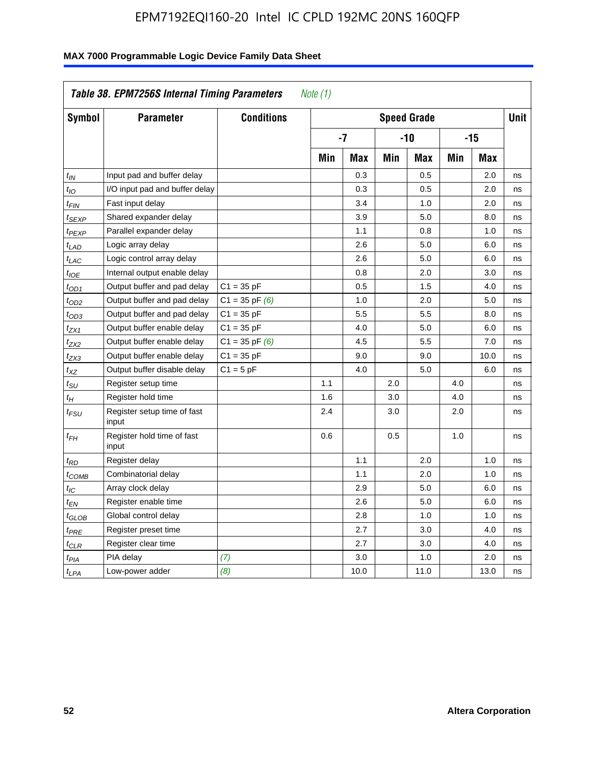| Table 38. EPM7256S Internal Timing Parameters *Note (1)* | | | | | | | | | |
|---|---|---|---|---|---|---|---|---|---|
| Symbol | Parameter | Conditions | Speed Grade | | | | | | Unit |
| | | | -7 | | -10 | | -15 | | |
| | | | Min | Max | Min | Max | Min | Max | |
| $t_{IN}$ | Input pad and buffer delay | | | 0.3 | | 0.5 | | 2.0 | ns |
| $t_{IO}$ | I/O input pad and buffer delay | | | 0.3 | | 0.5 | | 2.0 | ns |
| $t_{FIN}$ | Fast input delay | | | 3.4 | | 1.0 | | 2.0 | ns |
| $t_{SEXP}$ | Shared expander delay | | | 3.9 | | 5.0 | | 8.0 | ns |
| $t_{PEXP}$ | Parallel expander delay | | | 1.1 | | 0.8 | | 1.0 | ns |
| $t_{LAD}$ | Logic array delay | | | 2.6 | | 5.0 | | 6.0 | ns |
| $t_{LAC}$ | Logic control array delay | | | 2.6 | | 5.0 | | 6.0 | ns |
| $t_{IOE}$ | Internal output enable delay | | | 0.8 | | 2.0 | | 3.0 | ns |
| $t_{OD1}$ | Output buffer and pad delay | C1 = 35 pF | | 0.5 | | 1.5 | | 4.0 | ns |
| $t_{OD2}$ | Output buffer and pad delay | C1 = 35 pF *(6)* | | 1.0 | | 2.0 | | 5.0 | ns |
| $t_{OD3}$ | Output buffer and pad delay | C1 = 35 pF | | 5.5 | | 5.5 | | 8.0 | ns |
| $t_{ZX1}$ | Output buffer enable delay | C1 = 35 pF | | 4.0 | | 5.0 | | 6.0 | ns |
| $t_{ZX2}$ | Output buffer enable delay | C1 = 35 pF *(6)* | | 4.5 | | 5.5 | | 7.0 | ns |
| $t_{ZX3}$ | Output buffer enable delay | C1 = 35 pF | | 9.0 | | 9.0 | | 10.0 | ns |
| $t_{XZ}$ | Output buffer disable delay | C1 = 5 pF | | 4.0 | | 5.0 | | 6.0 | ns |
| $t_{SU}$ | Register setup time | | 1.1 | | 2.0 | | 4.0 | | ns |
| $t_{H}$ | Register hold time | | 1.6 | | 3.0 | | 4.0 | | ns |
| $t_{FSU}$ | Register setup time of fast input | | 2.4 | | 3.0 | | 2.0 | | ns |
| $t_{FH}$ | Register hold time of fast input | | 0.6 | | 0.5 | | 1.0 | | ns |
| $t_{RD}$ | Register delay | | | 1.1 | | 2.0 | | 1.0 | ns |
| $t_{COMB}$ | Combinatorial delay | | | 1.1 | | 2.0 | | 1.0 | ns |
| $t_{IC}$ | Array clock delay | | | 2.9 | | 5.0 | | 6.0 | ns |
| $t_{EN}$ | Register enable time | | | 2.6 | | 5.0 | | 6.0 | ns |
| $t_{GLOB}$ | Global control delay | | | 2.8 | | 1.0 | | 1.0 | ns |
| $t_{PRE}$ | Register preset time | | | 2.7 | | 3.0 | | 4.0 | ns |
| $t_{CLR}$ | Register clear time | | | 2.7 | | 3.0 | | 4.0 | ns |
| $t_{PIA}$ | PIA delay | *(7)* | | 3.0 | | 1.0 | | 2.0 | ns |
| $t_{LPA}$ | Low-power adder | *(8)* | | 10.0 | | 11.0 | | 13.0 | ns |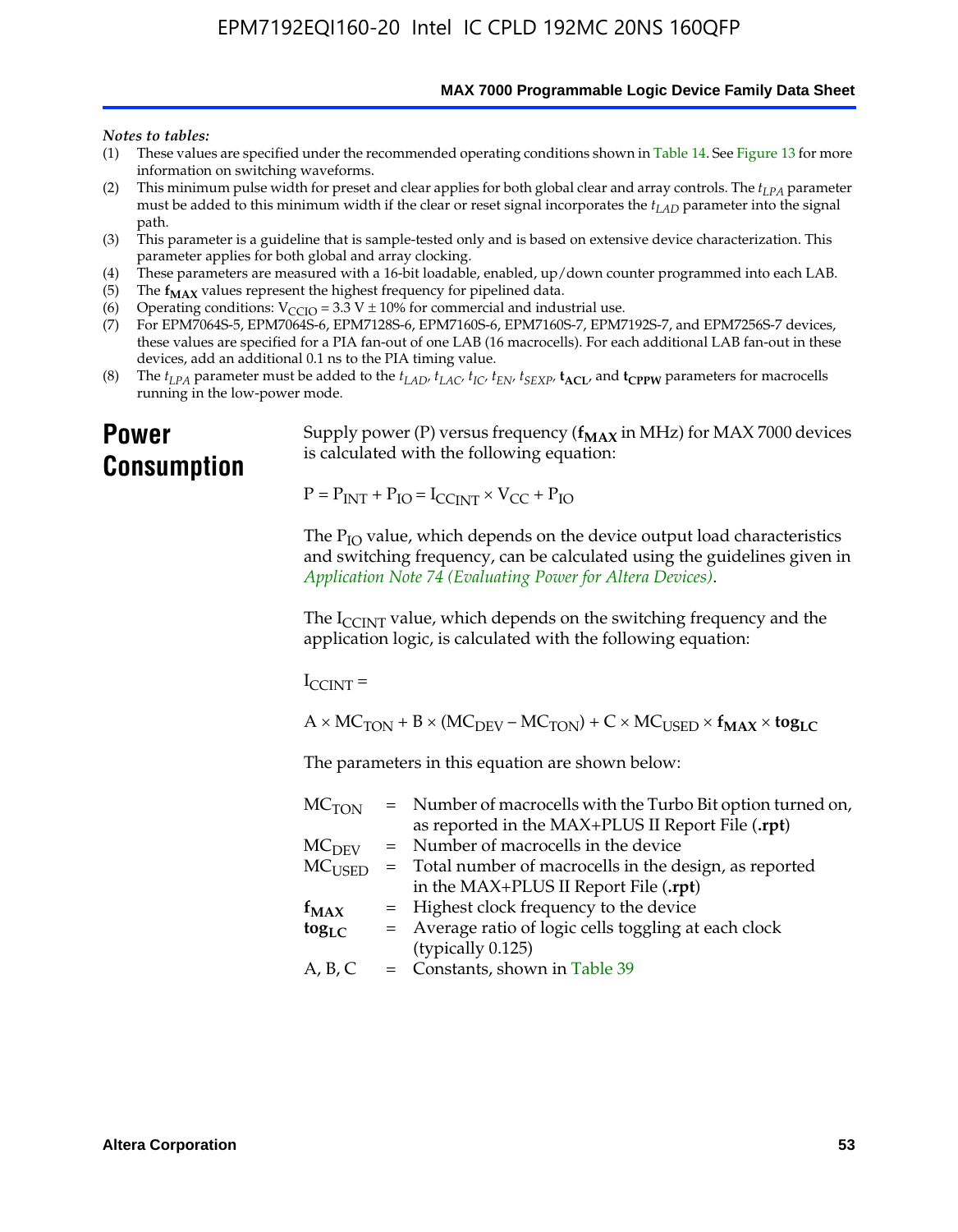*Notes to tables:*

(1) These values are specified under the recommended operating conditions shown in Table 14. See Figure 13 for more information on switching waveforms.
(2) This minimum pulse width for preset and clear applies for both global clear and array controls. The $t_{LPA}$ parameter must be added to this minimum width if the clear or reset signal incorporates the $t_{LAD}$ parameter into the signal path.
(3) This parameter is a guideline that is sample-tested only and is based on extensive device characterization. This parameter applies for both global and array clocking.
(4) These parameters are measured with a 16-bit loadable, enabled, up/down counter programmed into each LAB.
(5) The $\mathbf{f_{MAX}}$ values represent the highest frequency for pipelined data.
(6) Operating conditions: $V_{CCIO}$ = 3.3 V ± 10% for commercial and industrial use.
(7) For EPM7064S-5, EPM7064S-6, EPM7128S-6, EPM7160S-6, EPM7160S-7, EPM7192S-7, and EPM7256S-7 devices, these values are specified for a PIA fan-out of one LAB (16 macrocells). For each additional LAB fan-out in these devices, add an additional 0.1 ns to the PIA timing value.
(8) The $t_{LPA}$ parameter must be added to the $t_{LAD}$, $t_{LAC}$, $t_{IC}$, $t_{EN}$, $t_{SEXP}$, $\mathbf{t_{ACL}}$, and $\mathbf{t_{CPPW}}$ parameters for macrocells running in the low-power mode.

# Power Consumption

Supply power (P) versus frequency ($\mathbf{f_{MAX}}$ in MHz) for MAX 7000 devices is calculated with the following equation:

$$P = P_{INT} + P_{IO} = I_{CCINT} \times V_{CC} + P_{IO}$$

The $P_{IO}$ value, which depends on the device output load characteristics and switching frequency, can be calculated using the guidelines given in *Application Note 74 (Evaluating Power for Altera Devices)*.

The $I_{CCINT}$ value, which depends on the switching frequency and the application logic, is calculated with the following equation:

$$I_{CCINT} =$$

$$A \times MC_{TON} + B \times (MC_{DEV} - MC_{TON}) + C \times MC_{USED} \times \mathbf{f_{MAX}} \times \mathbf{tog_{LC}}$$

The parameters in this equation are shown below:

| | | |
|---|---|---|
| $MC_{TON}$ | = | Number of macrocells with the Turbo Bit option turned on, as reported in the MAX+PLUS II Report File (**.rpt**) |
| $MC_{DEV}$ | = | Number of macrocells in the device |
| $MC_{USED}$ | = | Total number of macrocells in the design, as reported in the MAX+PLUS II Report File (**.rpt**) |
| $\mathbf{f_{MAX}}$ | = | Highest clock frequency to the device |
| $\mathbf{tog_{LC}}$ | = | Average ratio of logic cells toggling at each clock (typically 0.125) |
| A, B, C | = | Constants, shown in Table 39 |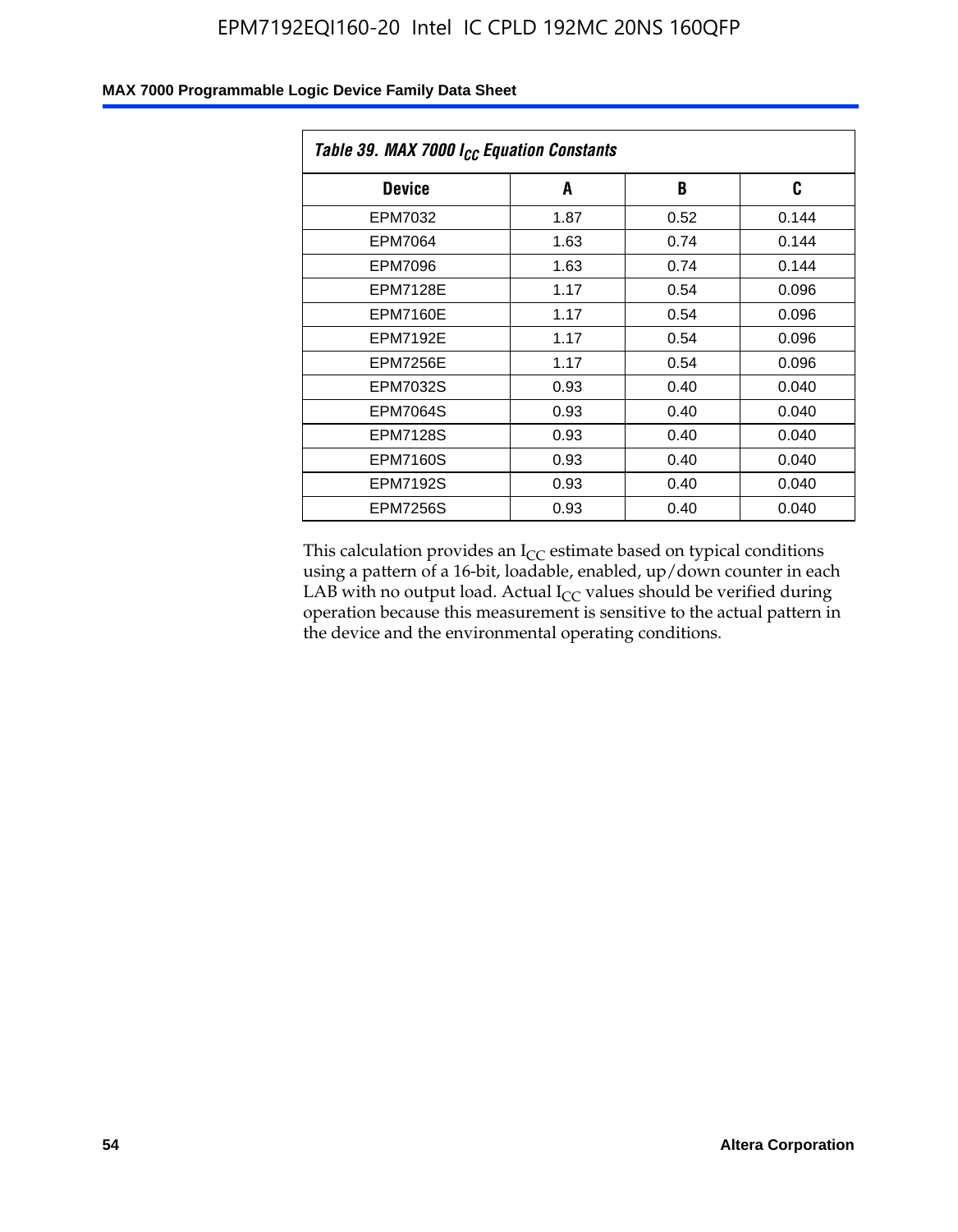*Table 39. MAX 7000 $I_{CC}$ Equation Constants*

| Device | A | B | C |
|---|---|---|---|
| EPM7032 | 1.87 | 0.52 | 0.144 |
| EPM7064 | 1.63 | 0.74 | 0.144 |
| EPM7096 | 1.63 | 0.74 | 0.144 |
| EPM7128E | 1.17 | 0.54 | 0.096 |
| EPM7160E | 1.17 | 0.54 | 0.096 |
| EPM7192E | 1.17 | 0.54 | 0.096 |
| EPM7256E | 1.17 | 0.54 | 0.096 |
| EPM7032S | 0.93 | 0.40 | 0.040 |
| EPM7064S | 0.93 | 0.40 | 0.040 |
| EPM7128S | 0.93 | 0.40 | 0.040 |
| EPM7160S | 0.93 | 0.40 | 0.040 |
| EPM7192S | 0.93 | 0.40 | 0.040 |
| EPM7256S | 0.93 | 0.40 | 0.040 |

This calculation provides an $I_{CC}$ estimate based on typical conditions using a pattern of a 16-bit, loadable, enabled, up/down counter in each LAB with no output load. Actual $I_{CC}$ values should be verified during operation because this measurement is sensitive to the actual pattern in the device and the environmental operating conditions.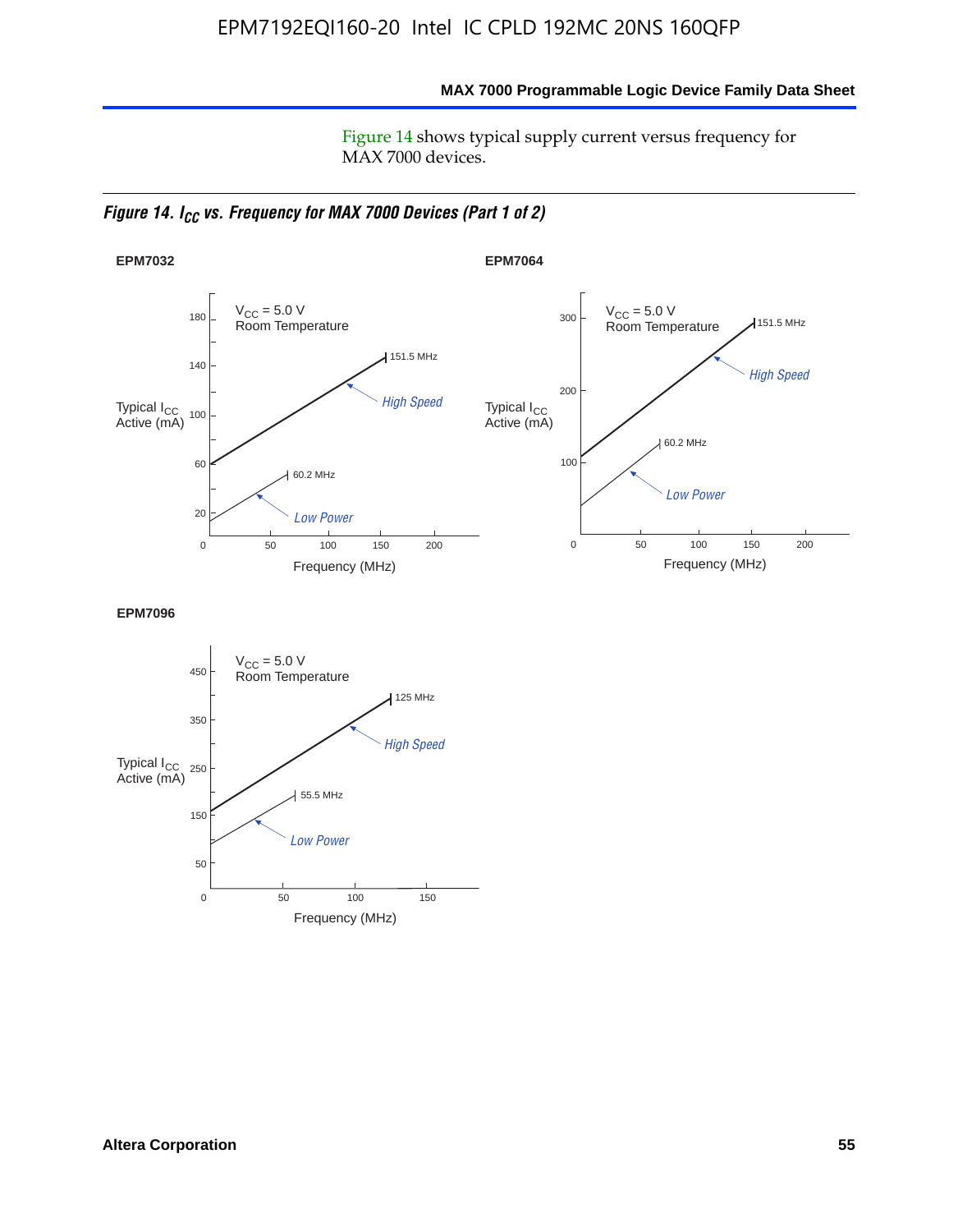Figure 14 shows typical supply current versus frequency for MAX 7000 devices.

*Figure 14. $I_{CC}$ vs. Frequency for MAX 7000 Devices (Part 1 of 2)*

**EPM7032**

$V_{CC}$ = 5.0 V
Room Temperature

Typical $I_{CC}$ Active (mA)

Frequency (MHz)

High Speed: 151.5 MHz
Low Power: 60.2 MHz

**EPM7064**

$V_{CC}$ = 5.0 V
Room Temperature

Typical $I_{CC}$ Active (mA)

Frequency (MHz)

High Speed: 151.5 MHz
Low Power: 60.2 MHz

**EPM7096**

$V_{CC}$ = 5.0 V
Room Temperature

Typical $I_{CC}$ Active (mA)

Frequency (MHz)

High Speed: 125 MHz
Low Power: 55.5 MHz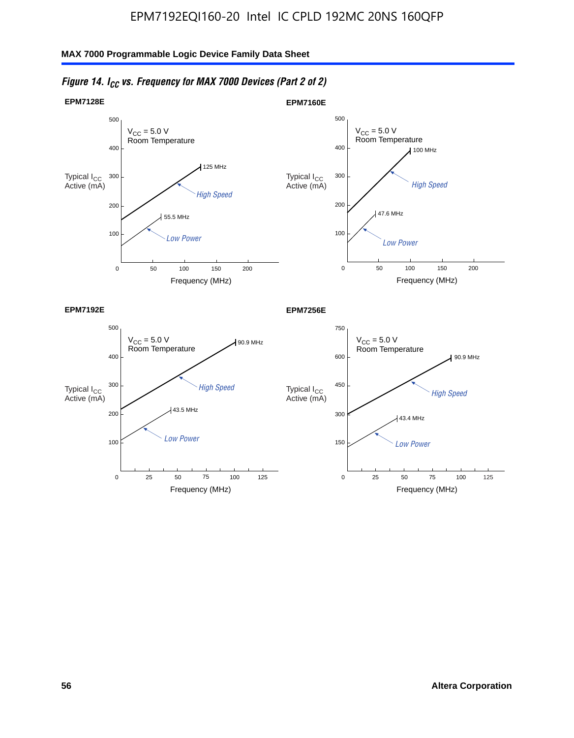*Figure 14. $I_{CC}$ vs. Frequency for MAX 7000 Devices (Part 2 of 2)*

**EPM7128E**

$V_{CC}$ = 5.0 V
Room Temperature

Typical $I_{CC}$ Active (mA)

500, 400, 300, 200, 100

125 MHz — High Speed

55.5 MHz — Low Power

0, 50, 100, 150, 200

Frequency (MHz)

**EPM7160E**

$V_{CC}$ = 5.0 V
Room Temperature

Typical $I_{CC}$ Active (mA)

500, 400, 300, 200, 100

100 MHz — High Speed

47.6 MHz — Low Power

0, 50, 100, 150, 200

Frequency (MHz)

**EPM7192E**

$V_{CC}$ = 5.0 V
Room Temperature

Typical $I_{CC}$ Active (mA)

500, 400, 300, 200, 100

90.9 MHz — High Speed

43.5 MHz — Low Power

0, 25, 50, 75, 100, 125

Frequency (MHz)

**EPM7256E**

$V_{CC}$ = 5.0 V
Room Temperature

Typical $I_{CC}$ Active (mA)

750, 600, 450, 300, 150

90.9 MHz — High Speed

43.4 MHz — Low Power

0, 25, 50, 75, 100, 125

Frequency (MHz)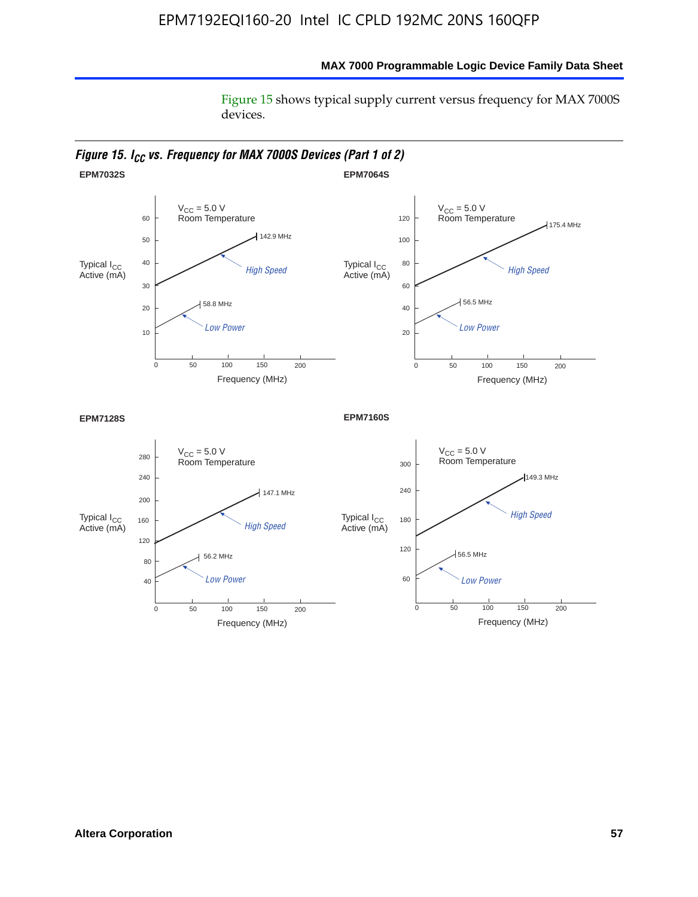Figure 15 shows typical supply current versus frequency for MAX 7000S devices.

*Figure 15. $I_{CC}$ vs. Frequency for MAX 7000S Devices (Part 1 of 2)*

**EPM7032S**

$V_{CC}$ = 5.0 V
Room Temperature

Typical $I_{CC}$ Active (mA)

142.9 MHz — High Speed

58.8 MHz — Low Power

Frequency (MHz)

**EPM7064S**

$V_{CC}$ = 5.0 V
Room Temperature

Typical $I_{CC}$ Active (mA)

175.4 MHz — High Speed

56.5 MHz — Low Power

Frequency (MHz)

**EPM7128S**

$V_{CC}$ = 5.0 V
Room Temperature

Typical $I_{CC}$ Active (mA)

147.1 MHz — High Speed

56.2 MHz — Low Power

Frequency (MHz)

**EPM7160S**

$V_{CC}$ = 5.0 V
Room Temperature

Typical $I_{CC}$ Active (mA)

149.3 MHz — High Speed

56.5 MHz — Low Power

Frequency (MHz)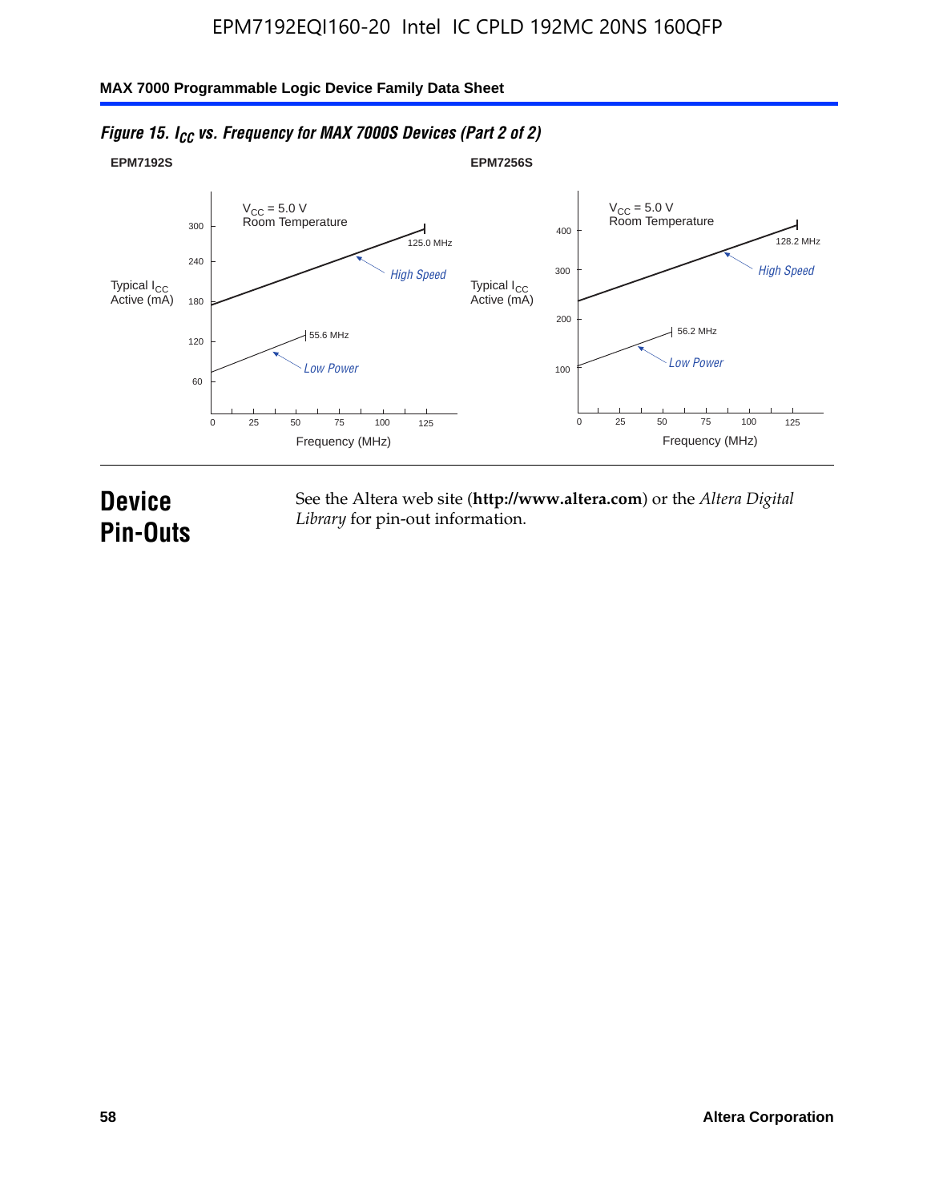*Figure 15. $I_{CC}$ vs. Frequency for MAX 7000S Devices (Part 2 of 2)*

**EPM7192S**

$V_{CC}$ = 5.0 V
Room Temperature

Typical $I_{CC}$ Active (mA)

300, 240, 180, 120, 60

125.0 MHz — *High Speed*

55.6 MHz — *Low Power*

0, 25, 50, 75, 100, 125

Frequency (MHz)

**EPM7256S**

$V_{CC}$ = 5.0 V
Room Temperature

Typical $I_{CC}$ Active (mA)

400, 300, 200, 100

128.2 MHz — *High Speed*

56.2 MHz — *Low Power*

0, 25, 50, 75, 100, 125

Frequency (MHz)

# Device Pin-Outs

See the Altera web site (**http://www.altera.com**) or the *Altera Digital Library* for pin-out information.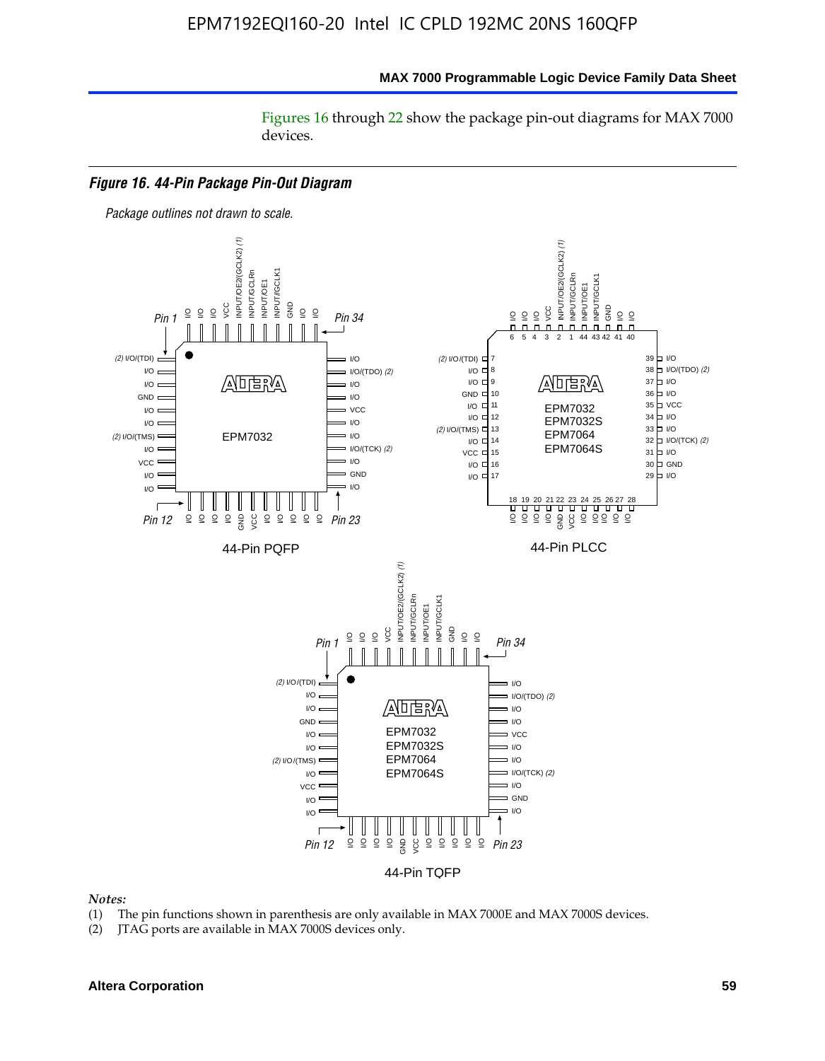Figures 16 through 22 show the package pin-out diagrams for MAX 7000 devices.

***Figure 16. 44-Pin Package Pin-Out Diagram***

*Package outlines not drawn to scale.*

44-Pin PQFP

44-Pin PLCC

44-Pin TQFP

*Notes:*

(1) The pin functions shown in parenthesis are only available in MAX 7000E and MAX 7000S devices.

(2) JTAG ports are available in MAX 7000S devices only.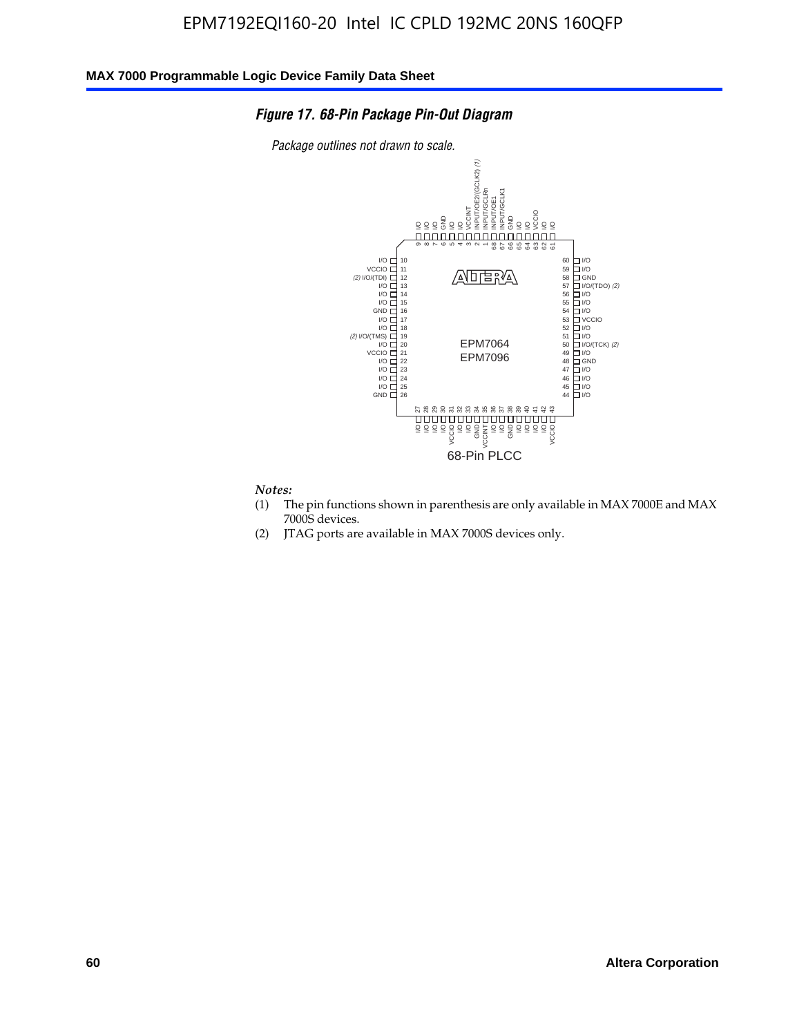*Figure 17. 68-Pin Package Pin-Out Diagram*

*Package outlines not drawn to scale.*

| Pin | Function | Pin | Function |
|---|---|---|---|
| 1 | INPUT/GCLRn | 35 | VCCINT |
| 2 | INPUT/OE2/(GCLK2) (1) | 36 | I/O |
| 3 | VCCINT | 37 | I/O |
| 4 | I/O | 38 | GND |
| 5 | I/O | 39 | I/O |
| 6 | GND | 40 | I/O |
| 7 | I/O | 41 | I/O |
| 8 | I/O | 42 | I/O |
| 9 | I/O | 43 | VCCIO |
| 10 | I/O | 44 | I/O |
| 11 | VCCIO | 45 | I/O |
| 12 | (2) I/O/(TDI) | 46 | I/O |
| 13 | I/O | 47 | I/O |
| 14 | I/O | 48 | GND |
| 15 | I/O | 49 | I/O |
| 16 | GND | 50 | I/O/(TCK) (2) |
| 17 | I/O | 51 | I/O |
| 18 | I/O | 52 | I/O |
| 19 | (2) I/O/(TMS) | 53 | VCCIO |
| 20 | I/O | 54 | I/O |
| 21 | VCCIO | 55 | I/O |
| 22 | I/O | 56 | I/O |
| 23 | I/O | 57 | I/O/(TDO) (2) |
| 24 | I/O | 58 | GND |
| 25 | I/O | 59 | I/O |
| 26 | GND | 60 | I/O |
| 27 | I/O | 61 | I/O |
| 28 | I/O | 62 | I/O |
| 29 | I/O | 63 | VCCIO |
| 30 | I/O | 64 | I/O |
| 31 | VCCIO | 65 | I/O |
| 32 | I/O | 66 | GND |
| 33 | I/O | 67 | INPUT/GCLK1 |
| 34 | GND | 68 | INPUT/OE1 |

EPM7064
EPM7096

68-Pin PLCC

*Notes:*

(1) The pin functions shown in parenthesis are only available in MAX 7000E and MAX 7000S devices.

(2) JTAG ports are available in MAX 7000S devices only.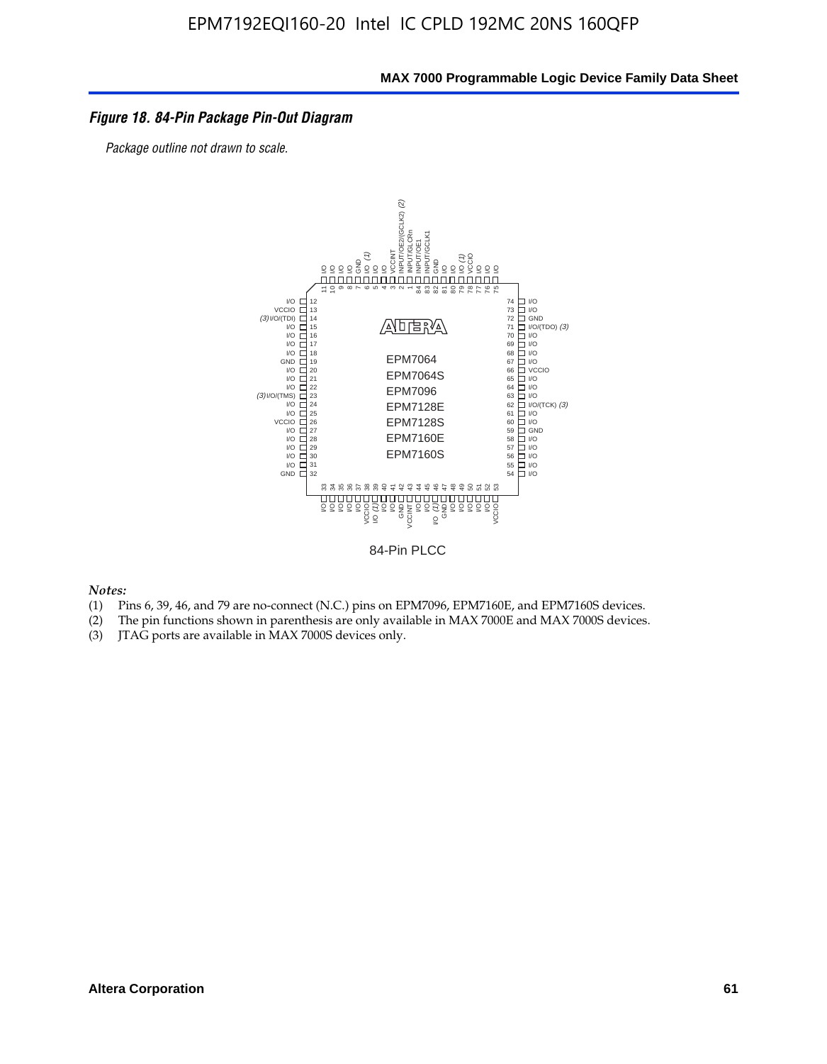*Figure 18. 84-Pin Package Pin-Out Diagram*

*Package outline not drawn to scale.*

84-Pin PLCC

*Notes:*

(1) Pins 6, 39, 46, and 79 are no-connect (N.C.) pins on EPM7096, EPM7160E, and EPM7160S devices.
(2) The pin functions shown in parenthesis are only available in MAX 7000E and MAX 7000S devices.
(3) JTAG ports are available in MAX 7000S devices only.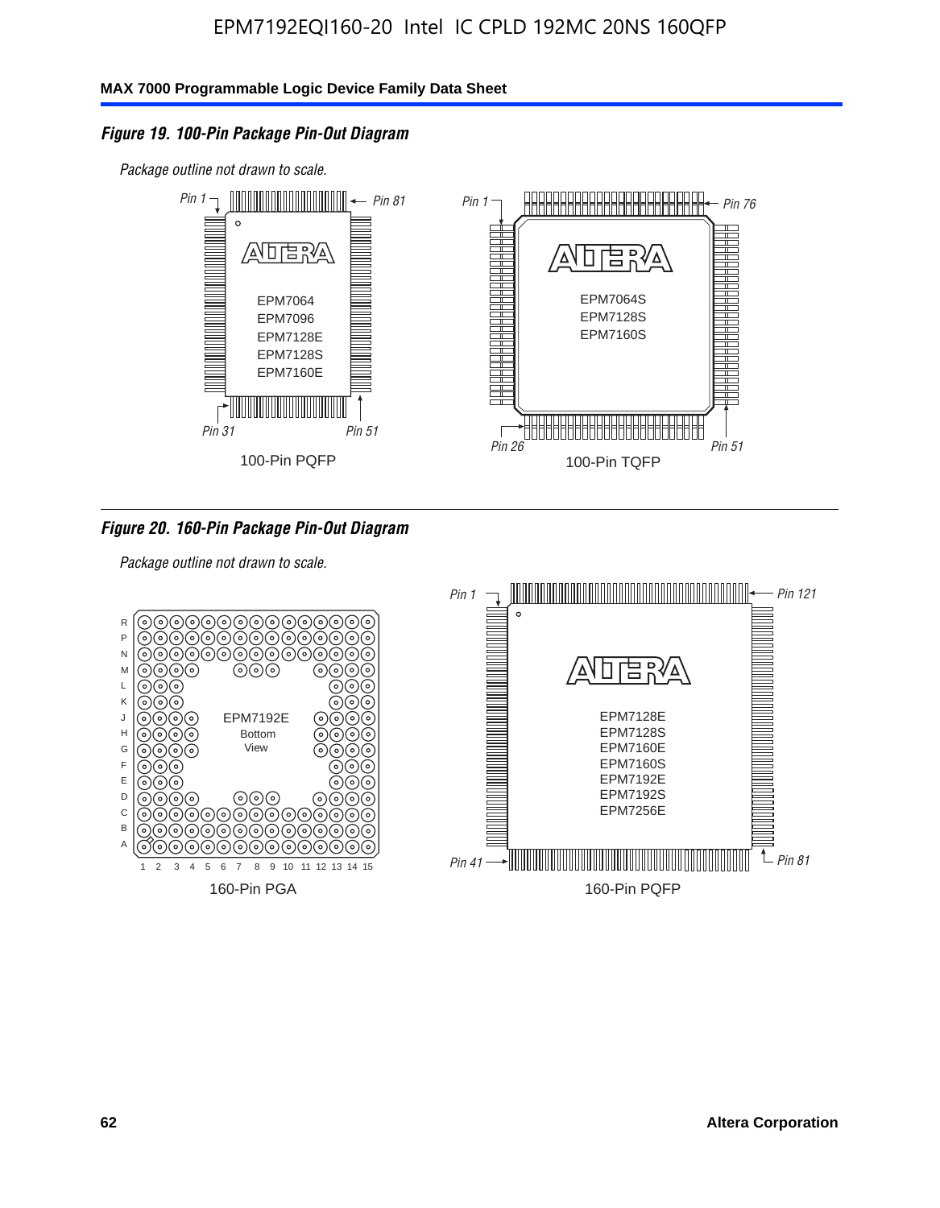### *Figure 19. 100-Pin Package Pin-Out Diagram*

*Package outline not drawn to scale.*

*Pin 1* *Pin 81* *Pin 31* *Pin 51*

EPM7064
EPM7096
EPM7128E
EPM7128S
EPM7160E

100-Pin PQFP

*Pin 1* *Pin 76* *Pin 26* *Pin 51*

EPM7064S
EPM7128S
EPM7160S

100-Pin TQFP

### *Figure 20. 160-Pin Package Pin-Out Diagram*

*Package outline not drawn to scale.*

EPM7192E
Bottom
View

R P N M L K J H G F E D C B A

1 2 3 4 5 6 7 8 9 10 11 12 13 14 15

160-Pin PGA

*Pin 1* *Pin 121* *Pin 41* *Pin 81*

EPM7128E
EPM7128S
EPM7160E
EPM7160S
EPM7192E
EPM7192S
EPM7256E

160-Pin PQFP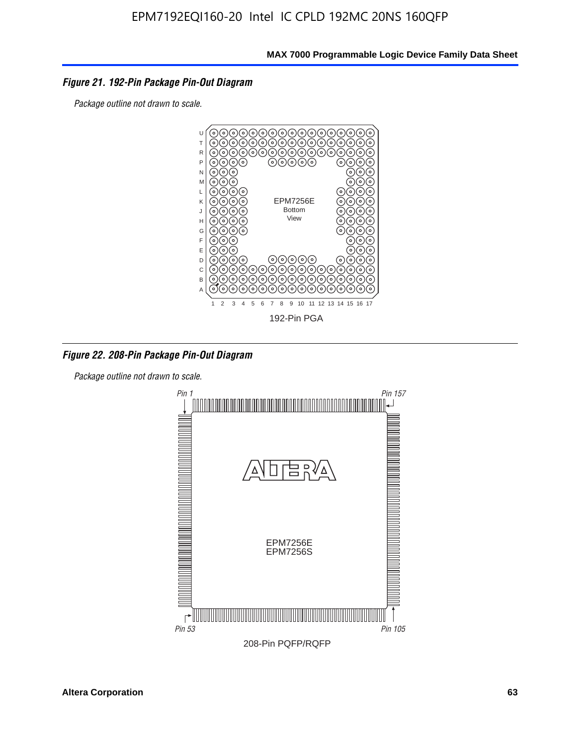### *Figure 21. 192-Pin Package Pin-Out Diagram*

*Package outline not drawn to scale.*

EPM7256E
Bottom
View

192-Pin PGA

### *Figure 22. 208-Pin Package Pin-Out Diagram*

*Package outline not drawn to scale.*

*Pin 1*

*Pin 157*

EPM7256E
EPM7256S

*Pin 53*

*Pin 105*

208-Pin PQFP/RQFP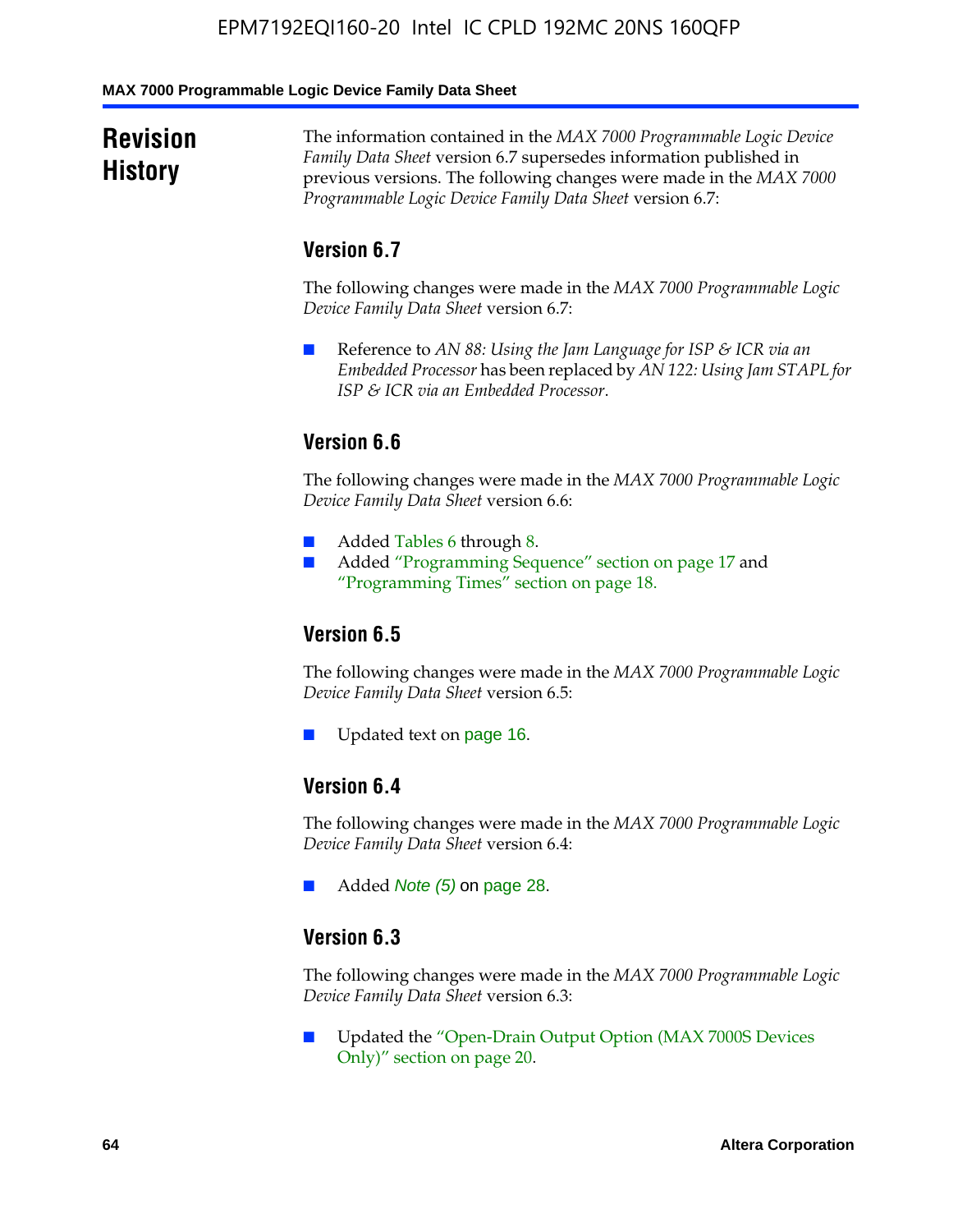# Revision History

The information contained in the *MAX 7000 Programmable Logic Device Family Data Sheet* version 6.7 supersedes information published in previous versions. The following changes were made in the *MAX 7000 Programmable Logic Device Family Data Sheet* version 6.7:

## Version 6.7

The following changes were made in the *MAX 7000 Programmable Logic Device Family Data Sheet* version 6.7:

- Reference to *AN 88: Using the Jam Language for ISP & ICR via an Embedded Processor* has been replaced by *AN 122: Using Jam STAPL for ISP & ICR via an Embedded Processor*.

## Version 6.6

The following changes were made in the *MAX 7000 Programmable Logic Device Family Data Sheet* version 6.6:

- Added Tables 6 through 8.
- Added "Programming Sequence" section on page 17 and "Programming Times" section on page 18.

## Version 6.5

The following changes were made in the *MAX 7000 Programmable Logic Device Family Data Sheet* version 6.5:

- Updated text on page 16.

## Version 6.4

The following changes were made in the *MAX 7000 Programmable Logic Device Family Data Sheet* version 6.4:

- Added *Note (5)* on page 28.

## Version 6.3

The following changes were made in the *MAX 7000 Programmable Logic Device Family Data Sheet* version 6.3:

- Updated the "Open-Drain Output Option (MAX 7000S Devices Only)" section on page 20.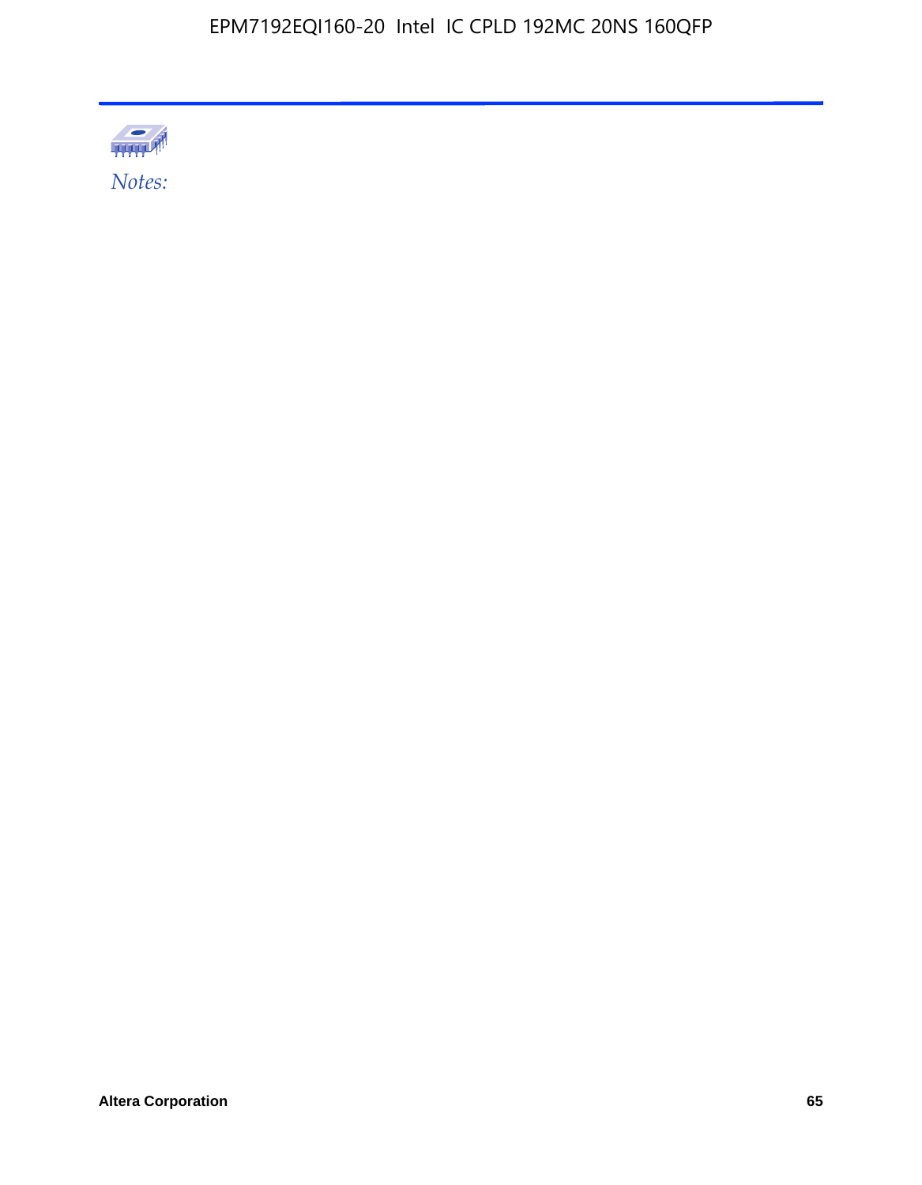*Notes:*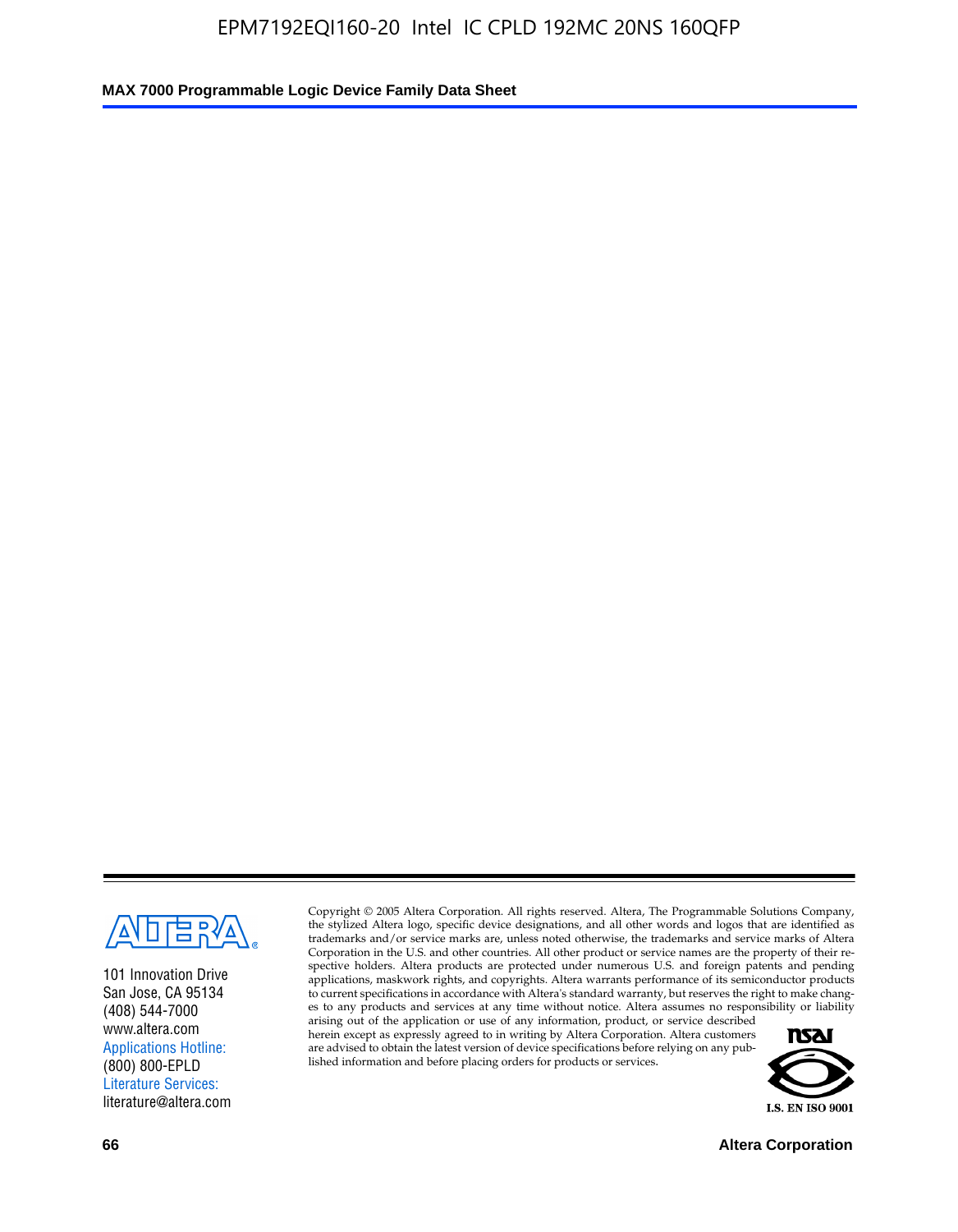101 Innovation Drive
San Jose, CA 95134
(408) 544-7000
www.altera.com
Applications Hotline:
(800) 800-EPLD
Literature Services:
literature@altera.com

Copyright © 2005 Altera Corporation. All rights reserved. Altera, The Programmable Solutions Company, the stylized Altera logo, specific device designations, and all other words and logos that are identified as trademarks and/or service marks are, unless noted otherwise, the trademarks and service marks of Altera Corporation in the U.S. and other countries. All other product or service names are the property of their respective holders. Altera products are protected under numerous U.S. and foreign patents and pending applications, maskwork rights, and copyrights. Altera warrants performance of its semiconductor products to current specifications in accordance with Altera's standard warranty, but reserves the right to make changes to any products and services at any time without notice. Altera assumes no responsibility or liability arising out of the application or use of any information, product, or service described herein except as expressly agreed to in writing by Altera Corporation. Altera customers are advised to obtain the latest version of device specifications before relying on any published information and before placing orders for products or services.

I.S. EN ISO 9001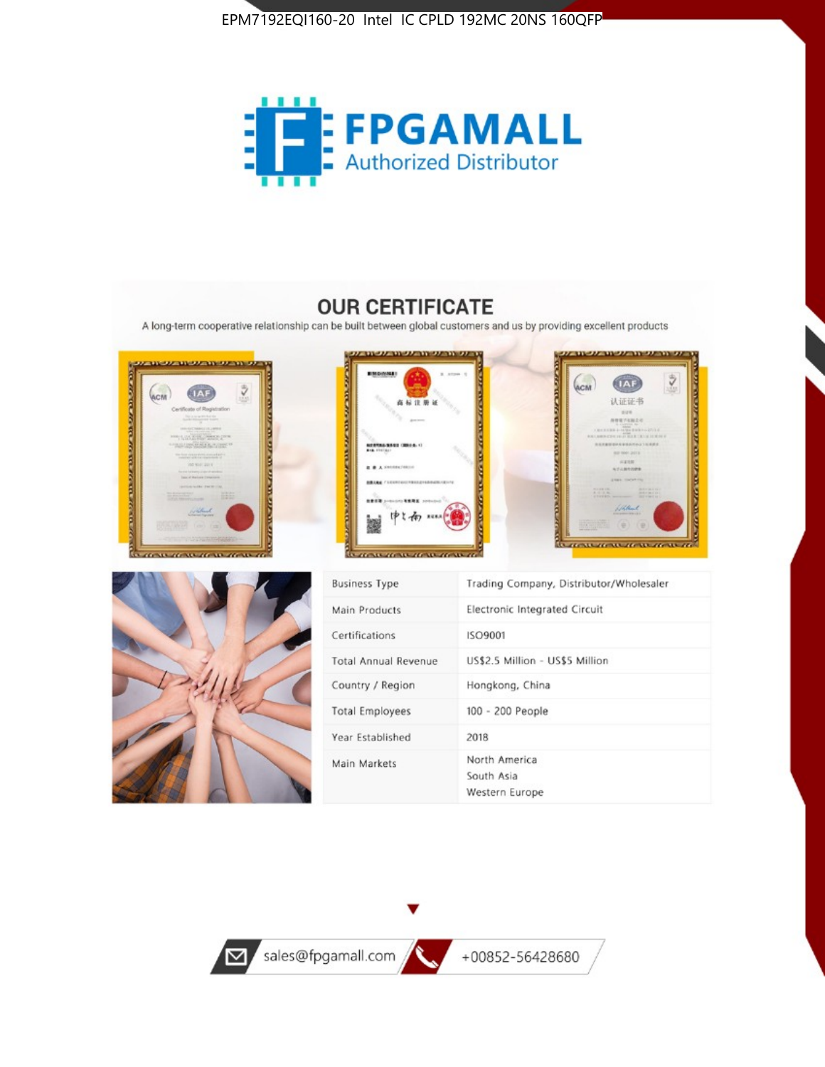FPGAMALL

Authorized Distributor

# OUR CERTIFICATE

A long-term cooperative relationship can be built between global customers and us by providing excellent products

| | |
|---|---|
| Business Type | Trading Company, Distributor/Wholesaler |
| Main Products | Electronic Integrated Circuit |
| Certifications | ISO9001 |
| Total Annual Revenue | US$2.5 Million - US$5 Million |
| Country / Region | Hongkong, China |
| Total Employees | 100 - 200 People |
| Year Established | 2018 |
| Main Markets | North America<br>South Asia<br>Western Europe |

sales@fpgamall.com

+00852-56428680